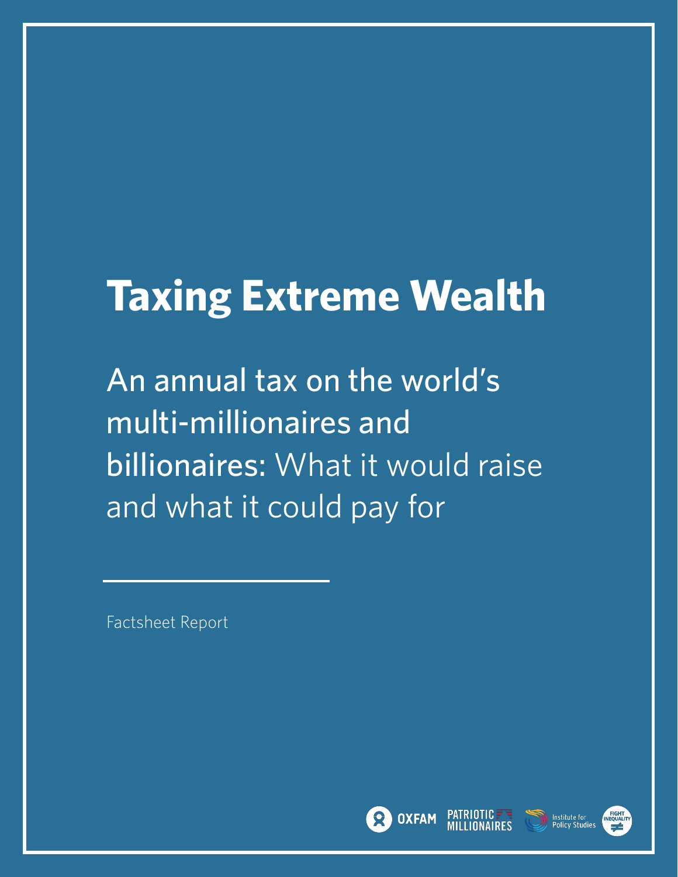# Taxing Extreme Wealth

## An annual tax on the world's multi-millionaires and billionaires: What it would raise and what it could pay for

Factsheet Report

OXFAM PATRIOTIC MILLIONAIRES Institute for Policy Studies FIGHT INEQUALITY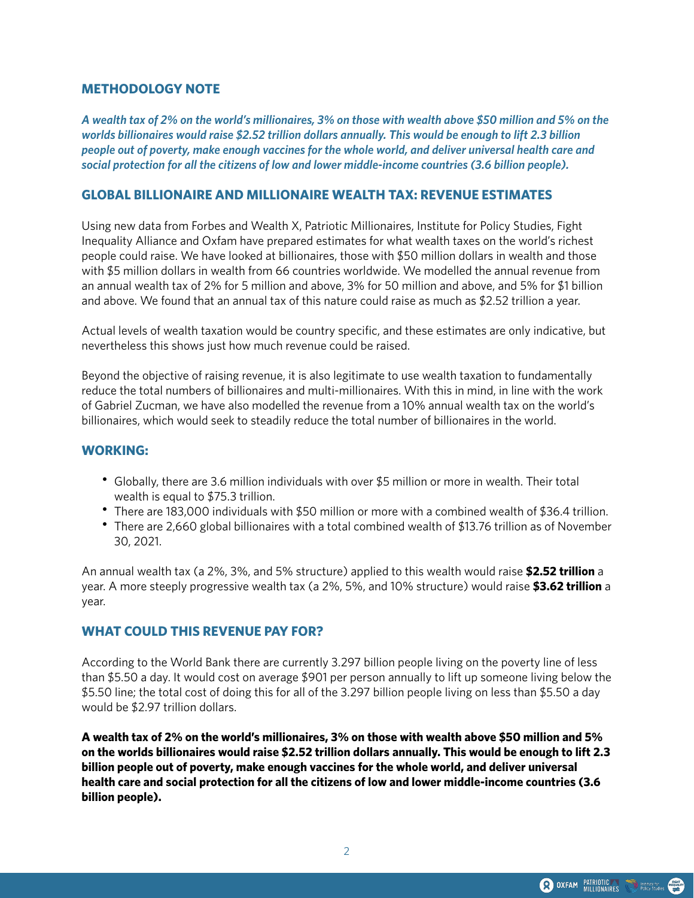## METHODOLOGY NOTE

***A wealth tax of 2% on the world's millionaires, 3% on those with wealth above $50 million and 5% on the worlds billionaires would raise $2.52 trillion dollars annually. This would be enough to lift 2.3 billion people out of poverty, make enough vaccines for the whole world, and deliver universal health care and social protection for all the citizens of low and lower middle-income countries (3.6 billion people).***

## GLOBAL BILLIONAIRE AND MILLIONAIRE WEALTH TAX: REVENUE ESTIMATES

Using new data from Forbes and Wealth X, Patriotic Millionaires, Institute for Policy Studies, Fight Inequality Alliance and Oxfam have prepared estimates for what wealth taxes on the world's richest people could raise. We have looked at billionaires, those with $50 million dollars in wealth and those with $5 million dollars in wealth from 66 countries worldwide. We modelled the annual revenue from an annual wealth tax of 2% for 5 million and above, 3% for 50 million and above, and 5% for $1 billion and above. We found that an annual tax of this nature could raise as much as $2.52 trillion a year.

Actual levels of wealth taxation would be country specific, and these estimates are only indicative, but nevertheless this shows just how much revenue could be raised.

Beyond the objective of raising revenue, it is also legitimate to use wealth taxation to fundamentally reduce the total numbers of billionaires and multi-millionaires. With this in mind, in line with the work of Gabriel Zucman, we have also modelled the revenue from a 10% annual wealth tax on the world's billionaires, which would seek to steadily reduce the total number of billionaires in the world.

## WORKING:

- Globally, there are 3.6 million individuals with over $5 million or more in wealth. Their total wealth is equal to $75.3 trillion.
- There are 183,000 individuals with $50 million or more with a combined wealth of $36.4 trillion.
- There are 2,660 global billionaires with a total combined wealth of $13.76 trillion as of November 30, 2021.

An annual wealth tax (a 2%, 3%, and 5% structure) applied to this wealth would raise **$2.52 trillion** a year. A more steeply progressive wealth tax (a 2%, 5%, and 10% structure) would raise **$3.62 trillion** a year.

## WHAT COULD THIS REVENUE PAY FOR?

According to the World Bank there are currently 3.297 billion people living on the poverty line of less than $5.50 a day. It would cost on average $901 per person annually to lift up someone living below the $5.50 line; the total cost of doing this for all of the 3.297 billion people living on less than $5.50 a day would be $2.97 trillion dollars.

**A wealth tax of 2% on the world's millionaires, 3% on those with wealth above $50 million and 5% on the worlds billionaires would raise $2.52 trillion dollars annually. This would be enough to lift 2.3 billion people out of poverty, make enough vaccines for the whole world, and deliver universal health care and social protection for all the citizens of low and lower middle-income countries (3.6 billion people).**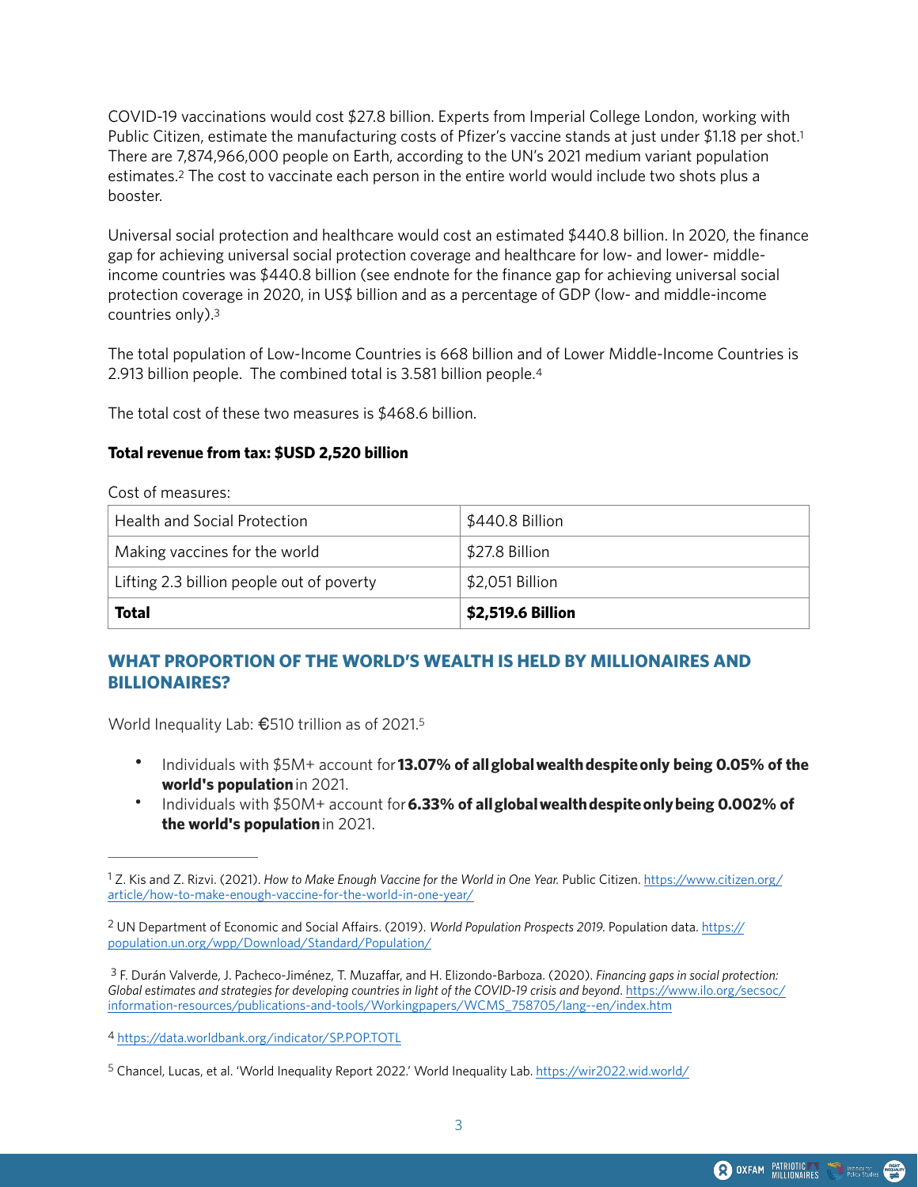COVID-19 vaccinations would cost $27.8 billion. Experts from Imperial College London, working with Public Citizen, estimate the manufacturing costs of Pfizer's vaccine stands at just under $1.18 per shot.[1] There are 7,874,966,000 people on Earth, according to the UN's 2021 medium variant population estimates.[2] The cost to vaccinate each person in the entire world would include two shots plus a booster.

Universal social protection and healthcare would cost an estimated $440.8 billion. In 2020, the finance gap for achieving universal social protection coverage and healthcare for low- and lower- middle-income countries was $440.8 billion (see endnote for the finance gap for achieving universal social protection coverage in 2020, in US$ billion and as a percentage of GDP (low- and middle-income countries only).[3]

The total population of Low-Income Countries is 668 billion and of Lower Middle-Income Countries is 2.913 billion people. The combined total is 3.581 billion people.[4]

The total cost of these two measures is $468.6 billion.

**Total revenue from tax: $USD 2,520 billion**

Cost of measures:

| Health and Social Protection | $440.8 Billion |
|---|---|
| Making vaccines for the world | $27.8 Billion |
| Lifting 2.3 billion people out of poverty | $2,051 Billion |
| **Total** | **$2,519.6 Billion** |

## WHAT PROPORTION OF THE WORLD'S WEALTH IS HELD BY MILLIONAIRES AND BILLIONAIRES?

World Inequality Lab: €510 trillion as of 2021.[5]

- Individuals with $5M+ account for **13.07% of all global wealth despite only being 0.05% of the world's population** in 2021.
- Individuals with $50M+ account for **6.33% of all global wealth despite only being 0.002% of the world's population** in 2021.

---

[1] Z. Kis and Z. Rizvi. (2021). *How to Make Enough Vaccine for the World in One Year.* Public Citizen. https://www.citizen.org/article/how-to-make-enough-vaccine-for-the-world-in-one-year/

[2] UN Department of Economic and Social Affairs. (2019). *World Population Prospects 2019.* Population data. https://population.un.org/wpp/Download/Standard/Population/

[3] F. Durán Valverde, J. Pacheco-Jiménez, T. Muzaffar, and H. Elizondo-Barboza. (2020). *Financing gaps in social protection: Global estimates and strategies for developing countries in light of the COVID-19 crisis and beyond*. https://www.ilo.org/secsoc/information-resources/publications-and-tools/Workingpapers/WCMS_758705/lang--en/index.htm

[4] https://data.worldbank.org/indicator/SP.POP.TOTL

[5] Chancel, Lucas, et al. 'World Inequality Report 2022.' World Inequality Lab. https://wir2022.wid.world/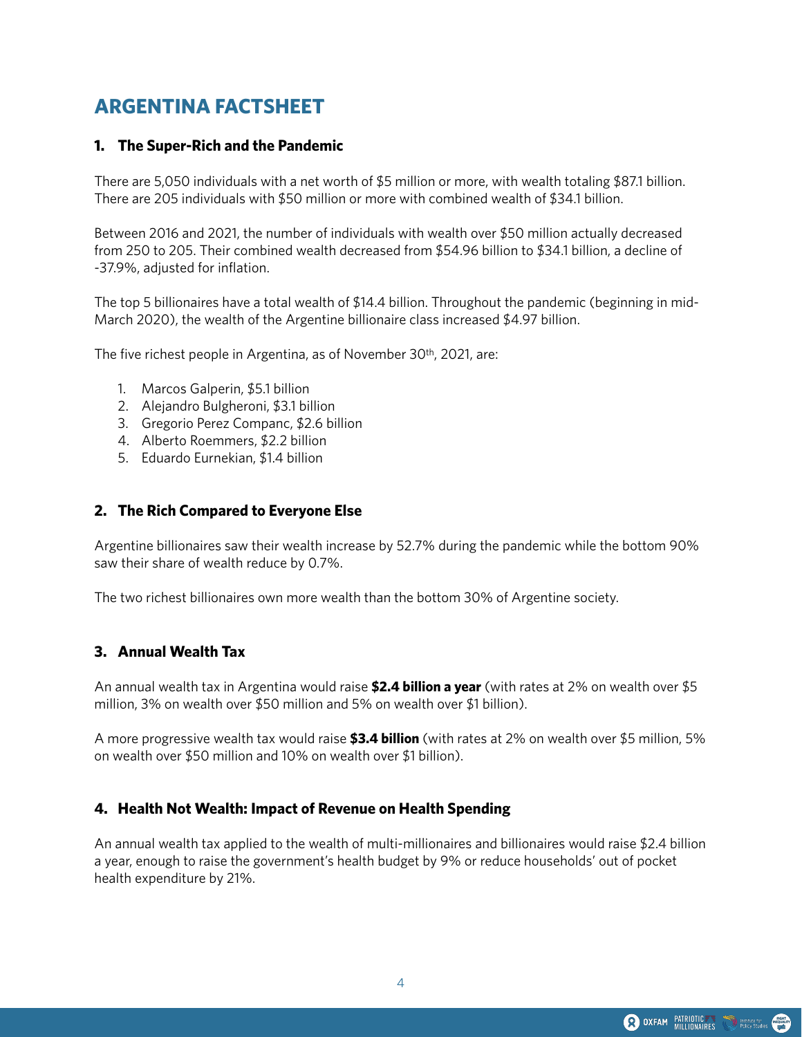# ARGENTINA FACTSHEET

## 1. The Super-Rich and the Pandemic

There are 5,050 individuals with a net worth of $5 million or more, with wealth totaling $87.1 billion. There are 205 individuals with $50 million or more with combined wealth of $34.1 billion.

Between 2016 and 2021, the number of individuals with wealth over $50 million actually decreased from 250 to 205. Their combined wealth decreased from $54.96 billion to $34.1 billion, a decline of -37.9%, adjusted for inflation.

The top 5 billionaires have a total wealth of $14.4 billion. Throughout the pandemic (beginning in mid-March 2020), the wealth of the Argentine billionaire class increased $4.97 billion.

The five richest people in Argentina, as of November 30th, 2021, are:

1. Marcos Galperin, $5.1 billion
2. Alejandro Bulgheroni, $3.1 billion
3. Gregorio Perez Companc, $2.6 billion
4. Alberto Roemmers, $2.2 billion
5. Eduardo Eurnekian, $1.4 billion

## 2. The Rich Compared to Everyone Else

Argentine billionaires saw their wealth increase by 52.7% during the pandemic while the bottom 90% saw their share of wealth reduce by 0.7%.

The two richest billionaires own more wealth than the bottom 30% of Argentine society.

## 3. Annual Wealth Tax

An annual wealth tax in Argentina would raise **$2.4 billion a year** (with rates at 2% on wealth over $5 million, 3% on wealth over $50 million and 5% on wealth over $1 billion).

A more progressive wealth tax would raise **$3.4 billion** (with rates at 2% on wealth over $5 million, 5% on wealth over $50 million and 10% on wealth over $1 billion).

## 4. Health Not Wealth: Impact of Revenue on Health Spending

An annual wealth tax applied to the wealth of multi-millionaires and billionaires would raise $2.4 billion a year, enough to raise the government's health budget by 9% or reduce households' out of pocket health expenditure by 21%.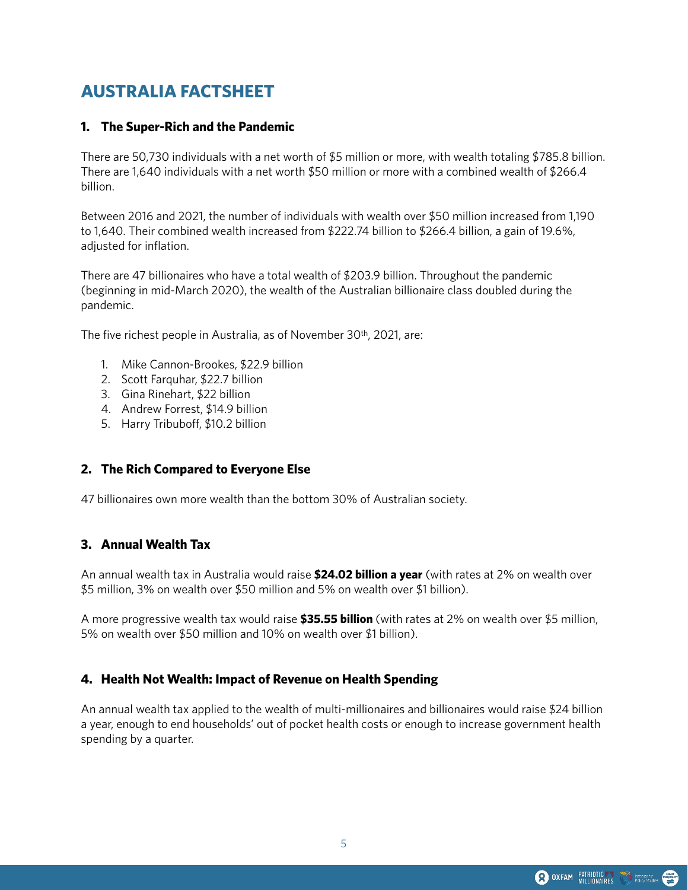# AUSTRALIA FACTSHEET

## 1. The Super-Rich and the Pandemic

There are 50,730 individuals with a net worth of $5 million or more, with wealth totaling $785.8 billion. There are 1,640 individuals with a net worth $50 million or more with a combined wealth of $266.4 billion.

Between 2016 and 2021, the number of individuals with wealth over $50 million increased from 1,190 to 1,640. Their combined wealth increased from $222.74 billion to $266.4 billion, a gain of 19.6%, adjusted for inflation.

There are 47 billionaires who have a total wealth of $203.9 billion. Throughout the pandemic (beginning in mid-March 2020), the wealth of the Australian billionaire class doubled during the pandemic.

The five richest people in Australia, as of November 30th, 2021, are:

1. Mike Cannon-Brookes, $22.9 billion
2. Scott Farquhar, $22.7 billion
3. Gina Rinehart, $22 billion
4. Andrew Forrest, $14.9 billion
5. Harry Tribuboff, $10.2 billion

## 2. The Rich Compared to Everyone Else

47 billionaires own more wealth than the bottom 30% of Australian society.

## 3. Annual Wealth Tax

An annual wealth tax in Australia would raise **$24.02 billion a year** (with rates at 2% on wealth over $5 million, 3% on wealth over $50 million and 5% on wealth over $1 billion).

A more progressive wealth tax would raise **$35.55 billion** (with rates at 2% on wealth over $5 million, 5% on wealth over $50 million and 10% on wealth over $1 billion).

## 4. Health Not Wealth: Impact of Revenue on Health Spending

An annual wealth tax applied to the wealth of multi-millionaires and billionaires would raise $24 billion a year, enough to end households' out of pocket health costs or enough to increase government health spending by a quarter.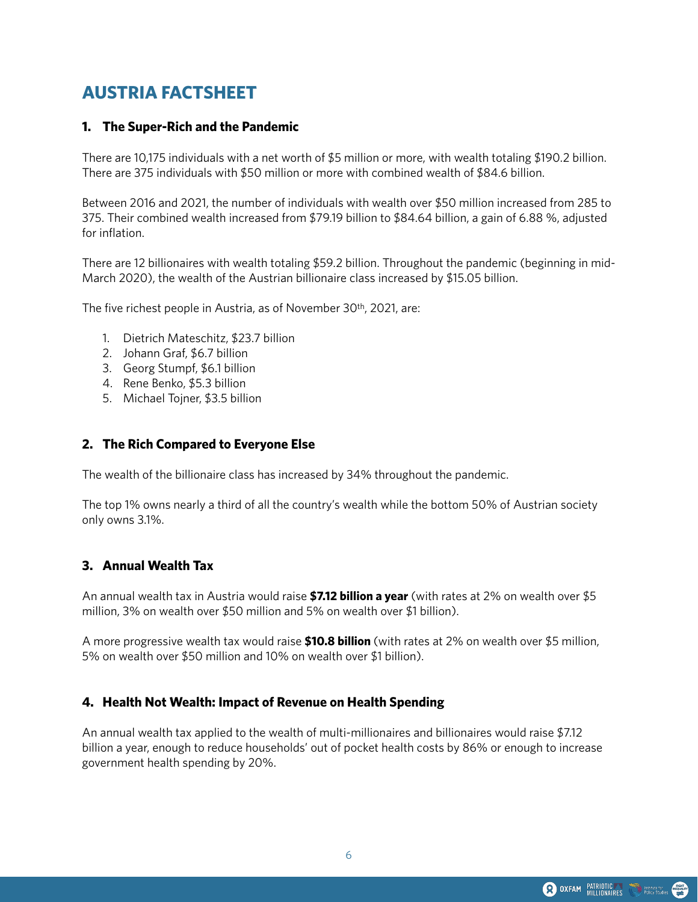# AUSTRIA FACTSHEET

## 1. The Super-Rich and the Pandemic

There are 10,175 individuals with a net worth of $5 million or more, with wealth totaling $190.2 billion. There are 375 individuals with $50 million or more with combined wealth of $84.6 billion.

Between 2016 and 2021, the number of individuals with wealth over $50 million increased from 285 to 375. Their combined wealth increased from $79.19 billion to $84.64 billion, a gain of 6.88 %, adjusted for inflation.

There are 12 billionaires with wealth totaling $59.2 billion. Throughout the pandemic (beginning in mid-March 2020), the wealth of the Austrian billionaire class increased by $15.05 billion.

The five richest people in Austria, as of November 30th, 2021, are:

1. Dietrich Mateschitz, $23.7 billion
2. Johann Graf, $6.7 billion
3. Georg Stumpf, $6.1 billion
4. Rene Benko, $5.3 billion
5. Michael Tojner, $3.5 billion

## 2. The Rich Compared to Everyone Else

The wealth of the billionaire class has increased by 34% throughout the pandemic.

The top 1% owns nearly a third of all the country's wealth while the bottom 50% of Austrian society only owns 3.1%.

## 3. Annual Wealth Tax

An annual wealth tax in Austria would raise **$7.12 billion a year** (with rates at 2% on wealth over $5 million, 3% on wealth over $50 million and 5% on wealth over $1 billion).

A more progressive wealth tax would raise **$10.8 billion** (with rates at 2% on wealth over $5 million, 5% on wealth over $50 million and 10% on wealth over $1 billion).

## 4. Health Not Wealth: Impact of Revenue on Health Spending

An annual wealth tax applied to the wealth of multi-millionaires and billionaires would raise $7.12 billion a year, enough to reduce households' out of pocket health costs by 86% or enough to increase government health spending by 20%.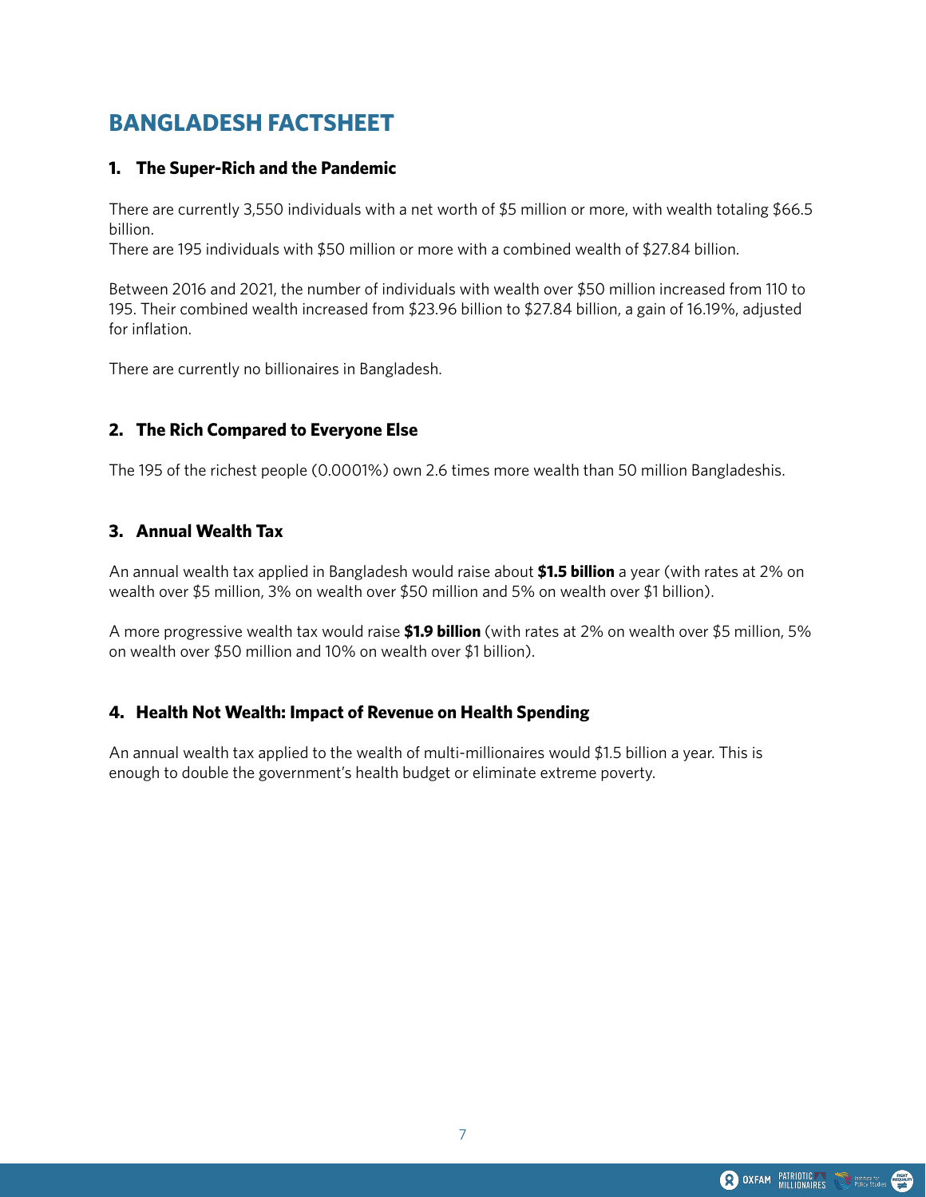# BANGLADESH FACTSHEET

## 1. The Super-Rich and the Pandemic

There are currently 3,550 individuals with a net worth of $5 million or more, with wealth totaling $66.5 billion.
There are 195 individuals with $50 million or more with a combined wealth of $27.84 billion.

Between 2016 and 2021, the number of individuals with wealth over $50 million increased from 110 to 195. Their combined wealth increased from $23.96 billion to $27.84 billion, a gain of 16.19%, adjusted for inflation.

There are currently no billionaires in Bangladesh.

## 2. The Rich Compared to Everyone Else

The 195 of the richest people (0.0001%) own 2.6 times more wealth than 50 million Bangladeshis.

## 3. Annual Wealth Tax

An annual wealth tax applied in Bangladesh would raise about **$1.5 billion** a year (with rates at 2% on wealth over $5 million, 3% on wealth over $50 million and 5% on wealth over $1 billion).

A more progressive wealth tax would raise **$1.9 billion** (with rates at 2% on wealth over $5 million, 5% on wealth over $50 million and 10% on wealth over $1 billion).

## 4. Health Not Wealth: Impact of Revenue on Health Spending

An annual wealth tax applied to the wealth of multi-millionaires would $1.5 billion a year. This is enough to double the government's health budget or eliminate extreme poverty.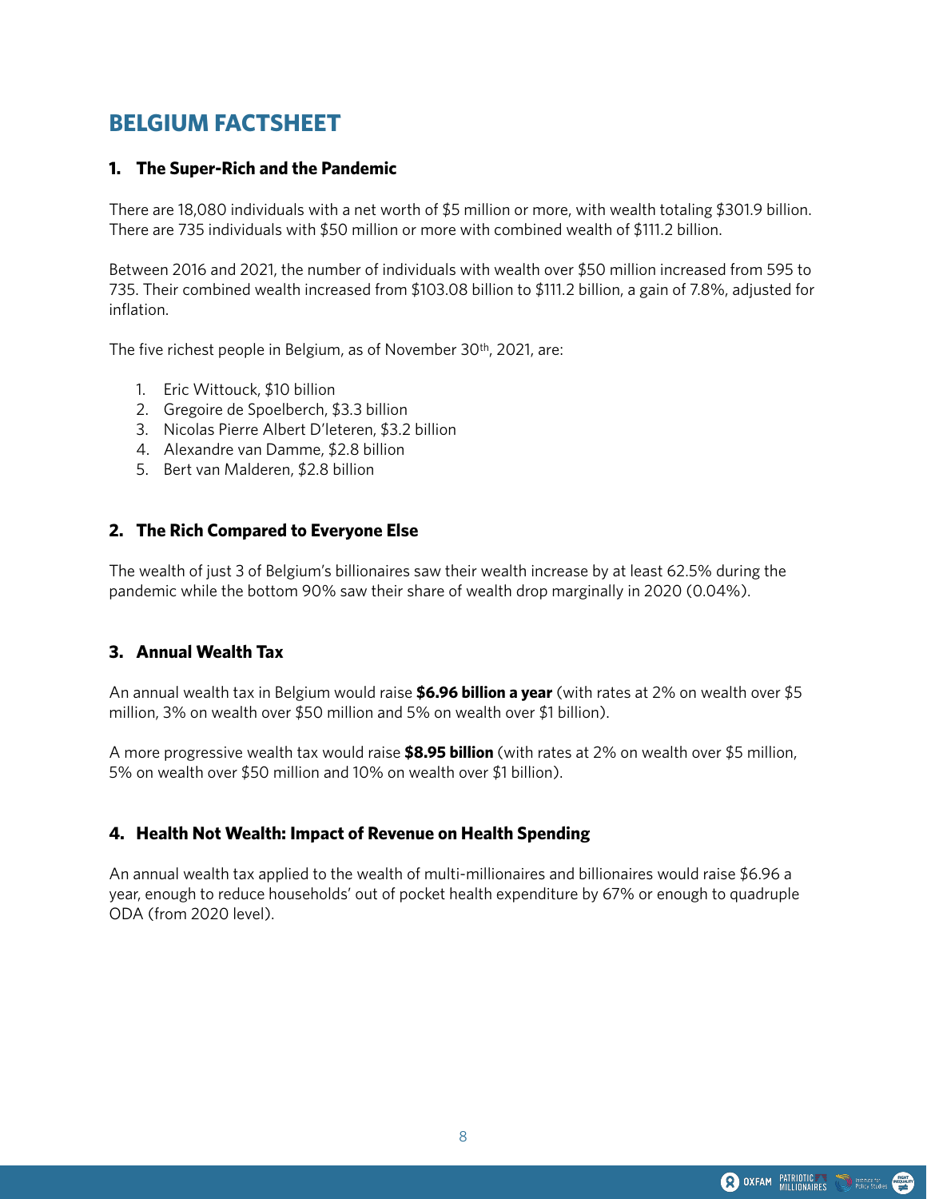# BELGIUM FACTSHEET

## 1. The Super-Rich and the Pandemic

There are 18,080 individuals with a net worth of $5 million or more, with wealth totaling $301.9 billion. There are 735 individuals with $50 million or more with combined wealth of $111.2 billion.

Between 2016 and 2021, the number of individuals with wealth over $50 million increased from 595 to 735. Their combined wealth increased from $103.08 billion to $111.2 billion, a gain of 7.8%, adjusted for inflation.

The five richest people in Belgium, as of November 30th, 2021, are:

1. Eric Wittouck, $10 billion
2. Gregoire de Spoelberch, $3.3 billion
3. Nicolas Pierre Albert D'leteren, $3.2 billion
4. Alexandre van Damme, $2.8 billion
5. Bert van Malderen, $2.8 billion

## 2. The Rich Compared to Everyone Else

The wealth of just 3 of Belgium's billionaires saw their wealth increase by at least 62.5% during the pandemic while the bottom 90% saw their share of wealth drop marginally in 2020 (0.04%).

## 3. Annual Wealth Tax

An annual wealth tax in Belgium would raise **$6.96 billion a year** (with rates at 2% on wealth over $5 million, 3% on wealth over $50 million and 5% on wealth over $1 billion).

A more progressive wealth tax would raise **$8.95 billion** (with rates at 2% on wealth over $5 million, 5% on wealth over $50 million and 10% on wealth over $1 billion).

## 4. Health Not Wealth: Impact of Revenue on Health Spending

An annual wealth tax applied to the wealth of multi-millionaires and billionaires would raise $6.96 a year, enough to reduce households' out of pocket health expenditure by 67% or enough to quadruple ODA (from 2020 level).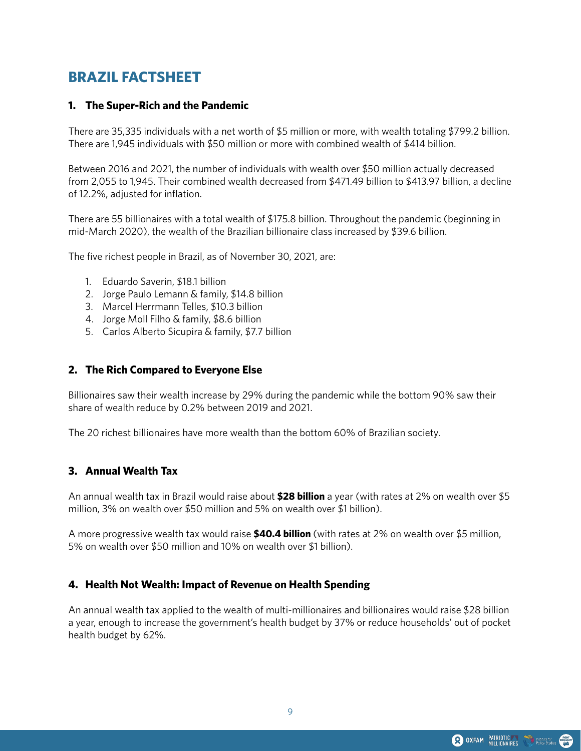# BRAZIL FACTSHEET

## 1. The Super-Rich and the Pandemic

There are 35,335 individuals with a net worth of $5 million or more, with wealth totaling $799.2 billion. There are 1,945 individuals with $50 million or more with combined wealth of $414 billion.

Between 2016 and 2021, the number of individuals with wealth over $50 million actually decreased from 2,055 to 1,945. Their combined wealth decreased from $471.49 billion to $413.97 billion, a decline of 12.2%, adjusted for inflation.

There are 55 billionaires with a total wealth of $175.8 billion. Throughout the pandemic (beginning in mid-March 2020), the wealth of the Brazilian billionaire class increased by $39.6 billion.

The five richest people in Brazil, as of November 30, 2021, are:

1. Eduardo Saverin, $18.1 billion
2. Jorge Paulo Lemann & family, $14.8 billion
3. Marcel Herrmann Telles, $10.3 billion
4. Jorge Moll Filho & family, $8.6 billion
5. Carlos Alberto Sicupira & family, $7.7 billion

## 2. The Rich Compared to Everyone Else

Billionaires saw their wealth increase by 29% during the pandemic while the bottom 90% saw their share of wealth reduce by 0.2% between 2019 and 2021.

The 20 richest billionaires have more wealth than the bottom 60% of Brazilian society.

## 3. Annual Wealth Tax

An annual wealth tax in Brazil would raise about **$28 billion** a year (with rates at 2% on wealth over $5 million, 3% on wealth over $50 million and 5% on wealth over $1 billion).

A more progressive wealth tax would raise **$40.4 billion** (with rates at 2% on wealth over $5 million, 5% on wealth over $50 million and 10% on wealth over $1 billion).

## 4. Health Not Wealth: Impact of Revenue on Health Spending

An annual wealth tax applied to the wealth of multi-millionaires and billionaires would raise $28 billion a year, enough to increase the government's health budget by 37% or reduce households' out of pocket health budget by 62%.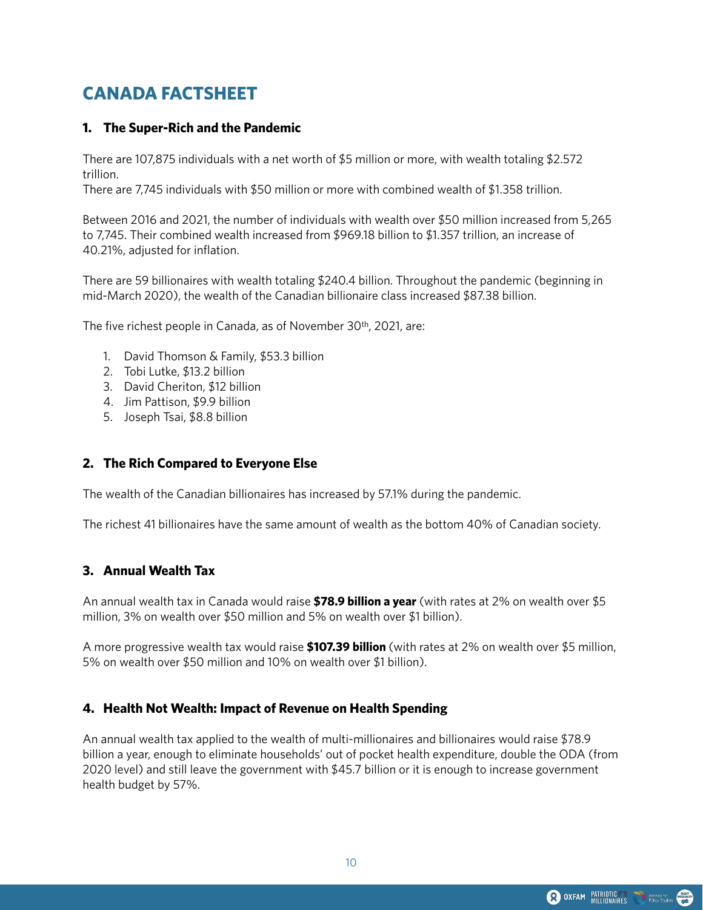# CANADA FACTSHEET

## 1. The Super-Rich and the Pandemic

There are 107,875 individuals with a net worth of $5 million or more, with wealth totaling $2.572 trillion.
There are 7,745 individuals with $50 million or more with combined wealth of $1.358 trillion.

Between 2016 and 2021, the number of individuals with wealth over $50 million increased from 5,265 to 7,745. Their combined wealth increased from $969.18 billion to $1.357 trillion, an increase of 40.21%, adjusted for inflation.

There are 59 billionaires with wealth totaling $240.4 billion. Throughout the pandemic (beginning in mid-March 2020), the wealth of the Canadian billionaire class increased $87.38 billion.

The five richest people in Canada, as of November 30th, 2021, are:

1. David Thomson & Family, $53.3 billion
2. Tobi Lutke, $13.2 billion
3. David Cheriton, $12 billion
4. Jim Pattison, $9.9 billion
5. Joseph Tsai, $8.8 billion

## 2. The Rich Compared to Everyone Else

The wealth of the Canadian billionaires has increased by 57.1% during the pandemic.

The richest 41 billionaires have the same amount of wealth as the bottom 40% of Canadian society.

## 3. Annual Wealth Tax

An annual wealth tax in Canada would raise **$78.9 billion a year** (with rates at 2% on wealth over $5 million, 3% on wealth over $50 million and 5% on wealth over $1 billion).

A more progressive wealth tax would raise **$107.39 billion** (with rates at 2% on wealth over $5 million, 5% on wealth over $50 million and 10% on wealth over $1 billion).

## 4. Health Not Wealth: Impact of Revenue on Health Spending

An annual wealth tax applied to the wealth of multi-millionaires and billionaires would raise $78.9 billion a year, enough to eliminate households' out of pocket health expenditure, double the ODA (from 2020 level) and still leave the government with $45.7 billion or it is enough to increase government health budget by 57%.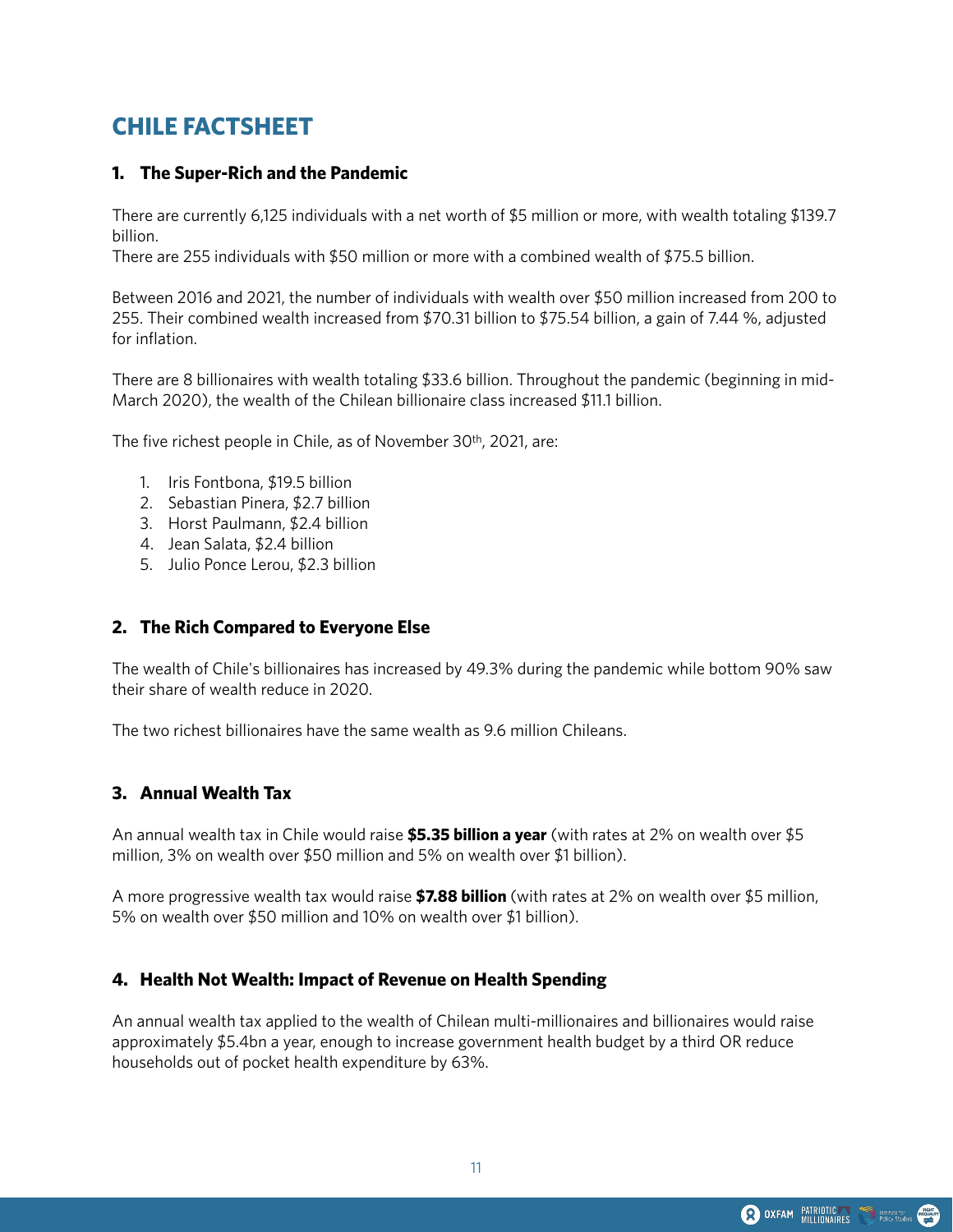# CHILE FACTSHEET

## 1. The Super-Rich and the Pandemic

There are currently 6,125 individuals with a net worth of $5 million or more, with wealth totaling $139.7 billion.
There are 255 individuals with $50 million or more with a combined wealth of $75.5 billion.

Between 2016 and 2021, the number of individuals with wealth over $50 million increased from 200 to 255. Their combined wealth increased from $70.31 billion to $75.54 billion, a gain of 7.44 %, adjusted for inflation.

There are 8 billionaires with wealth totaling $33.6 billion. Throughout the pandemic (beginning in mid-March 2020), the wealth of the Chilean billionaire class increased $11.1 billion.

The five richest people in Chile, as of November 30th, 2021, are:

1. Iris Fontbona, $19.5 billion
2. Sebastian Pinera, $2.7 billion
3. Horst Paulmann, $2.4 billion
4. Jean Salata, $2.4 billion
5. Julio Ponce Lerou, $2.3 billion

## 2. The Rich Compared to Everyone Else

The wealth of Chile's billionaires has increased by 49.3% during the pandemic while bottom 90% saw their share of wealth reduce in 2020.

The two richest billionaires have the same wealth as 9.6 million Chileans.

## 3. Annual Wealth Tax

An annual wealth tax in Chile would raise **$5.35 billion a year** (with rates at 2% on wealth over $5 million, 3% on wealth over $50 million and 5% on wealth over $1 billion).

A more progressive wealth tax would raise **$7.88 billion** (with rates at 2% on wealth over $5 million, 5% on wealth over $50 million and 10% on wealth over $1 billion).

## 4. Health Not Wealth: Impact of Revenue on Health Spending

An annual wealth tax applied to the wealth of Chilean multi-millionaires and billionaires would raise approximately $5.4bn a year, enough to increase government health budget by a third OR reduce households out of pocket health expenditure by 63%.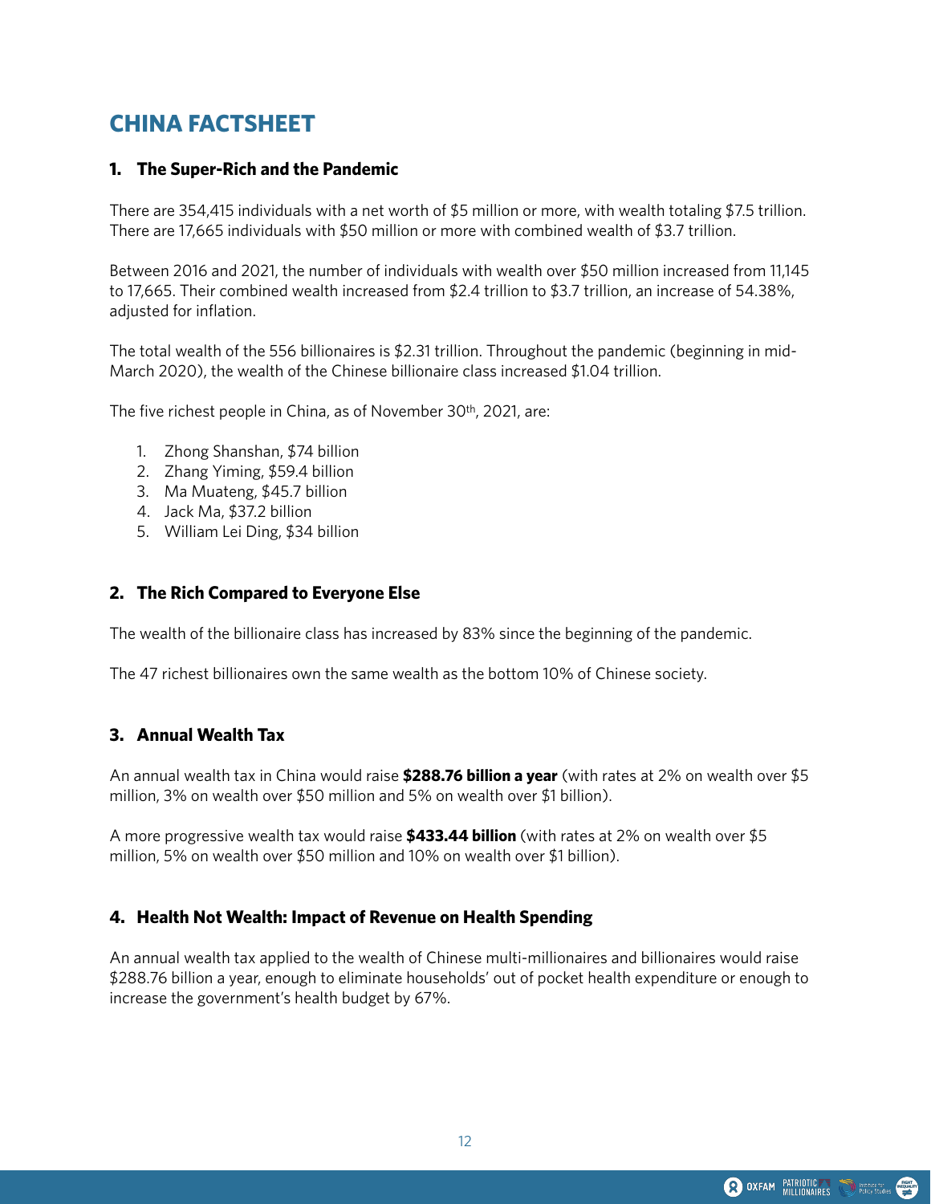# CHINA FACTSHEET

## 1. The Super-Rich and the Pandemic

There are 354,415 individuals with a net worth of $5 million or more, with wealth totaling $7.5 trillion. There are 17,665 individuals with $50 million or more with combined wealth of $3.7 trillion.

Between 2016 and 2021, the number of individuals with wealth over $50 million increased from 11,145 to 17,665. Their combined wealth increased from $2.4 trillion to $3.7 trillion, an increase of 54.38%, adjusted for inflation.

The total wealth of the 556 billionaires is $2.31 trillion. Throughout the pandemic (beginning in mid-March 2020), the wealth of the Chinese billionaire class increased $1.04 trillion.

The five richest people in China, as of November 30th, 2021, are:

1. Zhong Shanshan, $74 billion
2. Zhang Yiming, $59.4 billion
3. Ma Muateng, $45.7 billion
4. Jack Ma, $37.2 billion
5. William Lei Ding, $34 billion

## 2. The Rich Compared to Everyone Else

The wealth of the billionaire class has increased by 83% since the beginning of the pandemic.

The 47 richest billionaires own the same wealth as the bottom 10% of Chinese society.

## 3. Annual Wealth Tax

An annual wealth tax in China would raise **$288.76 billion a year** (with rates at 2% on wealth over $5 million, 3% on wealth over $50 million and 5% on wealth over $1 billion).

A more progressive wealth tax would raise **$433.44 billion** (with rates at 2% on wealth over $5 million, 5% on wealth over $50 million and 10% on wealth over $1 billion).

## 4. Health Not Wealth: Impact of Revenue on Health Spending

An annual wealth tax applied to the wealth of Chinese multi-millionaires and billionaires would raise $288.76 billion a year, enough to eliminate households' out of pocket health expenditure or enough to increase the government's health budget by 67%.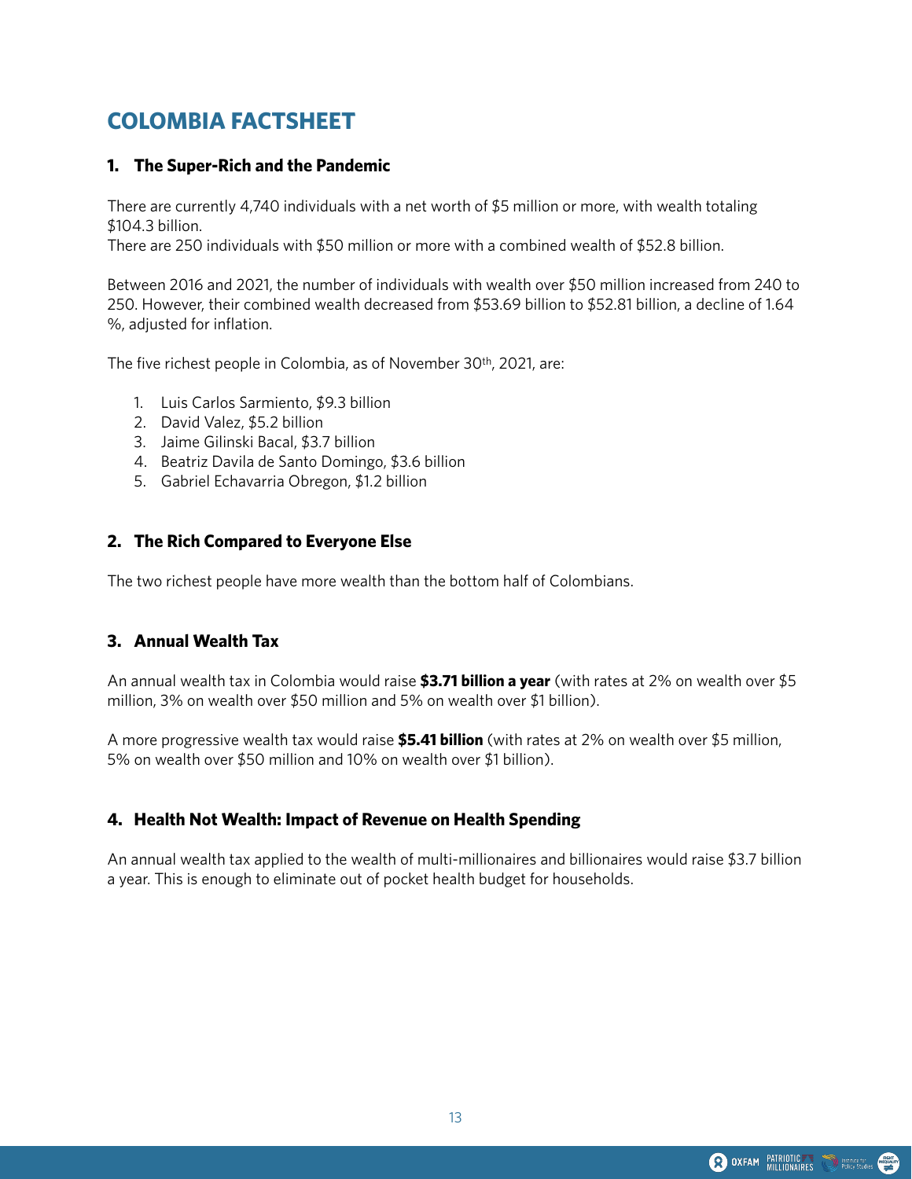# COLOMBIA FACTSHEET

## 1. The Super-Rich and the Pandemic

There are currently 4,740 individuals with a net worth of $5 million or more, with wealth totaling $104.3 billion.
There are 250 individuals with $50 million or more with a combined wealth of $52.8 billion.

Between 2016 and 2021, the number of individuals with wealth over $50 million increased from 240 to 250. However, their combined wealth decreased from $53.69 billion to $52.81 billion, a decline of 1.64 %, adjusted for inflation.

The five richest people in Colombia, as of November 30th, 2021, are:

1. Luis Carlos Sarmiento, $9.3 billion
2. David Valez, $5.2 billion
3. Jaime Gilinski Bacal, $3.7 billion
4. Beatriz Davila de Santo Domingo, $3.6 billion
5. Gabriel Echavarria Obregon, $1.2 billion

## 2. The Rich Compared to Everyone Else

The two richest people have more wealth than the bottom half of Colombians.

## 3. Annual Wealth Tax

An annual wealth tax in Colombia would raise **$3.71 billion a year** (with rates at 2% on wealth over $5 million, 3% on wealth over $50 million and 5% on wealth over $1 billion).

A more progressive wealth tax would raise **$5.41 billion** (with rates at 2% on wealth over $5 million, 5% on wealth over $50 million and 10% on wealth over $1 billion).

## 4. Health Not Wealth: Impact of Revenue on Health Spending

An annual wealth tax applied to the wealth of multi-millionaires and billionaires would raise $3.7 billion a year. This is enough to eliminate out of pocket health budget for households.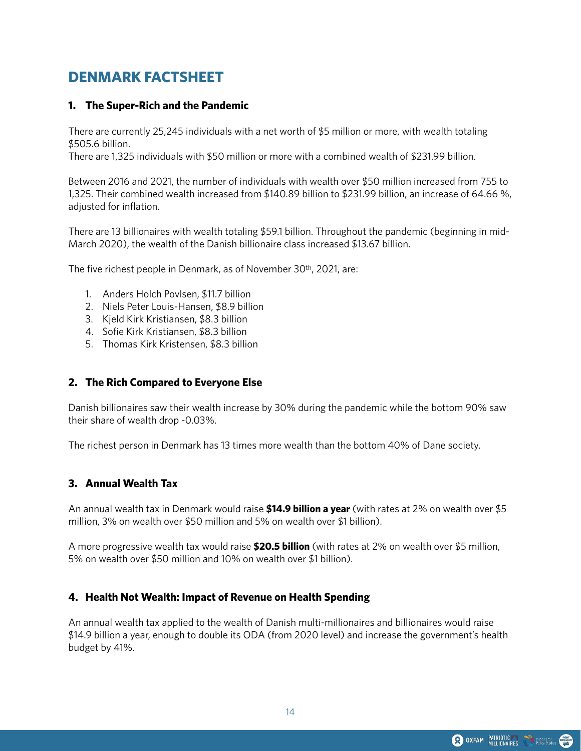# DENMARK FACTSHEET

## 1. The Super-Rich and the Pandemic

There are currently 25,245 individuals with a net worth of $5 million or more, with wealth totaling $505.6 billion.
There are 1,325 individuals with $50 million or more with a combined wealth of $231.99 billion.

Between 2016 and 2021, the number of individuals with wealth over $50 million increased from 755 to 1,325. Their combined wealth increased from $140.89 billion to $231.99 billion, an increase of 64.66 %, adjusted for inflation.

There are 13 billionaires with wealth totaling $59.1 billion. Throughout the pandemic (beginning in mid-March 2020), the wealth of the Danish billionaire class increased $13.67 billion.

The five richest people in Denmark, as of November 30th, 2021, are:

1. Anders Holch Povlsen, $11.7 billion
2. Niels Peter Louis-Hansen, $8.9 billion
3. Kjeld Kirk Kristiansen, $8.3 billion
4. Sofie Kirk Kristiansen, $8.3 billion
5. Thomas Kirk Kristensen, $8.3 billion

## 2. The Rich Compared to Everyone Else

Danish billionaires saw their wealth increase by 30% during the pandemic while the bottom 90% saw their share of wealth drop -0.03%.

The richest person in Denmark has 13 times more wealth than the bottom 40% of Dane society.

## 3. Annual Wealth Tax

An annual wealth tax in Denmark would raise **$14.9 billion a year** (with rates at 2% on wealth over $5 million, 3% on wealth over $50 million and 5% on wealth over $1 billion).

A more progressive wealth tax would raise **$20.5 billion** (with rates at 2% on wealth over $5 million, 5% on wealth over $50 million and 10% on wealth over $1 billion).

## 4. Health Not Wealth: Impact of Revenue on Health Spending

An annual wealth tax applied to the wealth of Danish multi-millionaires and billionaires would raise $14.9 billion a year, enough to double its ODA (from 2020 level) and increase the government's health budget by 41%.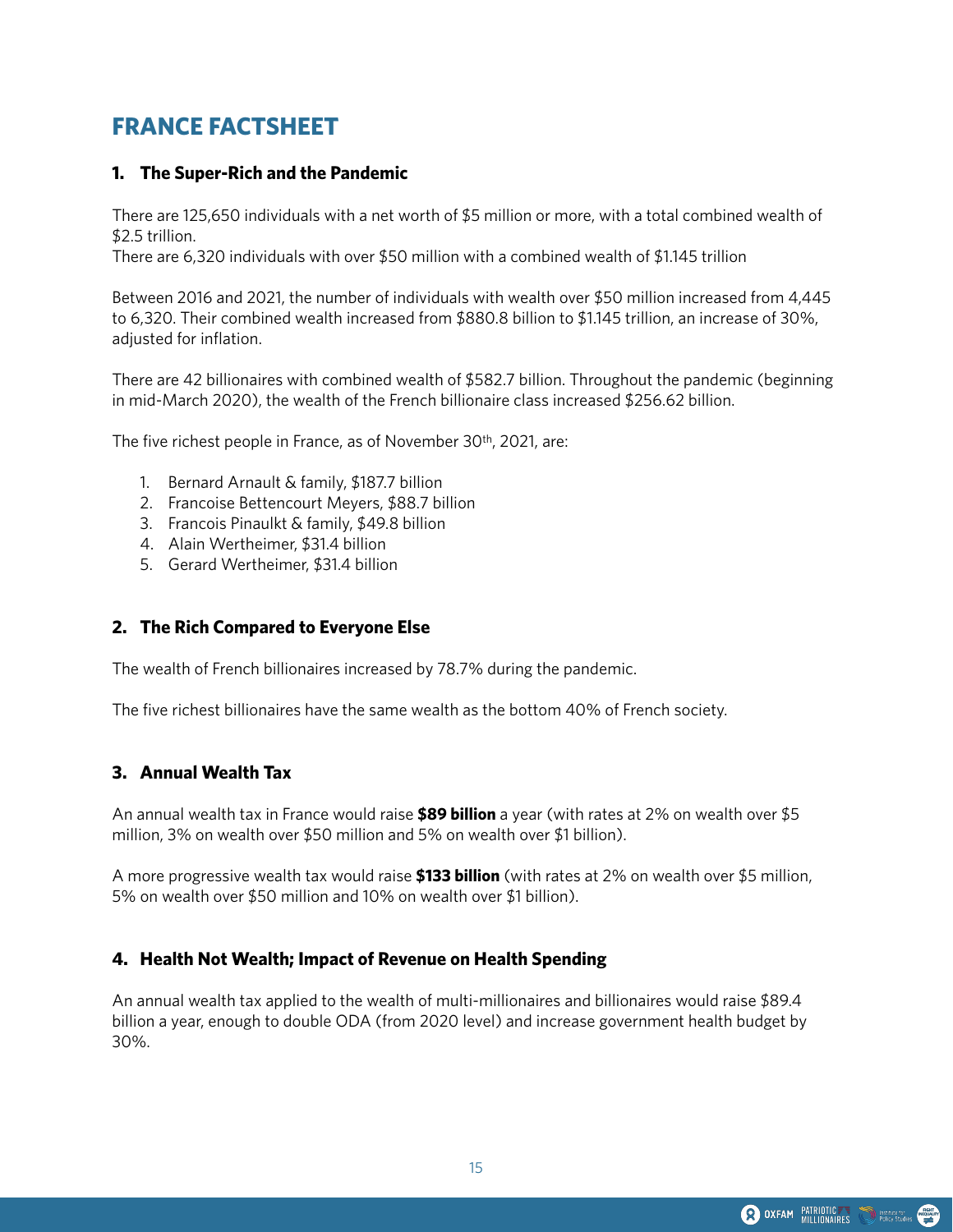# FRANCE FACTSHEET

## 1. The Super-Rich and the Pandemic

There are 125,650 individuals with a net worth of $5 million or more, with a total combined wealth of $2.5 trillion.
There are 6,320 individuals with over $50 million with a combined wealth of $1.145 trillion

Between 2016 and 2021, the number of individuals with wealth over $50 million increased from 4,445 to 6,320. Their combined wealth increased from $880.8 billion to $1.145 trillion, an increase of 30%, adjusted for inflation.

There are 42 billionaires with combined wealth of $582.7 billion. Throughout the pandemic (beginning in mid-March 2020), the wealth of the French billionaire class increased $256.62 billion.

The five richest people in France, as of November 30th, 2021, are:

1. Bernard Arnault & family, $187.7 billion
2. Francoise Bettencourt Meyers, $88.7 billion
3. Francois Pinaulkt & family, $49.8 billion
4. Alain Wertheimer, $31.4 billion
5. Gerard Wertheimer, $31.4 billion

## 2. The Rich Compared to Everyone Else

The wealth of French billionaires increased by 78.7% during the pandemic.

The five richest billionaires have the same wealth as the bottom 40% of French society.

## 3. Annual Wealth Tax

An annual wealth tax in France would raise **$89 billion** a year (with rates at 2% on wealth over $5 million, 3% on wealth over $50 million and 5% on wealth over $1 billion).

A more progressive wealth tax would raise **$133 billion** (with rates at 2% on wealth over $5 million, 5% on wealth over $50 million and 10% on wealth over $1 billion).

## 4. Health Not Wealth; Impact of Revenue on Health Spending

An annual wealth tax applied to the wealth of multi-millionaires and billionaires would raise $89.4 billion a year, enough to double ODA (from 2020 level) and increase government health budget by 30%.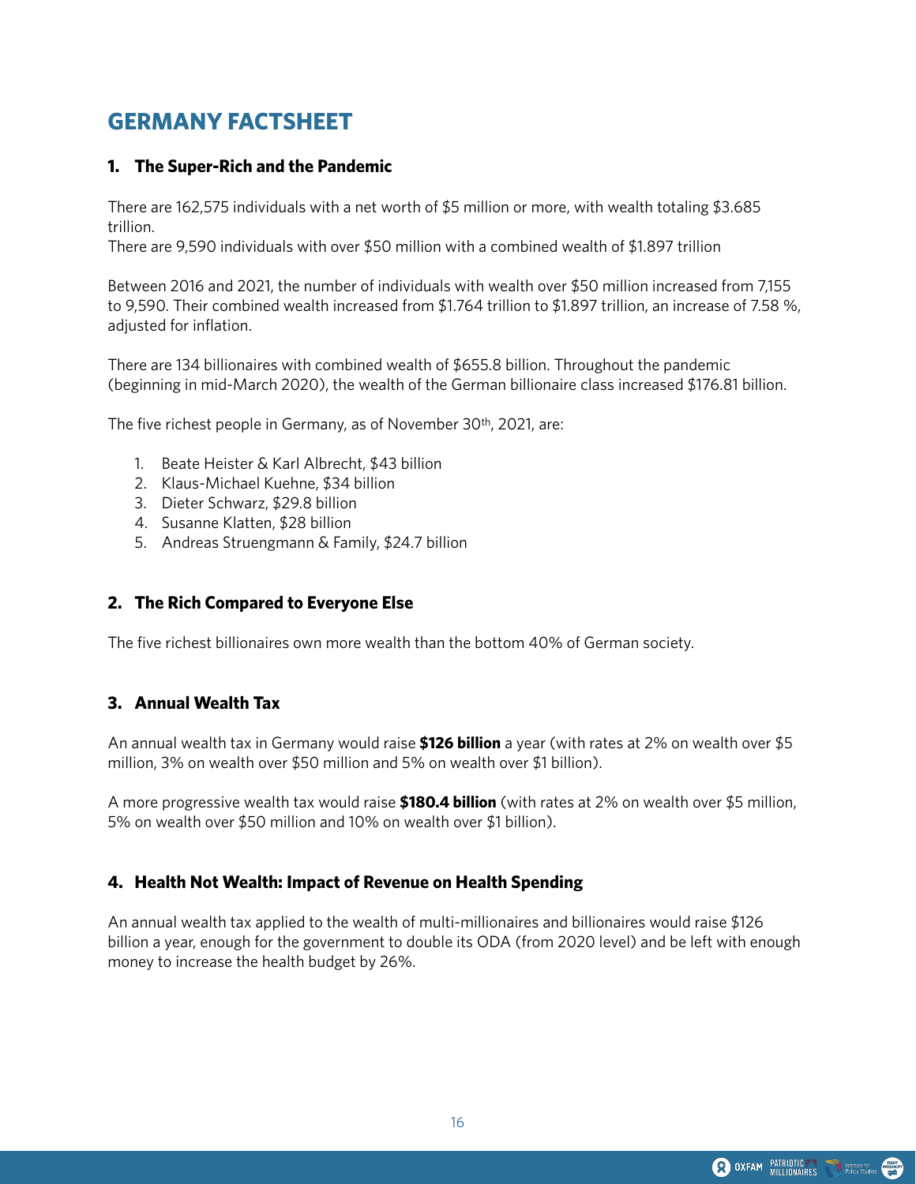# GERMANY FACTSHEET

## 1. The Super-Rich and the Pandemic

There are 162,575 individuals with a net worth of $5 million or more, with wealth totaling $3.685 trillion.
There are 9,590 individuals with over $50 million with a combined wealth of $1.897 trillion

Between 2016 and 2021, the number of individuals with wealth over $50 million increased from 7,155 to 9,590. Their combined wealth increased from $1.764 trillion to $1.897 trillion, an increase of 7.58 %, adjusted for inflation.

There are 134 billionaires with combined wealth of $655.8 billion. Throughout the pandemic (beginning in mid-March 2020), the wealth of the German billionaire class increased $176.81 billion.

The five richest people in Germany, as of November 30th, 2021, are:

1. Beate Heister & Karl Albrecht, $43 billion
2. Klaus-Michael Kuehne, $34 billion
3. Dieter Schwarz, $29.8 billion
4. Susanne Klatten, $28 billion
5. Andreas Struengmann & Family, $24.7 billion

## 2. The Rich Compared to Everyone Else

The five richest billionaires own more wealth than the bottom 40% of German society.

## 3. Annual Wealth Tax

An annual wealth tax in Germany would raise **$126 billion** a year (with rates at 2% on wealth over $5 million, 3% on wealth over $50 million and 5% on wealth over $1 billion).

A more progressive wealth tax would raise **$180.4 billion** (with rates at 2% on wealth over $5 million, 5% on wealth over $50 million and 10% on wealth over $1 billion).

## 4. Health Not Wealth: Impact of Revenue on Health Spending

An annual wealth tax applied to the wealth of multi-millionaires and billionaires would raise $126 billion a year, enough for the government to double its ODA (from 2020 level) and be left with enough money to increase the health budget by 26%.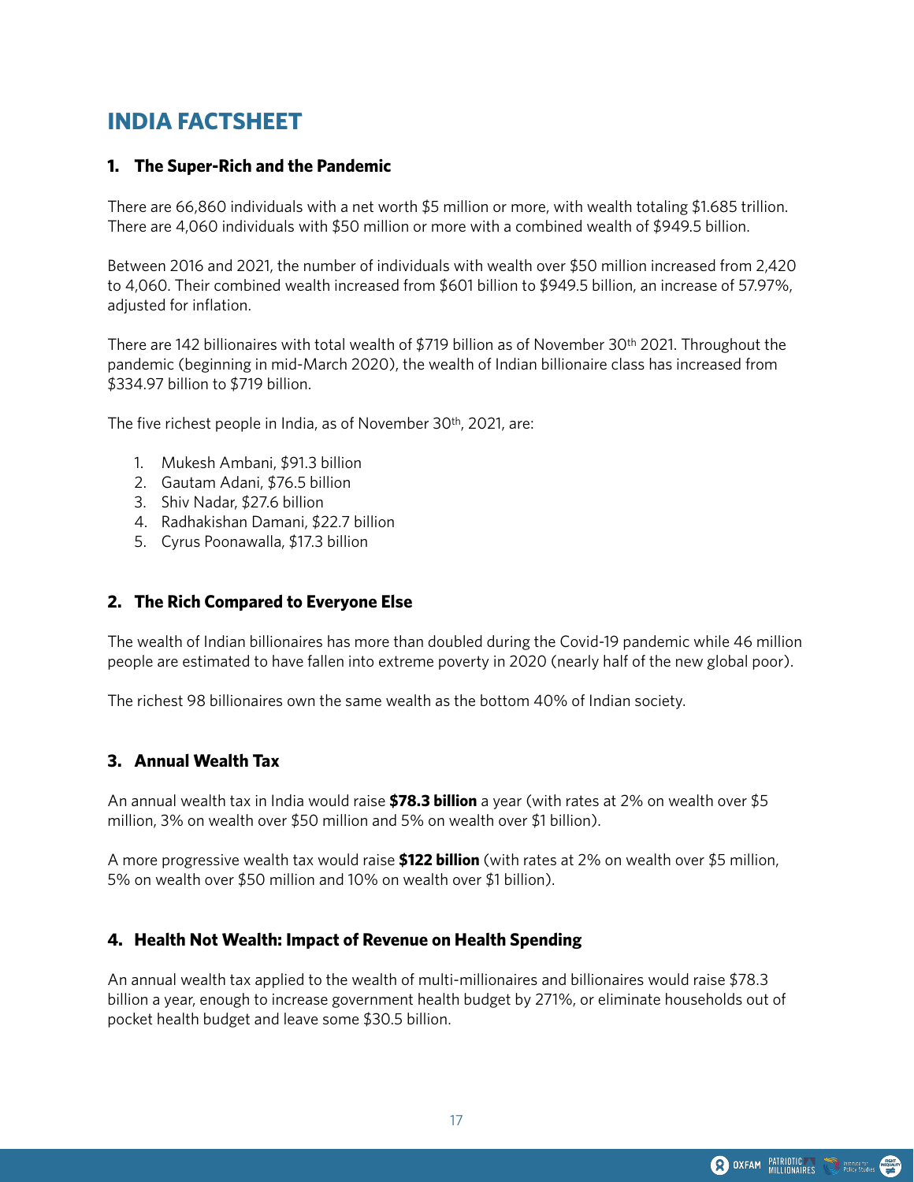# INDIA FACTSHEET

## 1. The Super-Rich and the Pandemic

There are 66,860 individuals with a net worth $5 million or more, with wealth totaling $1.685 trillion. There are 4,060 individuals with $50 million or more with a combined wealth of $949.5 billion.

Between 2016 and 2021, the number of individuals with wealth over $50 million increased from 2,420 to 4,060. Their combined wealth increased from $601 billion to $949.5 billion, an increase of 57.97%, adjusted for inflation.

There are 142 billionaires with total wealth of $719 billion as of November 30th 2021. Throughout the pandemic (beginning in mid-March 2020), the wealth of Indian billionaire class has increased from $334.97 billion to $719 billion.

The five richest people in India, as of November 30th, 2021, are:

1. Mukesh Ambani, $91.3 billion
2. Gautam Adani, $76.5 billion
3. Shiv Nadar, $27.6 billion
4. Radhakishan Damani, $22.7 billion
5. Cyrus Poonawalla, $17.3 billion

## 2. The Rich Compared to Everyone Else

The wealth of Indian billionaires has more than doubled during the Covid-19 pandemic while 46 million people are estimated to have fallen into extreme poverty in 2020 (nearly half of the new global poor).

The richest 98 billionaires own the same wealth as the bottom 40% of Indian society.

## 3. Annual Wealth Tax

An annual wealth tax in India would raise **$78.3 billion** a year (with rates at 2% on wealth over $5 million, 3% on wealth over $50 million and 5% on wealth over $1 billion).

A more progressive wealth tax would raise **$122 billion** (with rates at 2% on wealth over $5 million, 5% on wealth over $50 million and 10% on wealth over $1 billion).

## 4. Health Not Wealth: Impact of Revenue on Health Spending

An annual wealth tax applied to the wealth of multi-millionaires and billionaires would raise $78.3 billion a year, enough to increase government health budget by 271%, or eliminate households out of pocket health budget and leave some $30.5 billion.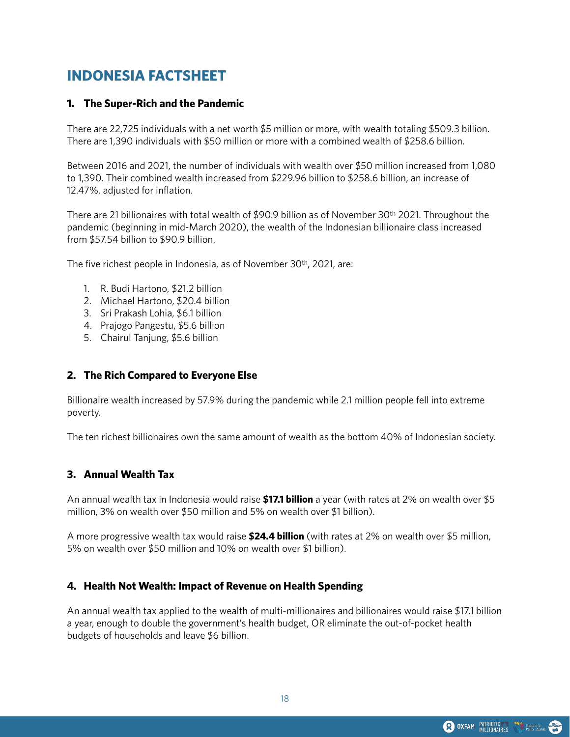# INDONESIA FACTSHEET

## 1. The Super-Rich and the Pandemic

There are 22,725 individuals with a net worth $5 million or more, with wealth totaling $509.3 billion. There are 1,390 individuals with $50 million or more with a combined wealth of $258.6 billion.

Between 2016 and 2021, the number of individuals with wealth over $50 million increased from 1,080 to 1,390. Their combined wealth increased from $229.96 billion to $258.6 billion, an increase of 12.47%, adjusted for inflation.

There are 21 billionaires with total wealth of $90.9 billion as of November 30th 2021. Throughout the pandemic (beginning in mid-March 2020), the wealth of the Indonesian billionaire class increased from $57.54 billion to $90.9 billion.

The five richest people in Indonesia, as of November 30th, 2021, are:

1. R. Budi Hartono, $21.2 billion
2. Michael Hartono, $20.4 billion
3. Sri Prakash Lohia, $6.1 billion
4. Prajogo Pangestu, $5.6 billion
5. Chairul Tanjung, $5.6 billion

## 2. The Rich Compared to Everyone Else

Billionaire wealth increased by 57.9% during the pandemic while 2.1 million people fell into extreme poverty.

The ten richest billionaires own the same amount of wealth as the bottom 40% of Indonesian society.

## 3. Annual Wealth Tax

An annual wealth tax in Indonesia would raise **$17.1 billion** a year (with rates at 2% on wealth over $5 million, 3% on wealth over $50 million and 5% on wealth over $1 billion).

A more progressive wealth tax would raise **$24.4 billion** (with rates at 2% on wealth over $5 million, 5% on wealth over $50 million and 10% on wealth over $1 billion).

## 4. Health Not Wealth: Impact of Revenue on Health Spending

An annual wealth tax applied to the wealth of multi-millionaires and billionaires would raise $17.1 billion a year, enough to double the government's health budget, OR eliminate the out-of-pocket health budgets of households and leave $6 billion.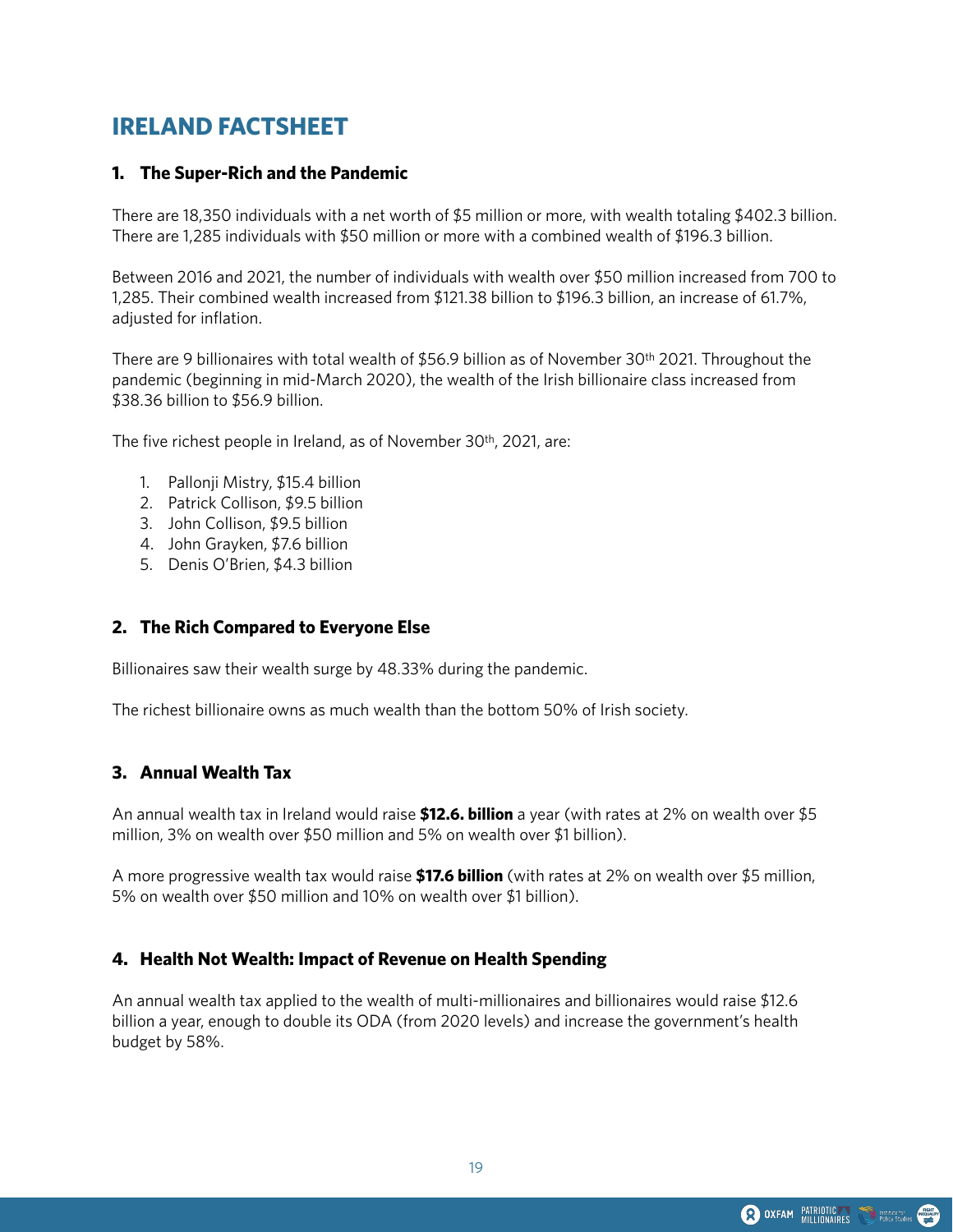# IRELAND FACTSHEET

## 1. The Super-Rich and the Pandemic

There are 18,350 individuals with a net worth of $5 million or more, with wealth totaling $402.3 billion. There are 1,285 individuals with $50 million or more with a combined wealth of $196.3 billion.

Between 2016 and 2021, the number of individuals with wealth over $50 million increased from 700 to 1,285. Their combined wealth increased from $121.38 billion to $196.3 billion, an increase of 61.7%, adjusted for inflation.

There are 9 billionaires with total wealth of $56.9 billion as of November 30th 2021. Throughout the pandemic (beginning in mid-March 2020), the wealth of the Irish billionaire class increased from $38.36 billion to $56.9 billion.

The five richest people in Ireland, as of November 30th, 2021, are:

1. Pallonji Mistry, $15.4 billion
2. Patrick Collison, $9.5 billion
3. John Collison, $9.5 billion
4. John Grayken, $7.6 billion
5. Denis O'Brien, $4.3 billion

## 2. The Rich Compared to Everyone Else

Billionaires saw their wealth surge by 48.33% during the pandemic.

The richest billionaire owns as much wealth than the bottom 50% of Irish society.

## 3. Annual Wealth Tax

An annual wealth tax in Ireland would raise **$12.6. billion** a year (with rates at 2% on wealth over $5 million, 3% on wealth over $50 million and 5% on wealth over $1 billion).

A more progressive wealth tax would raise **$17.6 billion** (with rates at 2% on wealth over $5 million, 5% on wealth over $50 million and 10% on wealth over $1 billion).

## 4. Health Not Wealth: Impact of Revenue on Health Spending

An annual wealth tax applied to the wealth of multi-millionaires and billionaires would raise $12.6 billion a year, enough to double its ODA (from 2020 levels) and increase the government's health budget by 58%.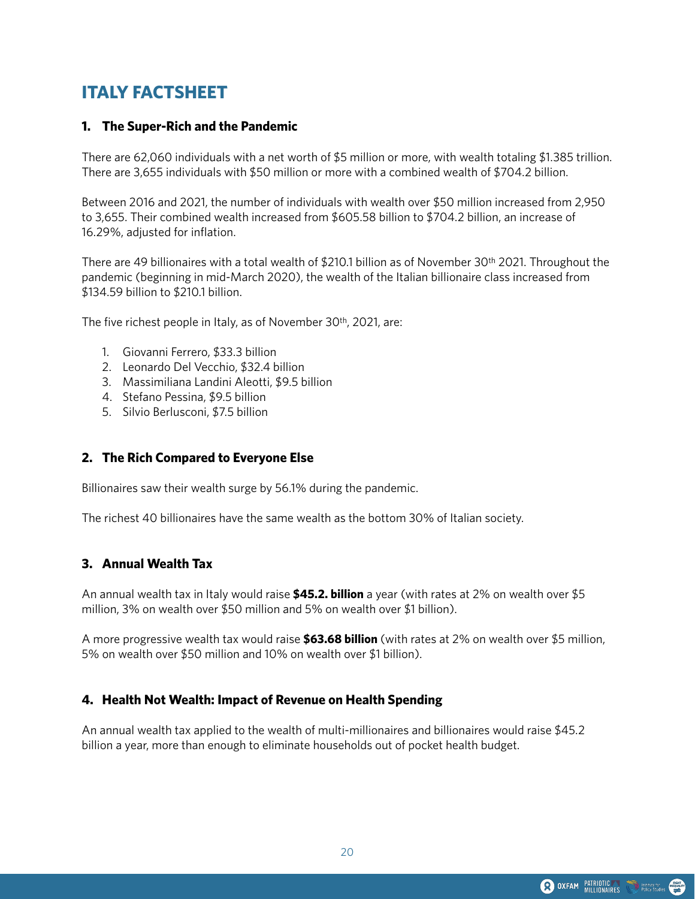# ITALY FACTSHEET

## 1. The Super-Rich and the Pandemic

There are 62,060 individuals with a net worth of $5 million or more, with wealth totaling $1.385 trillion. There are 3,655 individuals with $50 million or more with a combined wealth of $704.2 billion.

Between 2016 and 2021, the number of individuals with wealth over $50 million increased from 2,950 to 3,655. Their combined wealth increased from $605.58 billion to $704.2 billion, an increase of 16.29%, adjusted for inflation.

There are 49 billionaires with a total wealth of $210.1 billion as of November 30th 2021. Throughout the pandemic (beginning in mid-March 2020), the wealth of the Italian billionaire class increased from $134.59 billion to $210.1 billion.

The five richest people in Italy, as of November 30th, 2021, are:

1. Giovanni Ferrero, $33.3 billion
2. Leonardo Del Vecchio, $32.4 billion
3. Massimiliana Landini Aleotti, $9.5 billion
4. Stefano Pessina, $9.5 billion
5. Silvio Berlusconi, $7.5 billion

## 2. The Rich Compared to Everyone Else

Billionaires saw their wealth surge by 56.1% during the pandemic.

The richest 40 billionaires have the same wealth as the bottom 30% of Italian society.

## 3. Annual Wealth Tax

An annual wealth tax in Italy would raise **$45.2. billion** a year (with rates at 2% on wealth over $5 million, 3% on wealth over $50 million and 5% on wealth over $1 billion).

A more progressive wealth tax would raise **$63.68 billion** (with rates at 2% on wealth over $5 million, 5% on wealth over $50 million and 10% on wealth over $1 billion).

## 4. Health Not Wealth: Impact of Revenue on Health Spending

An annual wealth tax applied to the wealth of multi-millionaires and billionaires would raise $45.2 billion a year, more than enough to eliminate households out of pocket health budget.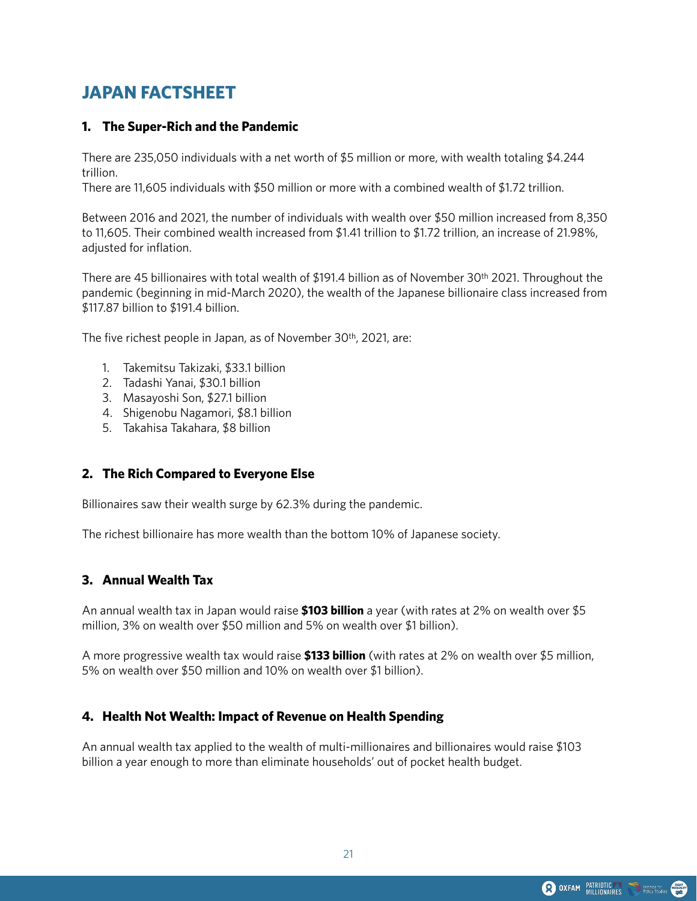# JAPAN FACTSHEET

## 1. The Super-Rich and the Pandemic

There are 235,050 individuals with a net worth of $5 million or more, with wealth totaling $4.244 trillion.
There are 11,605 individuals with $50 million or more with a combined wealth of $1.72 trillion.

Between 2016 and 2021, the number of individuals with wealth over $50 million increased from 8,350 to 11,605. Their combined wealth increased from $1.41 trillion to $1.72 trillion, an increase of 21.98%, adjusted for inflation.

There are 45 billionaires with total wealth of $191.4 billion as of November 30th 2021. Throughout the pandemic (beginning in mid-March 2020), the wealth of the Japanese billionaire class increased from $117.87 billion to $191.4 billion.

The five richest people in Japan, as of November 30th, 2021, are:

1. Takemitsu Takizaki, $33.1 billion
2. Tadashi Yanai, $30.1 billion
3. Masayoshi Son, $27.1 billion
4. Shigenobu Nagamori, $8.1 billion
5. Takahisa Takahara, $8 billion

## 2. The Rich Compared to Everyone Else

Billionaires saw their wealth surge by 62.3% during the pandemic.

The richest billionaire has more wealth than the bottom 10% of Japanese society.

## 3. Annual Wealth Tax

An annual wealth tax in Japan would raise **$103 billion** a year (with rates at 2% on wealth over $5 million, 3% on wealth over $50 million and 5% on wealth over $1 billion).

A more progressive wealth tax would raise **$133 billion** (with rates at 2% on wealth over $5 million, 5% on wealth over $50 million and 10% on wealth over $1 billion).

## 4. Health Not Wealth: Impact of Revenue on Health Spending

An annual wealth tax applied to the wealth of multi-millionaires and billionaires would raise $103 billion a year enough to more than eliminate households' out of pocket health budget.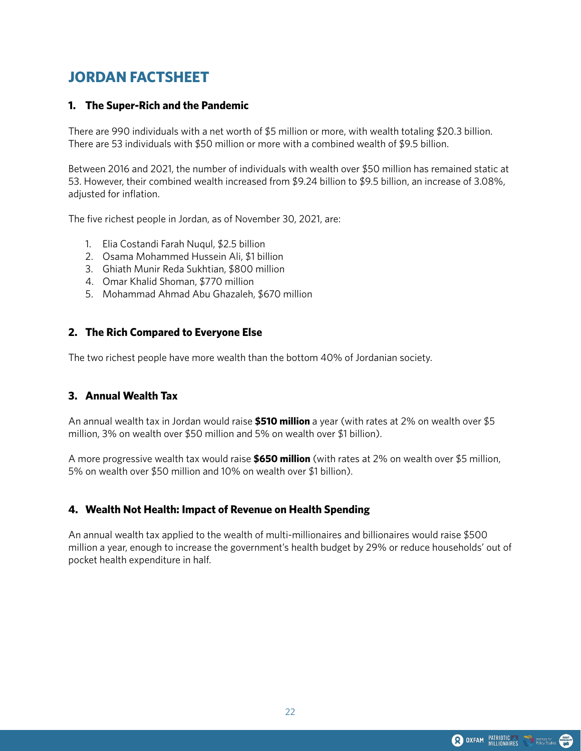# JORDAN FACTSHEET

## 1. The Super-Rich and the Pandemic

There are 990 individuals with a net worth of $5 million or more, with wealth totaling $20.3 billion. There are 53 individuals with $50 million or more with a combined wealth of $9.5 billion.

Between 2016 and 2021, the number of individuals with wealth over $50 million has remained static at 53. However, their combined wealth increased from $9.24 billion to $9.5 billion, an increase of 3.08%, adjusted for inflation.

The five richest people in Jordan, as of November 30, 2021, are:

1. Elia Costandi Farah Nuqul, $2.5 billion
2. Osama Mohammed Hussein Ali, $1 billion
3. Ghiath Munir Reda Sukhtian, $800 million
4. Omar Khalid Shoman, $770 million
5. Mohammad Ahmad Abu Ghazaleh, $670 million

## 2. The Rich Compared to Everyone Else

The two richest people have more wealth than the bottom 40% of Jordanian society.

## 3. Annual Wealth Tax

An annual wealth tax in Jordan would raise **$510 million** a year (with rates at 2% on wealth over $5 million, 3% on wealth over $50 million and 5% on wealth over $1 billion).

A more progressive wealth tax would raise **$650 million** (with rates at 2% on wealth over $5 million, 5% on wealth over $50 million and 10% on wealth over $1 billion).

## 4. Wealth Not Health: Impact of Revenue on Health Spending

An annual wealth tax applied to the wealth of multi-millionaires and billionaires would raise $500 million a year, enough to increase the government's health budget by 29% or reduce households' out of pocket health expenditure in half.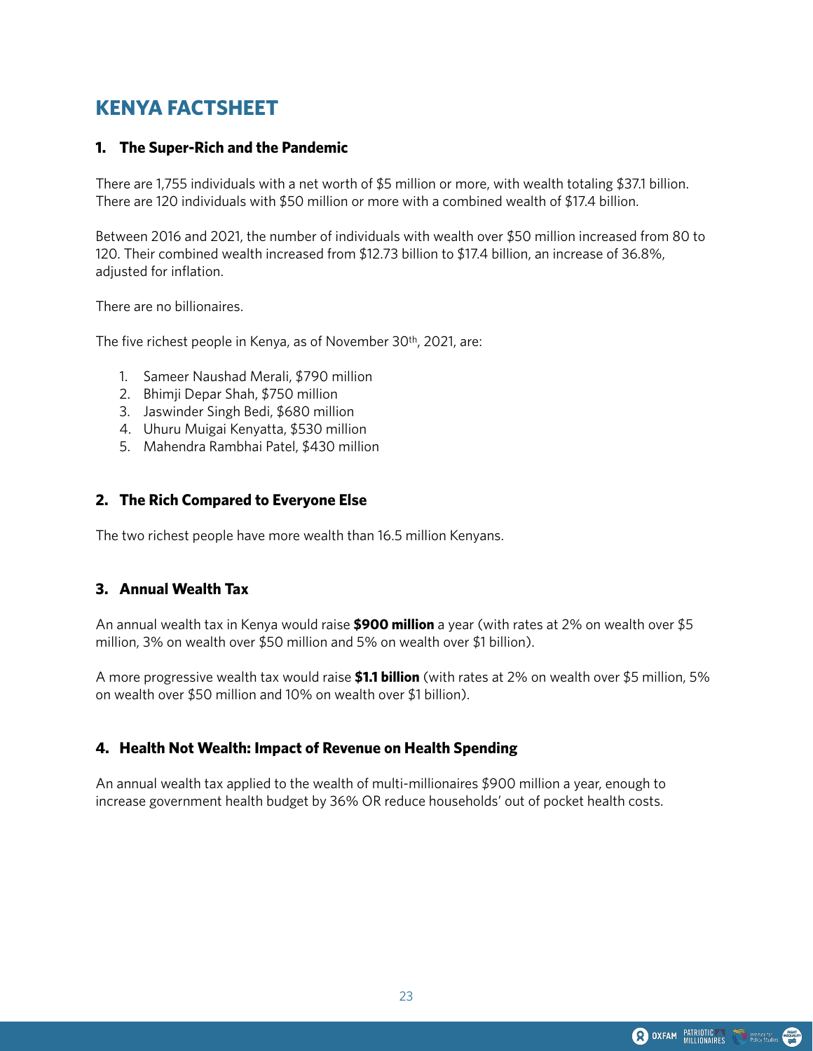# KENYA FACTSHEET

## 1. The Super-Rich and the Pandemic

There are 1,755 individuals with a net worth of $5 million or more, with wealth totaling $37.1 billion. There are 120 individuals with $50 million or more with a combined wealth of $17.4 billion.

Between 2016 and 2021, the number of individuals with wealth over $50 million increased from 80 to 120. Their combined wealth increased from $12.73 billion to $17.4 billion, an increase of 36.8%, adjusted for inflation.

There are no billionaires.

The five richest people in Kenya, as of November 30th, 2021, are:

1. Sameer Naushad Merali, $790 million
2. Bhimji Depar Shah, $750 million
3. Jaswinder Singh Bedi, $680 million
4. Uhuru Muigai Kenyatta, $530 million
5. Mahendra Rambhai Patel, $430 million

## 2. The Rich Compared to Everyone Else

The two richest people have more wealth than 16.5 million Kenyans.

## 3. Annual Wealth Tax

An annual wealth tax in Kenya would raise **$900 million** a year (with rates at 2% on wealth over $5 million, 3% on wealth over $50 million and 5% on wealth over $1 billion).

A more progressive wealth tax would raise **$1.1 billion** (with rates at 2% on wealth over $5 million, 5% on wealth over $50 million and 10% on wealth over $1 billion).

## 4. Health Not Wealth: Impact of Revenue on Health Spending

An annual wealth tax applied to the wealth of multi-millionaires $900 million a year, enough to increase government health budget by 36% OR reduce households' out of pocket health costs.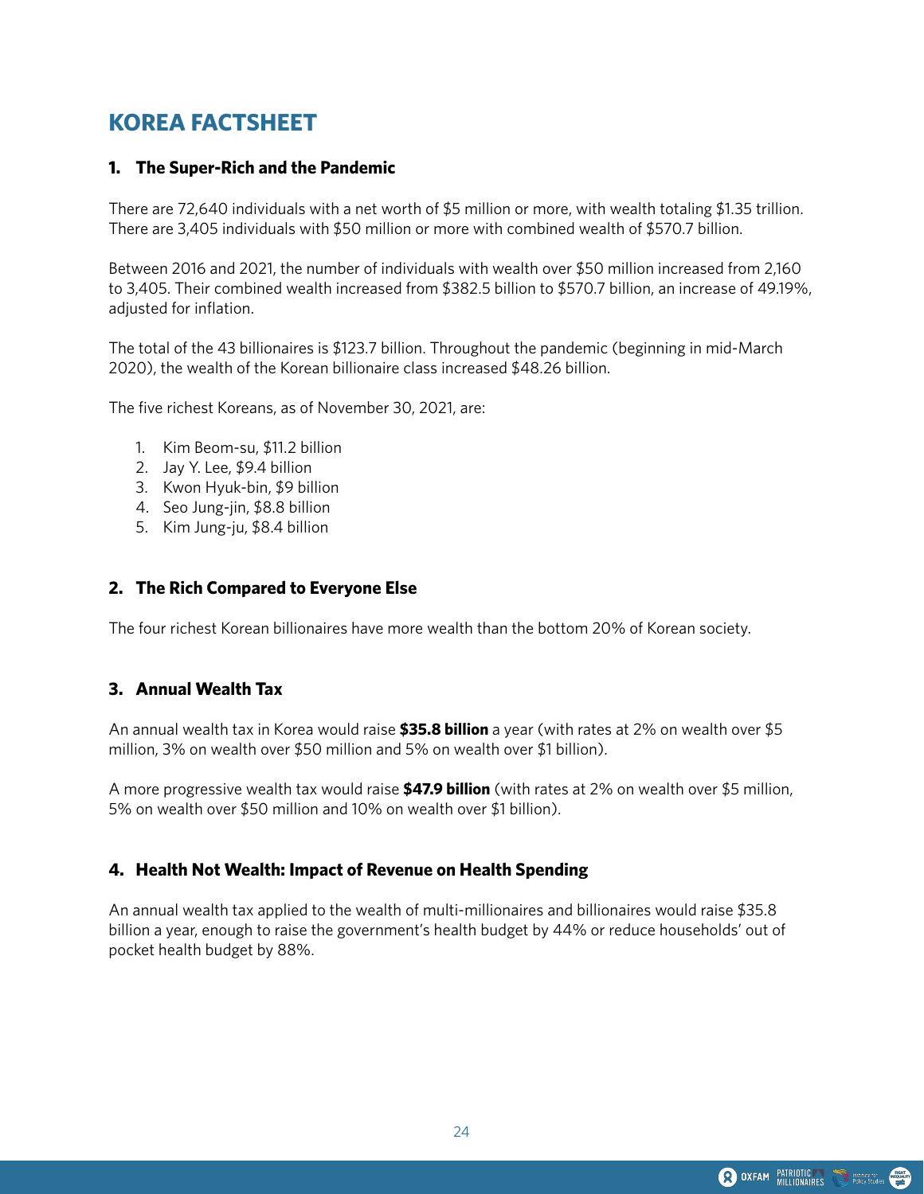# KOREA FACTSHEET

## 1. The Super-Rich and the Pandemic

There are 72,640 individuals with a net worth of $5 million or more, with wealth totaling $1.35 trillion. There are 3,405 individuals with $50 million or more with combined wealth of $570.7 billion.

Between 2016 and 2021, the number of individuals with wealth over $50 million increased from 2,160 to 3,405. Their combined wealth increased from $382.5 billion to $570.7 billion, an increase of 49.19%, adjusted for inflation.

The total of the 43 billionaires is $123.7 billion. Throughout the pandemic (beginning in mid-March 2020), the wealth of the Korean billionaire class increased $48.26 billion.

The five richest Koreans, as of November 30, 2021, are:

1. Kim Beom-su, $11.2 billion
2. Jay Y. Lee, $9.4 billion
3. Kwon Hyuk-bin, $9 billion
4. Seo Jung-jin, $8.8 billion
5. Kim Jung-ju, $8.4 billion

## 2. The Rich Compared to Everyone Else

The four richest Korean billionaires have more wealth than the bottom 20% of Korean society.

## 3. Annual Wealth Tax

An annual wealth tax in Korea would raise **$35.8 billion** a year (with rates at 2% on wealth over $5 million, 3% on wealth over $50 million and 5% on wealth over $1 billion).

A more progressive wealth tax would raise **$47.9 billion** (with rates at 2% on wealth over $5 million, 5% on wealth over $50 million and 10% on wealth over $1 billion).

## 4. Health Not Wealth: Impact of Revenue on Health Spending

An annual wealth tax applied to the wealth of multi-millionaires and billionaires would raise $35.8 billion a year, enough to raise the government's health budget by 44% or reduce households' out of pocket health budget by 88%.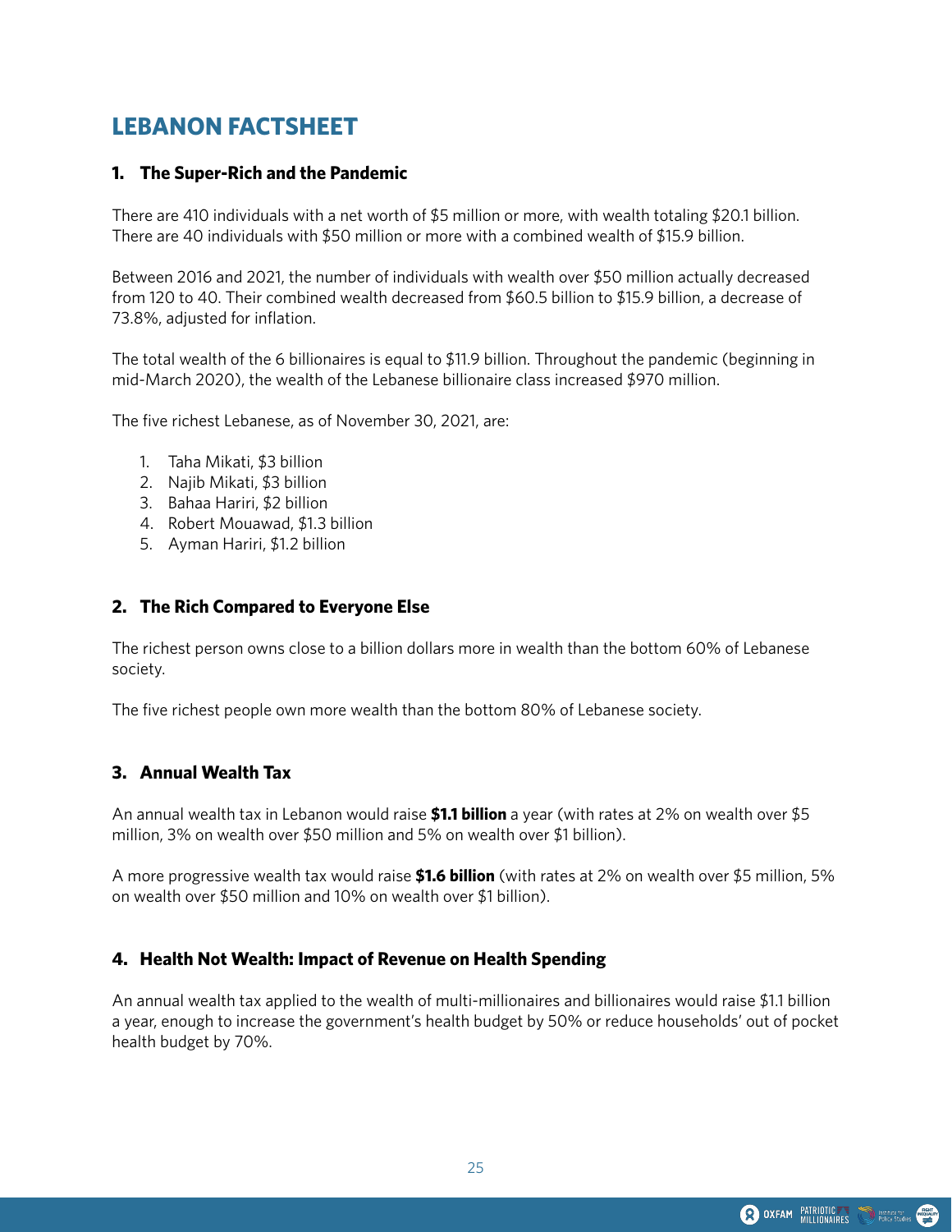# LEBANON FACTSHEET

## 1. The Super-Rich and the Pandemic

There are 410 individuals with a net worth of $5 million or more, with wealth totaling $20.1 billion. There are 40 individuals with $50 million or more with a combined wealth of $15.9 billion.

Between 2016 and 2021, the number of individuals with wealth over $50 million actually decreased from 120 to 40. Their combined wealth decreased from $60.5 billion to $15.9 billion, a decrease of 73.8%, adjusted for inflation.

The total wealth of the 6 billionaires is equal to $11.9 billion. Throughout the pandemic (beginning in mid-March 2020), the wealth of the Lebanese billionaire class increased $970 million.

The five richest Lebanese, as of November 30, 2021, are:

1. Taha Mikati, $3 billion
2. Najib Mikati, $3 billion
3. Bahaa Hariri, $2 billion
4. Robert Mouawad, $1.3 billion
5. Ayman Hariri, $1.2 billion

## 2. The Rich Compared to Everyone Else

The richest person owns close to a billion dollars more in wealth than the bottom 60% of Lebanese society.

The five richest people own more wealth than the bottom 80% of Lebanese society.

## 3. Annual Wealth Tax

An annual wealth tax in Lebanon would raise **$1.1 billion** a year (with rates at 2% on wealth over $5 million, 3% on wealth over $50 million and 5% on wealth over $1 billion).

A more progressive wealth tax would raise **$1.6 billion** (with rates at 2% on wealth over $5 million, 5% on wealth over $50 million and 10% on wealth over $1 billion).

## 4. Health Not Wealth: Impact of Revenue on Health Spending

An annual wealth tax applied to the wealth of multi-millionaires and billionaires would raise $1.1 billion a year, enough to increase the government's health budget by 50% or reduce households' out of pocket health budget by 70%.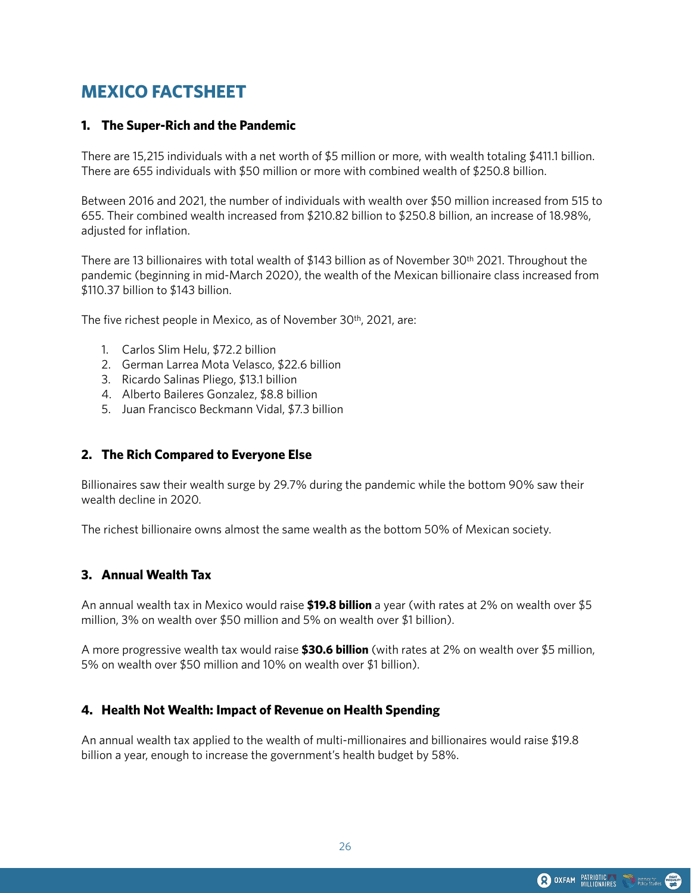# MEXICO FACTSHEET

## 1. The Super-Rich and the Pandemic

There are 15,215 individuals with a net worth of $5 million or more, with wealth totaling $411.1 billion. There are 655 individuals with $50 million or more with combined wealth of $250.8 billion.

Between 2016 and 2021, the number of individuals with wealth over $50 million increased from 515 to 655. Their combined wealth increased from $210.82 billion to $250.8 billion, an increase of 18.98%, adjusted for inflation.

There are 13 billionaires with total wealth of $143 billion as of November 30th 2021. Throughout the pandemic (beginning in mid-March 2020), the wealth of the Mexican billionaire class increased from $110.37 billion to $143 billion.

The five richest people in Mexico, as of November 30th, 2021, are:

1. Carlos Slim Helu, $72.2 billion
2. German Larrea Mota Velasco, $22.6 billion
3. Ricardo Salinas Pliego, $13.1 billion
4. Alberto Baileres Gonzalez, $8.8 billion
5. Juan Francisco Beckmann Vidal, $7.3 billion

## 2. The Rich Compared to Everyone Else

Billionaires saw their wealth surge by 29.7% during the pandemic while the bottom 90% saw their wealth decline in 2020.

The richest billionaire owns almost the same wealth as the bottom 50% of Mexican society.

## 3. Annual Wealth Tax

An annual wealth tax in Mexico would raise **$19.8 billion** a year (with rates at 2% on wealth over $5 million, 3% on wealth over $50 million and 5% on wealth over $1 billion).

A more progressive wealth tax would raise **$30.6 billion** (with rates at 2% on wealth over $5 million, 5% on wealth over $50 million and 10% on wealth over $1 billion).

## 4. Health Not Wealth: Impact of Revenue on Health Spending

An annual wealth tax applied to the wealth of multi-millionaires and billionaires would raise $19.8 billion a year, enough to increase the government's health budget by 58%.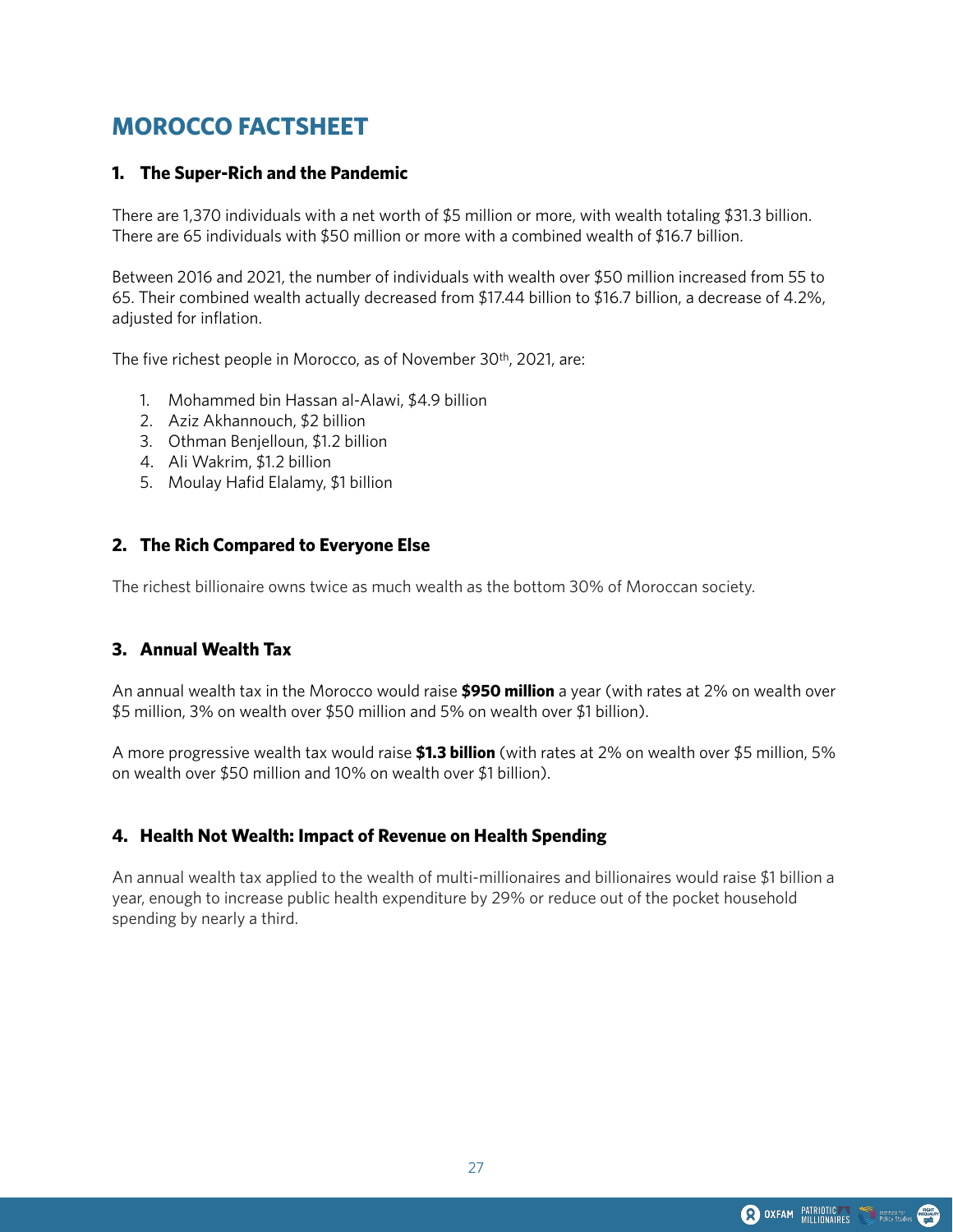# MOROCCO FACTSHEET

## 1. The Super-Rich and the Pandemic

There are 1,370 individuals with a net worth of $5 million or more, with wealth totaling $31.3 billion. There are 65 individuals with $50 million or more with a combined wealth of $16.7 billion.

Between 2016 and 2021, the number of individuals with wealth over $50 million increased from 55 to 65. Their combined wealth actually decreased from $17.44 billion to $16.7 billion, a decrease of 4.2%, adjusted for inflation.

The five richest people in Morocco, as of November 30th, 2021, are:

1. Mohammed bin Hassan al-Alawi, $4.9 billion
2. Aziz Akhannouch, $2 billion
3. Othman Benjelloun, $1.2 billion
4. Ali Wakrim, $1.2 billion
5. Moulay Hafid Elalamy, $1 billion

## 2. The Rich Compared to Everyone Else

The richest billionaire owns twice as much wealth as the bottom 30% of Moroccan society.

## 3. Annual Wealth Tax

An annual wealth tax in the Morocco would raise **$950 million** a year (with rates at 2% on wealth over $5 million, 3% on wealth over $50 million and 5% on wealth over $1 billion).

A more progressive wealth tax would raise **$1.3 billion** (with rates at 2% on wealth over $5 million, 5% on wealth over $50 million and 10% on wealth over $1 billion).

## 4. Health Not Wealth: Impact of Revenue on Health Spending

An annual wealth tax applied to the wealth of multi-millionaires and billionaires would raise $1 billion a year, enough to increase public health expenditure by 29% or reduce out of the pocket household spending by nearly a third.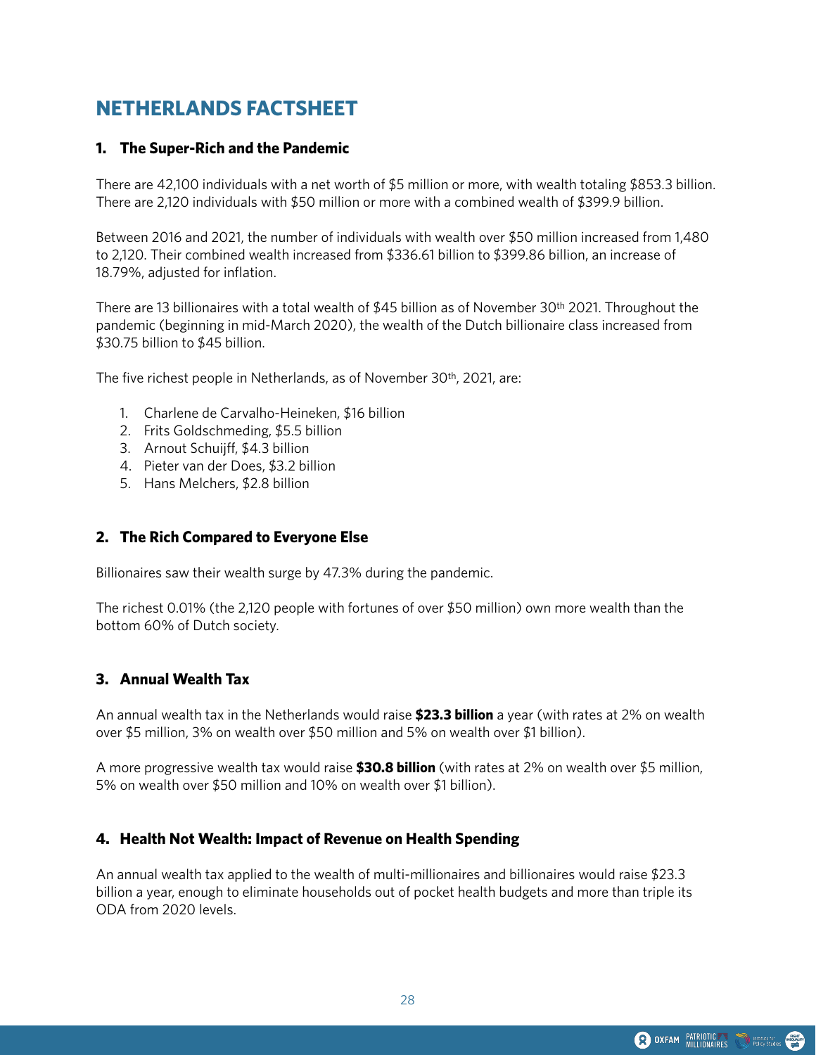# NETHERLANDS FACTSHEET

## 1. The Super-Rich and the Pandemic

There are 42,100 individuals with a net worth of $5 million or more, with wealth totaling $853.3 billion. There are 2,120 individuals with $50 million or more with a combined wealth of $399.9 billion.

Between 2016 and 2021, the number of individuals with wealth over $50 million increased from 1,480 to 2,120. Their combined wealth increased from $336.61 billion to $399.86 billion, an increase of 18.79%, adjusted for inflation.

There are 13 billionaires with a total wealth of $45 billion as of November 30th 2021. Throughout the pandemic (beginning in mid-March 2020), the wealth of the Dutch billionaire class increased from $30.75 billion to $45 billion.

The five richest people in Netherlands, as of November 30th, 2021, are:

1. Charlene de Carvalho-Heineken, $16 billion
2. Frits Goldschmeding, $5.5 billion
3. Arnout Schuijff, $4.3 billion
4. Pieter van der Does, $3.2 billion
5. Hans Melchers, $2.8 billion

## 2. The Rich Compared to Everyone Else

Billionaires saw their wealth surge by 47.3% during the pandemic.

The richest 0.01% (the 2,120 people with fortunes of over $50 million) own more wealth than the bottom 60% of Dutch society.

## 3. Annual Wealth Tax

An annual wealth tax in the Netherlands would raise **$23.3 billion** a year (with rates at 2% on wealth over $5 million, 3% on wealth over $50 million and 5% on wealth over $1 billion).

A more progressive wealth tax would raise **$30.8 billion** (with rates at 2% on wealth over $5 million, 5% on wealth over $50 million and 10% on wealth over $1 billion).

## 4. Health Not Wealth: Impact of Revenue on Health Spending

An annual wealth tax applied to the wealth of multi-millionaires and billionaires would raise $23.3 billion a year, enough to eliminate households out of pocket health budgets and more than triple its ODA from 2020 levels.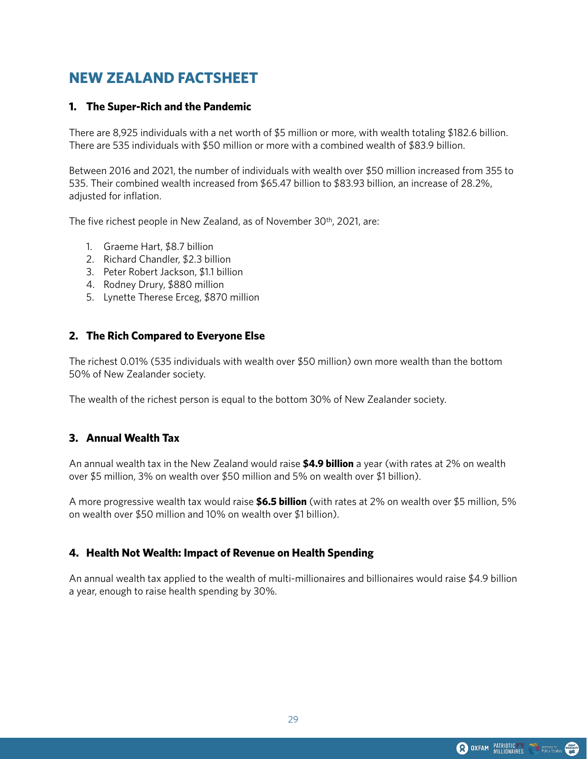# NEW ZEALAND FACTSHEET

## 1. The Super-Rich and the Pandemic

There are 8,925 individuals with a net worth of $5 million or more, with wealth totaling $182.6 billion. There are 535 individuals with $50 million or more with a combined wealth of $83.9 billion.

Between 2016 and 2021, the number of individuals with wealth over $50 million increased from 355 to 535. Their combined wealth increased from $65.47 billion to $83.93 billion, an increase of 28.2%, adjusted for inflation.

The five richest people in New Zealand, as of November 30th, 2021, are:

1. Graeme Hart, $8.7 billion
2. Richard Chandler, $2.3 billion
3. Peter Robert Jackson, $1.1 billion
4. Rodney Drury, $880 million
5. Lynette Therese Erceg, $870 million

## 2. The Rich Compared to Everyone Else

The richest 0.01% (535 individuals with wealth over $50 million) own more wealth than the bottom 50% of New Zealander society.

The wealth of the richest person is equal to the bottom 30% of New Zealander society.

## 3. Annual Wealth Tax

An annual wealth tax in the New Zealand would raise **$4.9 billion** a year (with rates at 2% on wealth over $5 million, 3% on wealth over $50 million and 5% on wealth over $1 billion).

A more progressive wealth tax would raise **$6.5 billion** (with rates at 2% on wealth over $5 million, 5% on wealth over $50 million and 10% on wealth over $1 billion).

## 4. Health Not Wealth: Impact of Revenue on Health Spending

An annual wealth tax applied to the wealth of multi-millionaires and billionaires would raise $4.9 billion a year, enough to raise health spending by 30%.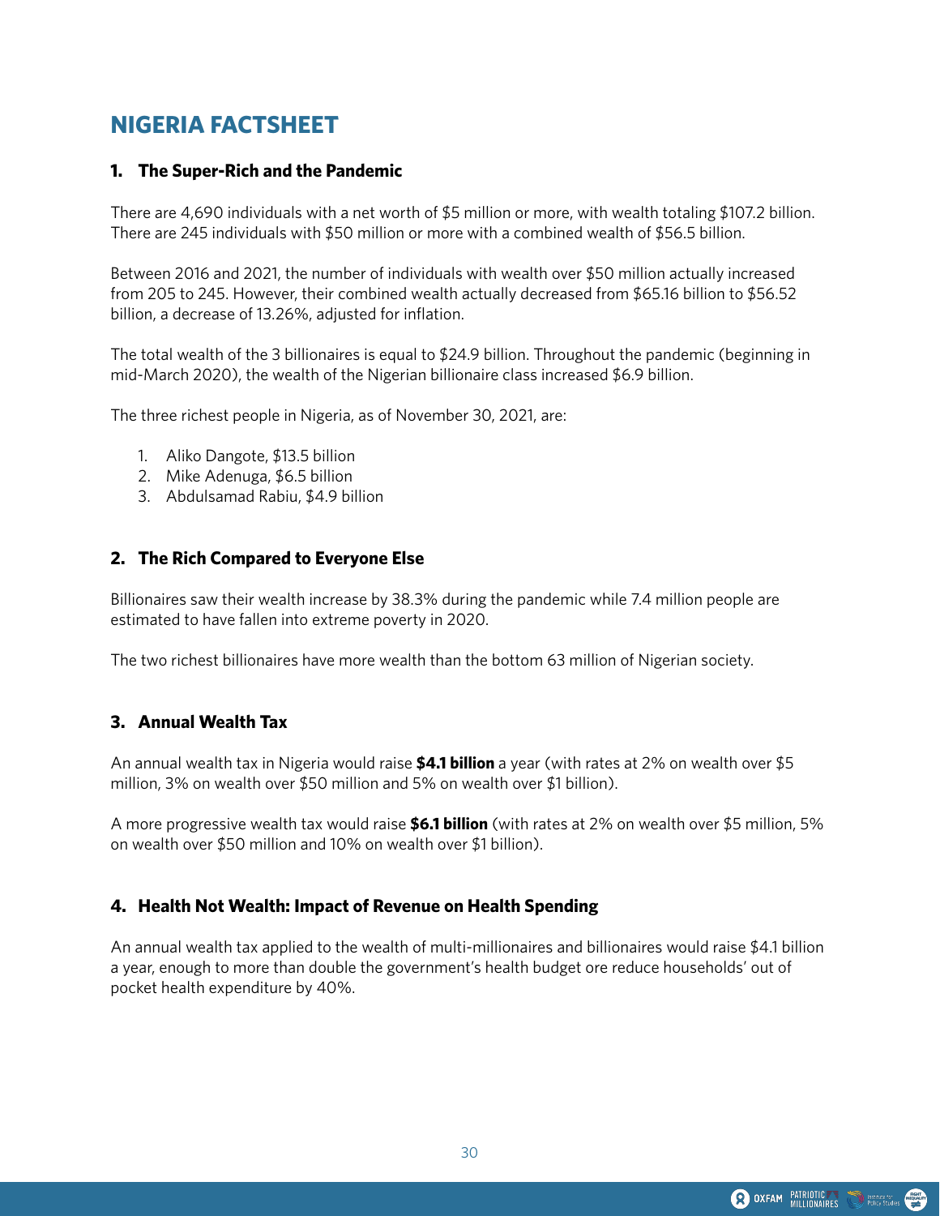# NIGERIA FACTSHEET

## 1. The Super-Rich and the Pandemic

There are 4,690 individuals with a net worth of $5 million or more, with wealth totaling $107.2 billion. There are 245 individuals with $50 million or more with a combined wealth of $56.5 billion.

Between 2016 and 2021, the number of individuals with wealth over $50 million actually increased from 205 to 245. However, their combined wealth actually decreased from $65.16 billion to $56.52 billion, a decrease of 13.26%, adjusted for inflation.

The total wealth of the 3 billionaires is equal to $24.9 billion. Throughout the pandemic (beginning in mid-March 2020), the wealth of the Nigerian billionaire class increased $6.9 billion.

The three richest people in Nigeria, as of November 30, 2021, are:

1. Aliko Dangote, $13.5 billion
2. Mike Adenuga, $6.5 billion
3. Abdulsamad Rabiu, $4.9 billion

## 2. The Rich Compared to Everyone Else

Billionaires saw their wealth increase by 38.3% during the pandemic while 7.4 million people are estimated to have fallen into extreme poverty in 2020.

The two richest billionaires have more wealth than the bottom 63 million of Nigerian society.

## 3. Annual Wealth Tax

An annual wealth tax in Nigeria would raise **$4.1 billion** a year (with rates at 2% on wealth over $5 million, 3% on wealth over $50 million and 5% on wealth over $1 billion).

A more progressive wealth tax would raise **$6.1 billion** (with rates at 2% on wealth over $5 million, 5% on wealth over $50 million and 10% on wealth over $1 billion).

## 4. Health Not Wealth: Impact of Revenue on Health Spending

An annual wealth tax applied to the wealth of multi-millionaires and billionaires would raise $4.1 billion a year, enough to more than double the government's health budget ore reduce households' out of pocket health expenditure by 40%.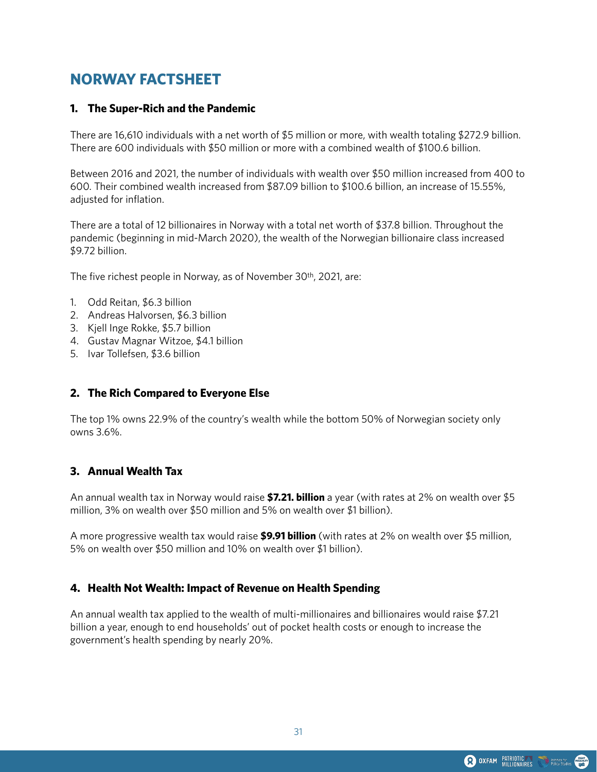# NORWAY FACTSHEET

## 1. The Super-Rich and the Pandemic

There are 16,610 individuals with a net worth of $5 million or more, with wealth totaling $272.9 billion. There are 600 individuals with $50 million or more with a combined wealth of $100.6 billion.

Between 2016 and 2021, the number of individuals with wealth over $50 million increased from 400 to 600. Their combined wealth increased from $87.09 billion to $100.6 billion, an increase of 15.55%, adjusted for inflation.

There are a total of 12 billionaires in Norway with a total net worth of $37.8 billion. Throughout the pandemic (beginning in mid-March 2020), the wealth of the Norwegian billionaire class increased $9.72 billion.

The five richest people in Norway, as of November 30th, 2021, are:

1. Odd Reitan, $6.3 billion
2. Andreas Halvorsen, $6.3 billion
3. Kjell Inge Rokke, $5.7 billion
4. Gustav Magnar Witzoe, $4.1 billion
5. Ivar Tollefsen, $3.6 billion

## 2. The Rich Compared to Everyone Else

The top 1% owns 22.9% of the country's wealth while the bottom 50% of Norwegian society only owns 3.6%.

## 3. Annual Wealth Tax

An annual wealth tax in Norway would raise **$7.21. billion** a year (with rates at 2% on wealth over $5 million, 3% on wealth over $50 million and 5% on wealth over $1 billion).

A more progressive wealth tax would raise **$9.91 billion** (with rates at 2% on wealth over $5 million, 5% on wealth over $50 million and 10% on wealth over $1 billion).

## 4. Health Not Wealth: Impact of Revenue on Health Spending

An annual wealth tax applied to the wealth of multi-millionaires and billionaires would raise $7.21 billion a year, enough to end households' out of pocket health costs or enough to increase the government's health spending by nearly 20%.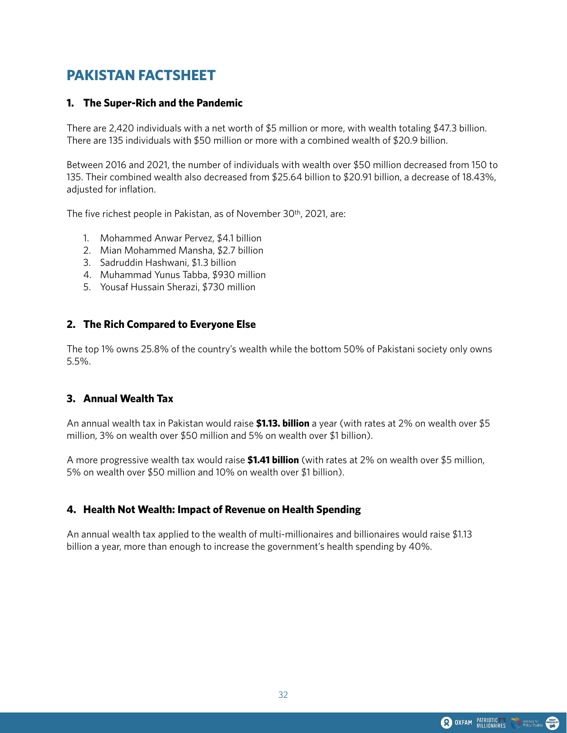# PAKISTAN FACTSHEET

### 1. The Super-Rich and the Pandemic

There are 2,420 individuals with a net worth of $5 million or more, with wealth totaling $47.3 billion. There are 135 individuals with $50 million or more with a combined wealth of $20.9 billion.

Between 2016 and 2021, the number of individuals with wealth over $50 million decreased from 150 to 135. Their combined wealth also decreased from $25.64 billion to $20.91 billion, a decrease of 18.43%, adjusted for inflation.

The five richest people in Pakistan, as of November 30th, 2021, are:

1. Mohammed Anwar Pervez, $4.1 billion
2. Mian Mohammed Mansha, $2.7 billion
3. Sadruddin Hashwani, $1.3 billion
4. Muhammad Yunus Tabba, $930 million
5. Yousaf Hussain Sherazi, $730 million

### 2. The Rich Compared to Everyone Else

The top 1% owns 25.8% of the country's wealth while the bottom 50% of Pakistani society only owns 5.5%.

### 3. Annual Wealth Tax

An annual wealth tax in Pakistan would raise **$1.13. billion** a year (with rates at 2% on wealth over $5 million, 3% on wealth over $50 million and 5% on wealth over $1 billion).

A more progressive wealth tax would raise **$1.41 billion** (with rates at 2% on wealth over $5 million, 5% on wealth over $50 million and 10% on wealth over $1 billion).

### 4. Health Not Wealth: Impact of Revenue on Health Spending

An annual wealth tax applied to the wealth of multi-millionaires and billionaires would raise $1.13 billion a year, more than enough to increase the government's health spending by 40%.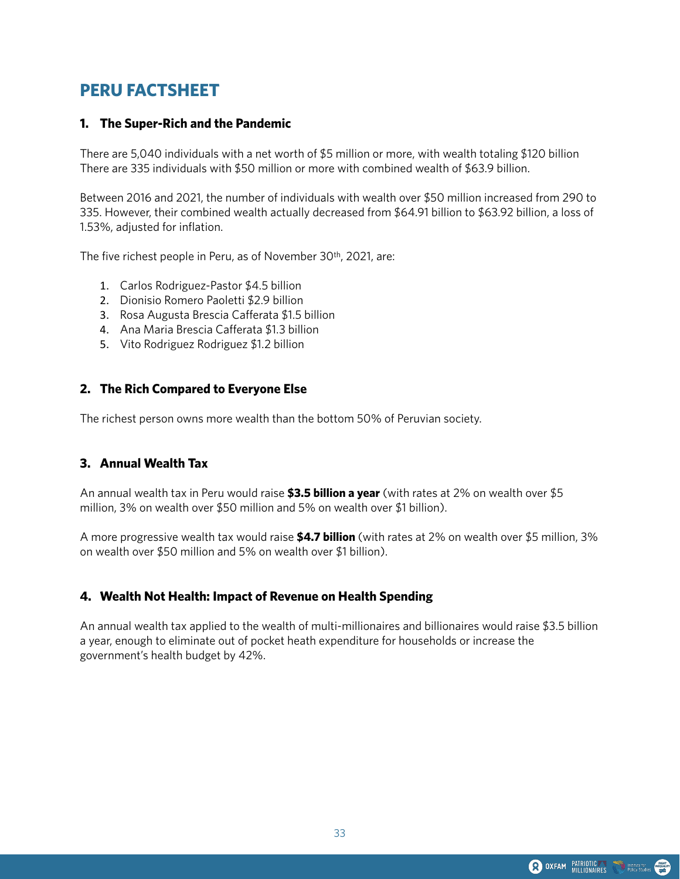# PERU FACTSHEET

## 1. The Super-Rich and the Pandemic

There are 5,040 individuals with a net worth of $5 million or more, with wealth totaling $120 billion There are 335 individuals with $50 million or more with combined wealth of $63.9 billion.

Between 2016 and 2021, the number of individuals with wealth over $50 million increased from 290 to 335. However, their combined wealth actually decreased from $64.91 billion to $63.92 billion, a loss of 1.53%, adjusted for inflation.

The five richest people in Peru, as of November 30th, 2021, are:

1. Carlos Rodriguez-Pastor $4.5 billion
2. Dionisio Romero Paoletti $2.9 billion
3. Rosa Augusta Brescia Cafferata $1.5 billion
4. Ana Maria Brescia Cafferata $1.3 billion
5. Vito Rodriguez Rodriguez $1.2 billion

## 2. The Rich Compared to Everyone Else

The richest person owns more wealth than the bottom 50% of Peruvian society.

## 3. Annual Wealth Tax

An annual wealth tax in Peru would raise **$3.5 billion a year** (with rates at 2% on wealth over $5 million, 3% on wealth over $50 million and 5% on wealth over $1 billion).

A more progressive wealth tax would raise **$4.7 billion** (with rates at 2% on wealth over $5 million, 3% on wealth over $50 million and 5% on wealth over $1 billion).

## 4. Wealth Not Health: Impact of Revenue on Health Spending

An annual wealth tax applied to the wealth of multi-millionaires and billionaires would raise $3.5 billion a year, enough to eliminate out of pocket heath expenditure for households or increase the government's health budget by 42%.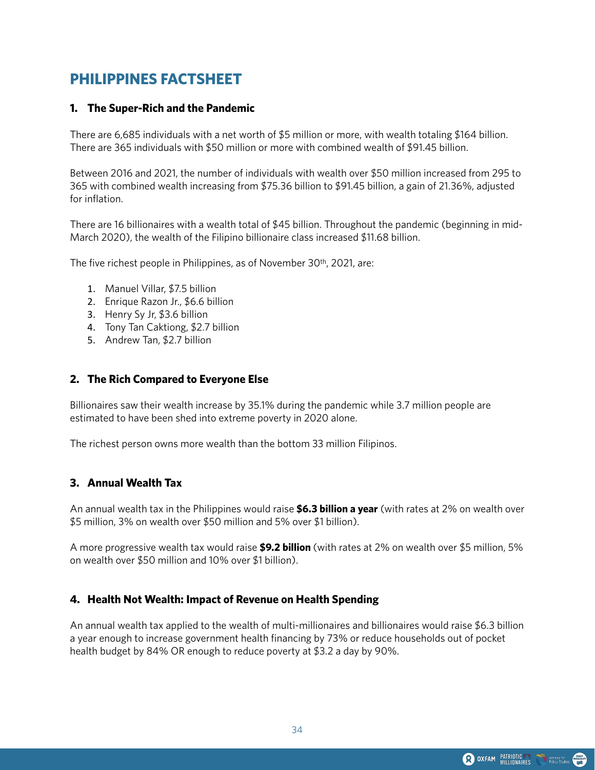# PHILIPPINES FACTSHEET

## 1. The Super-Rich and the Pandemic

There are 6,685 individuals with a net worth of $5 million or more, with wealth totaling $164 billion. There are 365 individuals with $50 million or more with combined wealth of $91.45 billion.

Between 2016 and 2021, the number of individuals with wealth over $50 million increased from 295 to 365 with combined wealth increasing from $75.36 billion to $91.45 billion, a gain of 21.36%, adjusted for inflation.

There are 16 billionaires with a wealth total of $45 billion. Throughout the pandemic (beginning in mid-March 2020), the wealth of the Filipino billionaire class increased $11.68 billion.

The five richest people in Philippines, as of November 30th, 2021, are:

1. Manuel Villar, $7.5 billion
2. Enrique Razon Jr., $6.6 billion
3. Henry Sy Jr, $3.6 billion
4. Tony Tan Caktiong, $2.7 billion
5. Andrew Tan, $2.7 billion

## 2. The Rich Compared to Everyone Else

Billionaires saw their wealth increase by 35.1% during the pandemic while 3.7 million people are estimated to have been shed into extreme poverty in 2020 alone.

The richest person owns more wealth than the bottom 33 million Filipinos.

## 3. Annual Wealth Tax

An annual wealth tax in the Philippines would raise **$6.3 billion a year** (with rates at 2% on wealth over $5 million, 3% on wealth over $50 million and 5% over $1 billion).

A more progressive wealth tax would raise **$9.2 billion** (with rates at 2% on wealth over $5 million, 5% on wealth over $50 million and 10% over $1 billion).

## 4. Health Not Wealth: Impact of Revenue on Health Spending

An annual wealth tax applied to the wealth of multi-millionaires and billionaires would raise $6.3 billion a year enough to increase government health financing by 73% or reduce households out of pocket health budget by 84% OR enough to reduce poverty at $3.2 a day by 90%.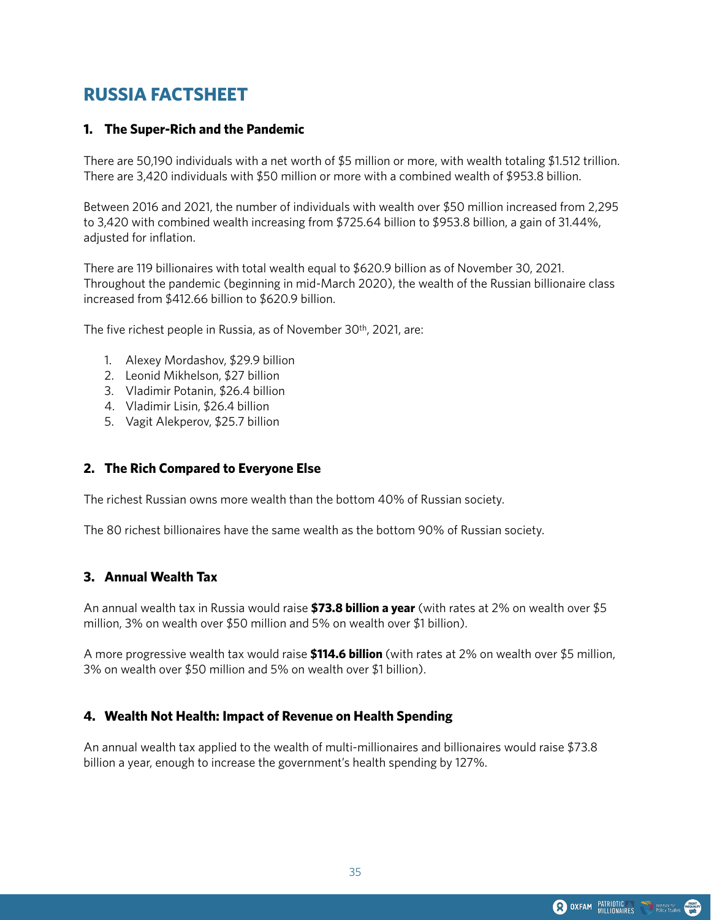# RUSSIA FACTSHEET

### 1. The Super-Rich and the Pandemic

There are 50,190 individuals with a net worth of $5 million or more, with wealth totaling $1.512 trillion. There are 3,420 individuals with $50 million or more with a combined wealth of $953.8 billion.

Between 2016 and 2021, the number of individuals with wealth over $50 million increased from 2,295 to 3,420 with combined wealth increasing from $725.64 billion to $953.8 billion, a gain of 31.44%, adjusted for inflation.

There are 119 billionaires with total wealth equal to $620.9 billion as of November 30, 2021. Throughout the pandemic (beginning in mid-March 2020), the wealth of the Russian billionaire class increased from $412.66 billion to $620.9 billion.

The five richest people in Russia, as of November 30th, 2021, are:

1. Alexey Mordashov, $29.9 billion
2. Leonid Mikhelson, $27 billion
3. Vladimir Potanin, $26.4 billion
4. Vladimir Lisin, $26.4 billion
5. Vagit Alekperov, $25.7 billion

### 2. The Rich Compared to Everyone Else

The richest Russian owns more wealth than the bottom 40% of Russian society.

The 80 richest billionaires have the same wealth as the bottom 90% of Russian society.

### 3. Annual Wealth Tax

An annual wealth tax in Russia would raise **$73.8 billion a year** (with rates at 2% on wealth over $5 million, 3% on wealth over $50 million and 5% on wealth over $1 billion).

A more progressive wealth tax would raise **$114.6 billion** (with rates at 2% on wealth over $5 million, 3% on wealth over $50 million and 5% on wealth over $1 billion).

### 4. Wealth Not Health: Impact of Revenue on Health Spending

An annual wealth tax applied to the wealth of multi-millionaires and billionaires would raise $73.8 billion a year, enough to increase the government's health spending by 127%.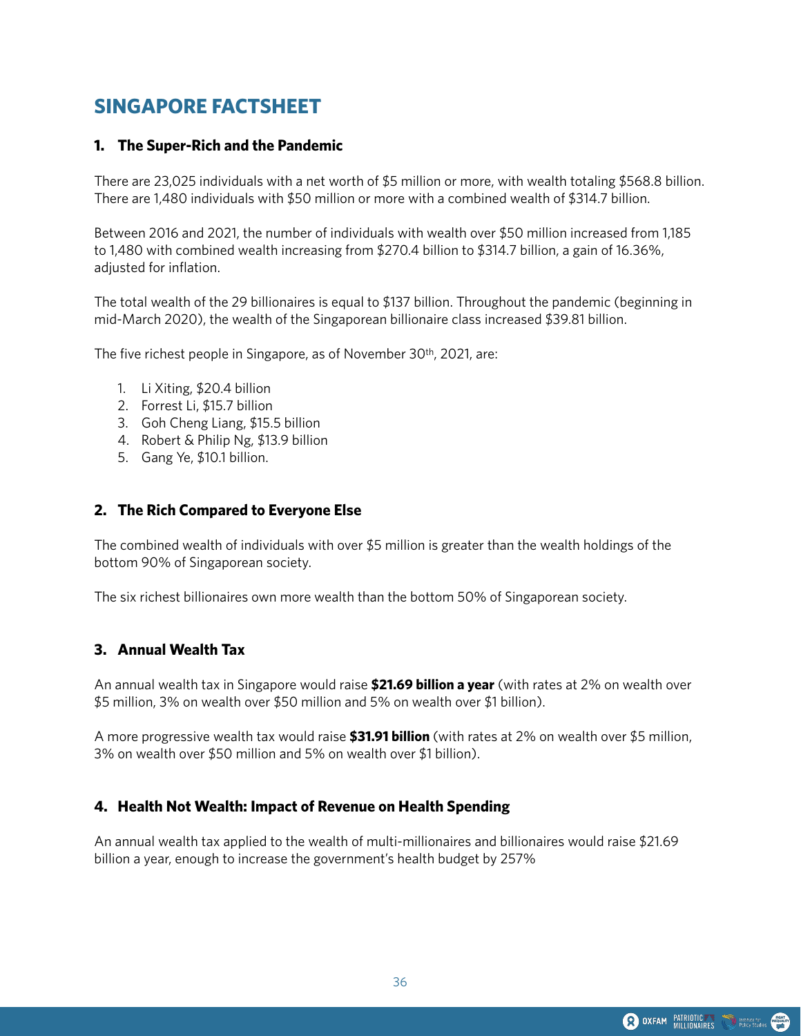# SINGAPORE FACTSHEET

## 1. The Super-Rich and the Pandemic

There are 23,025 individuals with a net worth of $5 million or more, with wealth totaling $568.8 billion. There are 1,480 individuals with $50 million or more with a combined wealth of $314.7 billion.

Between 2016 and 2021, the number of individuals with wealth over $50 million increased from 1,185 to 1,480 with combined wealth increasing from $270.4 billion to $314.7 billion, a gain of 16.36%, adjusted for inflation.

The total wealth of the 29 billionaires is equal to $137 billion. Throughout the pandemic (beginning in mid-March 2020), the wealth of the Singaporean billionaire class increased $39.81 billion.

The five richest people in Singapore, as of November 30th, 2021, are:

1. Li Xiting, $20.4 billion
2. Forrest Li, $15.7 billion
3. Goh Cheng Liang, $15.5 billion
4. Robert & Philip Ng, $13.9 billion
5. Gang Ye, $10.1 billion.

## 2. The Rich Compared to Everyone Else

The combined wealth of individuals with over $5 million is greater than the wealth holdings of the bottom 90% of Singaporean society.

The six richest billionaires own more wealth than the bottom 50% of Singaporean society.

## 3. Annual Wealth Tax

An annual wealth tax in Singapore would raise **$21.69 billion a year** (with rates at 2% on wealth over $5 million, 3% on wealth over $50 million and 5% on wealth over $1 billion).

A more progressive wealth tax would raise **$31.91 billion** (with rates at 2% on wealth over $5 million, 3% on wealth over $50 million and 5% on wealth over $1 billion).

## 4. Health Not Wealth: Impact of Revenue on Health Spending

An annual wealth tax applied to the wealth of multi-millionaires and billionaires would raise $21.69 billion a year, enough to increase the government's health budget by 257%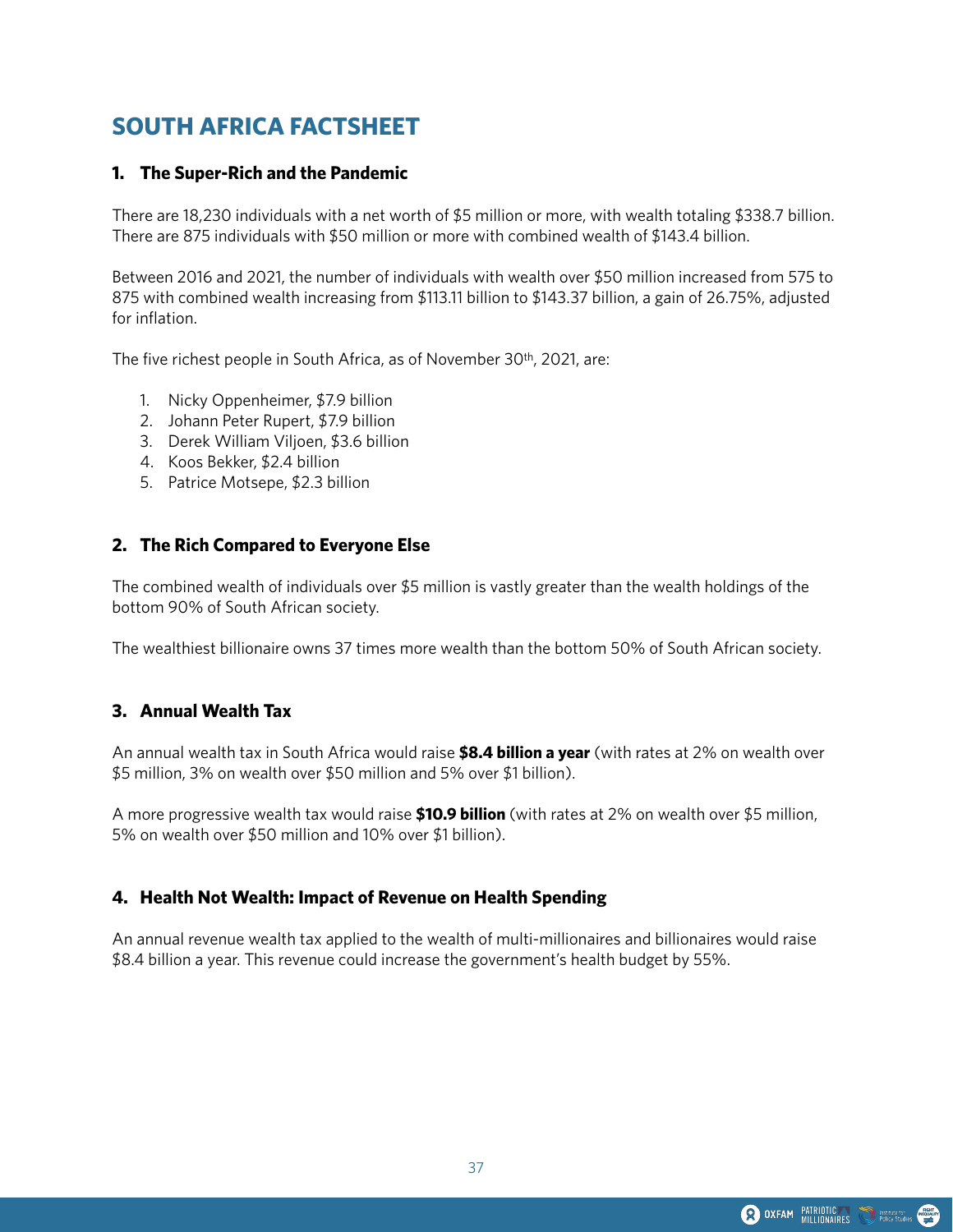# SOUTH AFRICA FACTSHEET

## 1. The Super-Rich and the Pandemic

There are 18,230 individuals with a net worth of $5 million or more, with wealth totaling $338.7 billion. There are 875 individuals with $50 million or more with combined wealth of $143.4 billion.

Between 2016 and 2021, the number of individuals with wealth over $50 million increased from 575 to 875 with combined wealth increasing from $113.11 billion to $143.37 billion, a gain of 26.75%, adjusted for inflation.

The five richest people in South Africa, as of November 30th, 2021, are:

1. Nicky Oppenheimer, $7.9 billion
2. Johann Peter Rupert, $7.9 billion
3. Derek William Viljoen, $3.6 billion
4. Koos Bekker, $2.4 billion
5. Patrice Motsepe, $2.3 billion

## 2. The Rich Compared to Everyone Else

The combined wealth of individuals over $5 million is vastly greater than the wealth holdings of the bottom 90% of South African society.

The wealthiest billionaire owns 37 times more wealth than the bottom 50% of South African society.

## 3. Annual Wealth Tax

An annual wealth tax in South Africa would raise **$8.4 billion a year** (with rates at 2% on wealth over $5 million, 3% on wealth over $50 million and 5% over $1 billion).

A more progressive wealth tax would raise **$10.9 billion** (with rates at 2% on wealth over $5 million, 5% on wealth over $50 million and 10% over $1 billion).

## 4. Health Not Wealth: Impact of Revenue on Health Spending

An annual revenue wealth tax applied to the wealth of multi-millionaires and billionaires would raise $8.4 billion a year. This revenue could increase the government's health budget by 55%.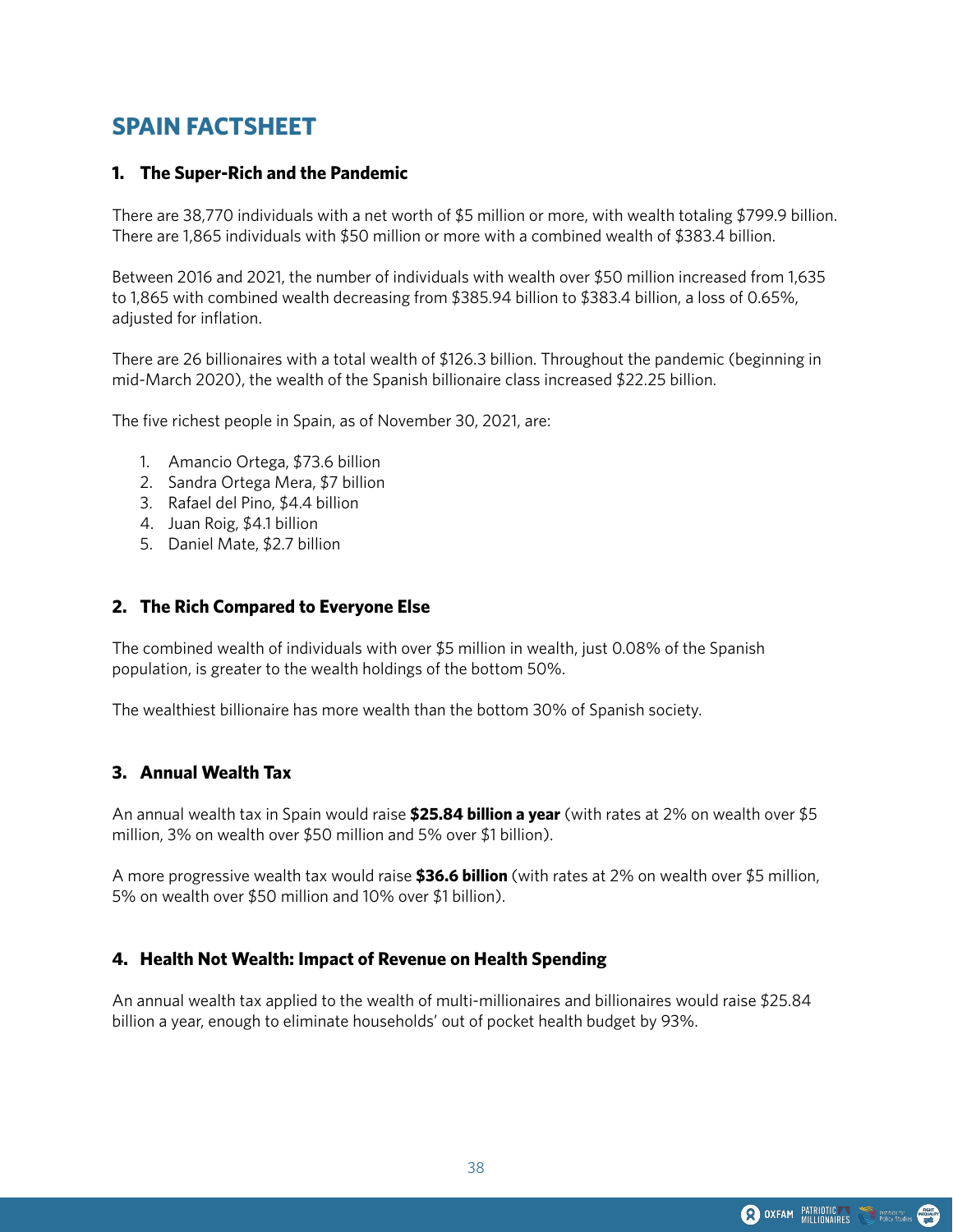# SPAIN FACTSHEET

## 1. The Super-Rich and the Pandemic

There are 38,770 individuals with a net worth of $5 million or more, with wealth totaling $799.9 billion. There are 1,865 individuals with $50 million or more with a combined wealth of $383.4 billion.

Between 2016 and 2021, the number of individuals with wealth over $50 million increased from 1,635 to 1,865 with combined wealth decreasing from $385.94 billion to $383.4 billion, a loss of 0.65%, adjusted for inflation.

There are 26 billionaires with a total wealth of $126.3 billion. Throughout the pandemic (beginning in mid-March 2020), the wealth of the Spanish billionaire class increased $22.25 billion.

The five richest people in Spain, as of November 30, 2021, are:

1. Amancio Ortega, $73.6 billion
2. Sandra Ortega Mera, $7 billion
3. Rafael del Pino, $4.4 billion
4. Juan Roig, $4.1 billion
5. Daniel Mate, $2.7 billion

## 2. The Rich Compared to Everyone Else

The combined wealth of individuals with over $5 million in wealth, just 0.08% of the Spanish population, is greater to the wealth holdings of the bottom 50%.

The wealthiest billionaire has more wealth than the bottom 30% of Spanish society.

## 3. Annual Wealth Tax

An annual wealth tax in Spain would raise **$25.84 billion a year** (with rates at 2% on wealth over $5 million, 3% on wealth over $50 million and 5% over $1 billion).

A more progressive wealth tax would raise **$36.6 billion** (with rates at 2% on wealth over $5 million, 5% on wealth over $50 million and 10% over $1 billion).

## 4. Health Not Wealth: Impact of Revenue on Health Spending

An annual wealth tax applied to the wealth of multi-millionaires and billionaires would raise $25.84 billion a year, enough to eliminate households' out of pocket health budget by 93%.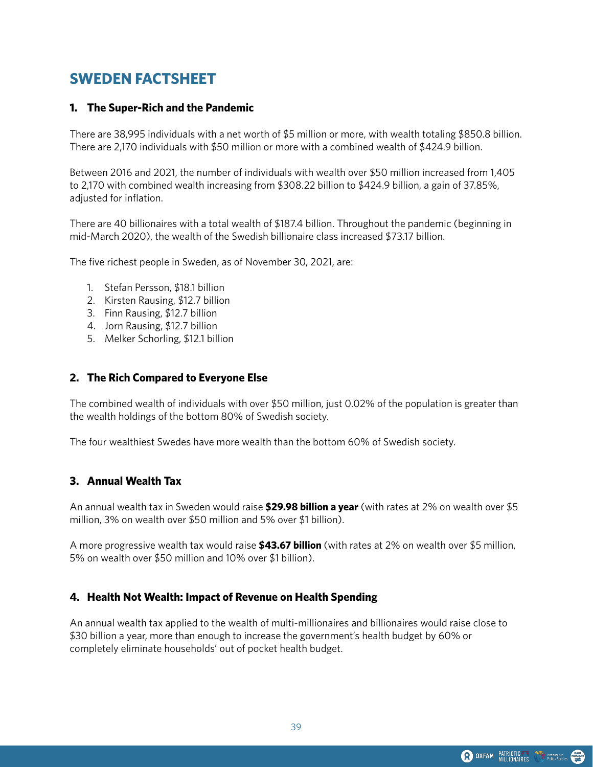# SWEDEN FACTSHEET

## 1. The Super-Rich and the Pandemic

There are 38,995 individuals with a net worth of $5 million or more, with wealth totaling $850.8 billion. There are 2,170 individuals with $50 million or more with a combined wealth of $424.9 billion.

Between 2016 and 2021, the number of individuals with wealth over $50 million increased from 1,405 to 2,170 with combined wealth increasing from $308.22 billion to $424.9 billion, a gain of 37.85%, adjusted for inflation.

There are 40 billionaires with a total wealth of $187.4 billion. Throughout the pandemic (beginning in mid-March 2020), the wealth of the Swedish billionaire class increased $73.17 billion.

The five richest people in Sweden, as of November 30, 2021, are:

1. Stefan Persson, $18.1 billion
2. Kirsten Rausing, $12.7 billion
3. Finn Rausing, $12.7 billion
4. Jorn Rausing, $12.7 billion
5. Melker Schorling, $12.1 billion

## 2. The Rich Compared to Everyone Else

The combined wealth of individuals with over $50 million, just 0.02% of the population is greater than the wealth holdings of the bottom 80% of Swedish society.

The four wealthiest Swedes have more wealth than the bottom 60% of Swedish society.

## 3. Annual Wealth Tax

An annual wealth tax in Sweden would raise **$29.98 billion a year** (with rates at 2% on wealth over $5 million, 3% on wealth over $50 million and 5% over $1 billion).

A more progressive wealth tax would raise **$43.67 billion** (with rates at 2% on wealth over $5 million, 5% on wealth over $50 million and 10% over $1 billion).

## 4. Health Not Wealth: Impact of Revenue on Health Spending

An annual wealth tax applied to the wealth of multi-millionaires and billionaires would raise close to $30 billion a year, more than enough to increase the government's health budget by 60% or completely eliminate households' out of pocket health budget.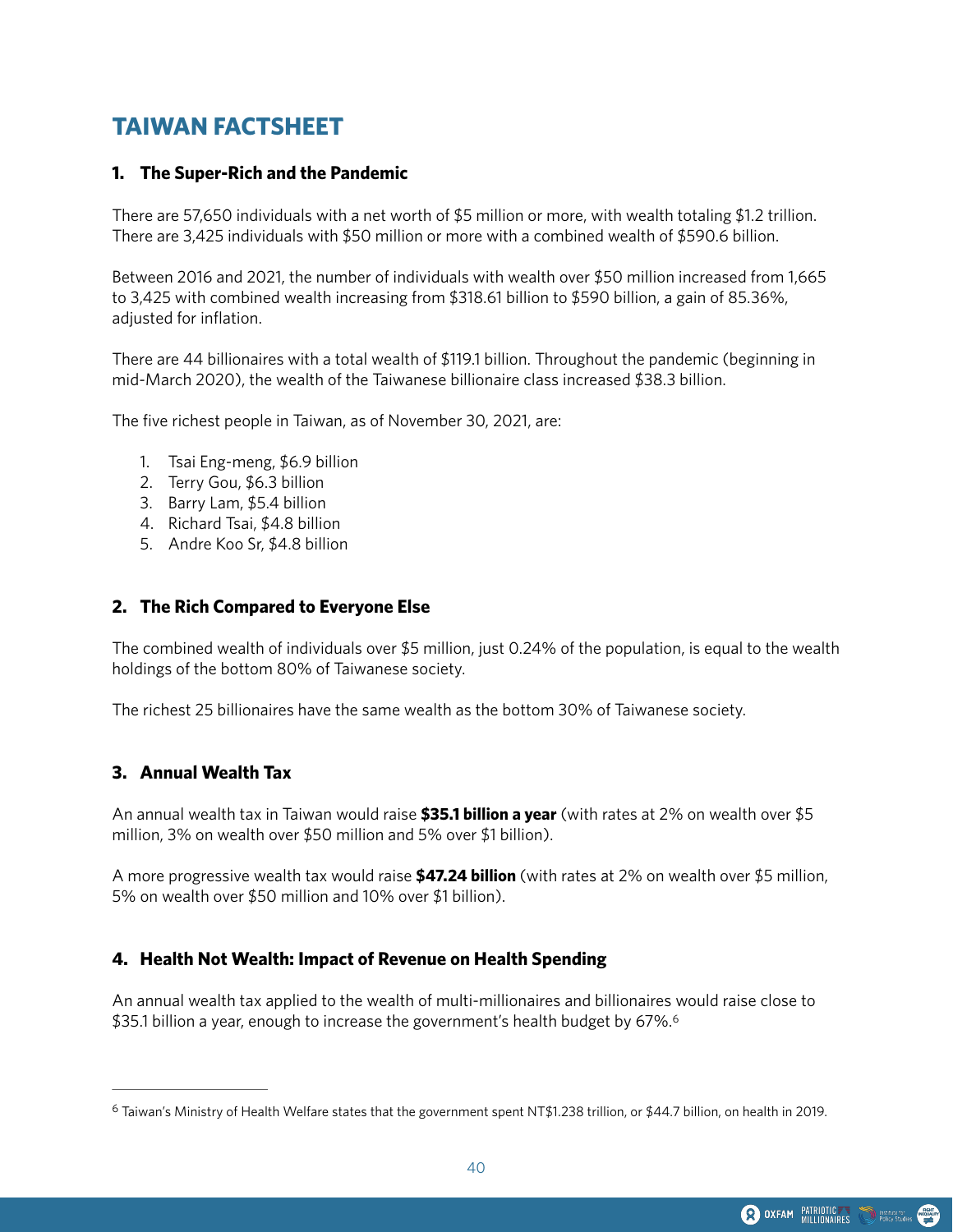# TAIWAN FACTSHEET

### 1. The Super-Rich and the Pandemic

There are 57,650 individuals with a net worth of $5 million or more, with wealth totaling $1.2 trillion. There are 3,425 individuals with $50 million or more with a combined wealth of $590.6 billion.

Between 2016 and 2021, the number of individuals with wealth over $50 million increased from 1,665 to 3,425 with combined wealth increasing from $318.61 billion to $590 billion, a gain of 85.36%, adjusted for inflation.

There are 44 billionaires with a total wealth of $119.1 billion. Throughout the pandemic (beginning in mid-March 2020), the wealth of the Taiwanese billionaire class increased $38.3 billion.

The five richest people in Taiwan, as of November 30, 2021, are:

1. Tsai Eng-meng, $6.9 billion
2. Terry Gou, $6.3 billion
3. Barry Lam, $5.4 billion
4. Richard Tsai, $4.8 billion
5. Andre Koo Sr, $4.8 billion

### 2. The Rich Compared to Everyone Else

The combined wealth of individuals over $5 million, just 0.24% of the population, is equal to the wealth holdings of the bottom 80% of Taiwanese society.

The richest 25 billionaires have the same wealth as the bottom 30% of Taiwanese society.

### 3. Annual Wealth Tax

An annual wealth tax in Taiwan would raise **$35.1 billion a year** (with rates at 2% on wealth over $5 million, 3% on wealth over $50 million and 5% over $1 billion).

A more progressive wealth tax would raise **$47.24 billion** (with rates at 2% on wealth over $5 million, 5% on wealth over $50 million and 10% over $1 billion).

### 4. Health Not Wealth: Impact of Revenue on Health Spending

An annual wealth tax applied to the wealth of multi-millionaires and billionaires would raise close to $35.1 billion a year, enough to increase the government's health budget by 67%.[6]

---

[6] Taiwan's Ministry of Health Welfare states that the government spent NT$1.238 trillion, or $44.7 billion, on health in 2019.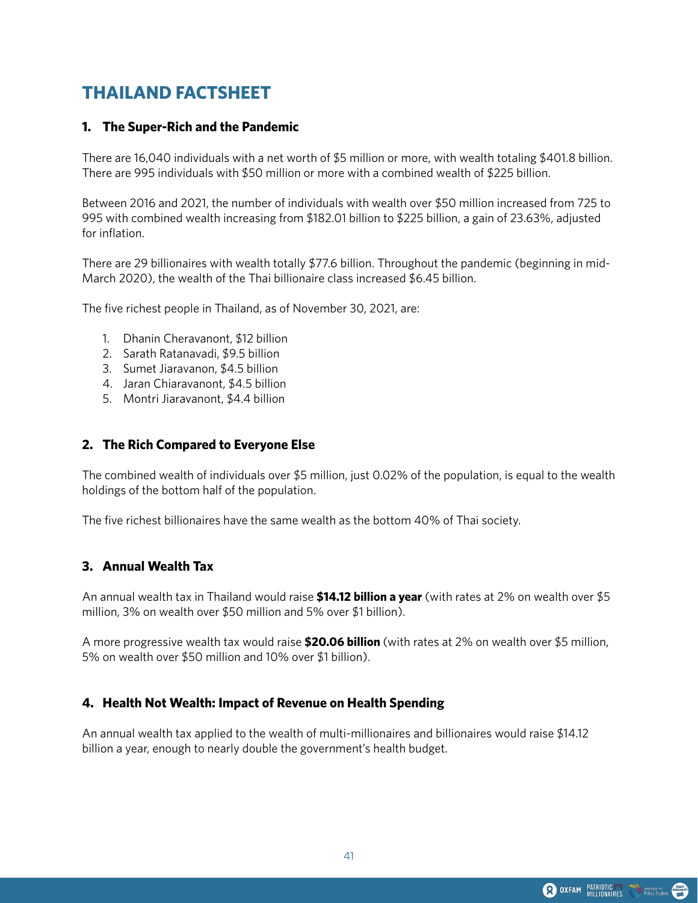# THAILAND FACTSHEET

## 1. The Super-Rich and the Pandemic

There are 16,040 individuals with a net worth of $5 million or more, with wealth totaling $401.8 billion. There are 995 individuals with $50 million or more with a combined wealth of $225 billion.

Between 2016 and 2021, the number of individuals with wealth over $50 million increased from 725 to 995 with combined wealth increasing from $182.01 billion to $225 billion, a gain of 23.63%, adjusted for inflation.

There are 29 billionaires with wealth totally $77.6 billion. Throughout the pandemic (beginning in mid-March 2020), the wealth of the Thai billionaire class increased $6.45 billion.

The five richest people in Thailand, as of November 30, 2021, are:

1. Dhanin Cheravanont, $12 billion
2. Sarath Ratanavadi, $9.5 billion
3. Sumet Jiaravanon, $4.5 billion
4. Jaran Chiaravanont, $4.5 billion
5. Montri Jiaravanont, $4.4 billion

## 2. The Rich Compared to Everyone Else

The combined wealth of individuals over $5 million, just 0.02% of the population, is equal to the wealth holdings of the bottom half of the population.

The five richest billionaires have the same wealth as the bottom 40% of Thai society.

## 3. Annual Wealth Tax

An annual wealth tax in Thailand would raise **$14.12 billion a year** (with rates at 2% on wealth over $5 million, 3% on wealth over $50 million and 5% over $1 billion).

A more progressive wealth tax would raise **$20.06 billion** (with rates at 2% on wealth over $5 million, 5% on wealth over $50 million and 10% over $1 billion).

## 4. Health Not Wealth: Impact of Revenue on Health Spending

An annual wealth tax applied to the wealth of multi-millionaires and billionaires would raise $14.12 billion a year, enough to nearly double the government's health budget.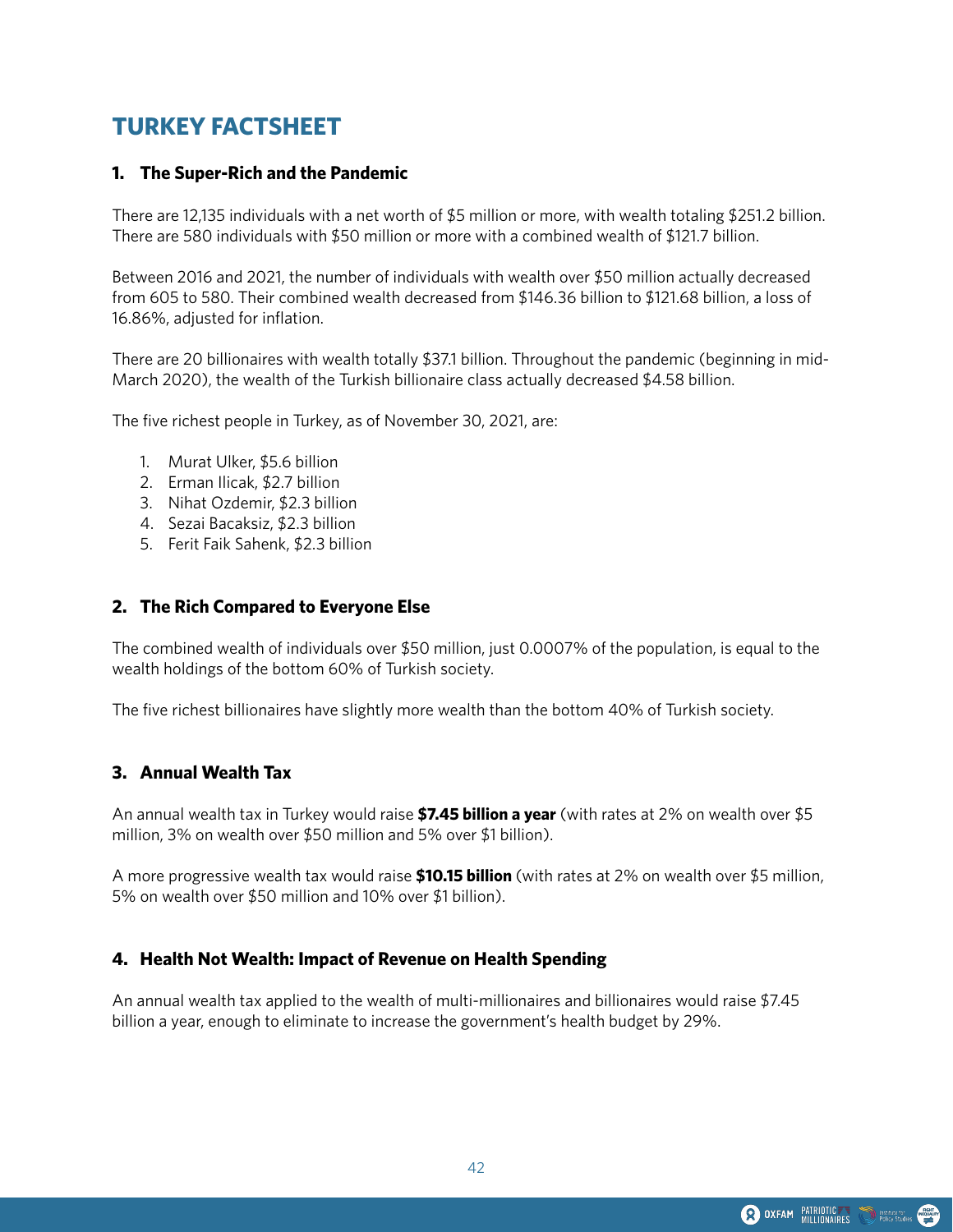# TURKEY FACTSHEET

## 1. The Super-Rich and the Pandemic

There are 12,135 individuals with a net worth of $5 million or more, with wealth totaling $251.2 billion. There are 580 individuals with $50 million or more with a combined wealth of $121.7 billion.

Between 2016 and 2021, the number of individuals with wealth over $50 million actually decreased from 605 to 580. Their combined wealth decreased from $146.36 billion to $121.68 billion, a loss of 16.86%, adjusted for inflation.

There are 20 billionaires with wealth totally $37.1 billion. Throughout the pandemic (beginning in mid-March 2020), the wealth of the Turkish billionaire class actually decreased $4.58 billion.

The five richest people in Turkey, as of November 30, 2021, are:

1. Murat Ulker, $5.6 billion
2. Erman Ilicak, $2.7 billion
3. Nihat Ozdemir, $2.3 billion
4. Sezai Bacaksiz, $2.3 billion
5. Ferit Faik Sahenk, $2.3 billion

## 2. The Rich Compared to Everyone Else

The combined wealth of individuals over $50 million, just 0.0007% of the population, is equal to the wealth holdings of the bottom 60% of Turkish society.

The five richest billionaires have slightly more wealth than the bottom 40% of Turkish society.

## 3. Annual Wealth Tax

An annual wealth tax in Turkey would raise **$7.45 billion a year** (with rates at 2% on wealth over $5 million, 3% on wealth over $50 million and 5% over $1 billion).

A more progressive wealth tax would raise **$10.15 billion** (with rates at 2% on wealth over $5 million, 5% on wealth over $50 million and 10% over $1 billion).

## 4. Health Not Wealth: Impact of Revenue on Health Spending

An annual wealth tax applied to the wealth of multi-millionaires and billionaires would raise $7.45 billion a year, enough to eliminate to increase the government's health budget by 29%.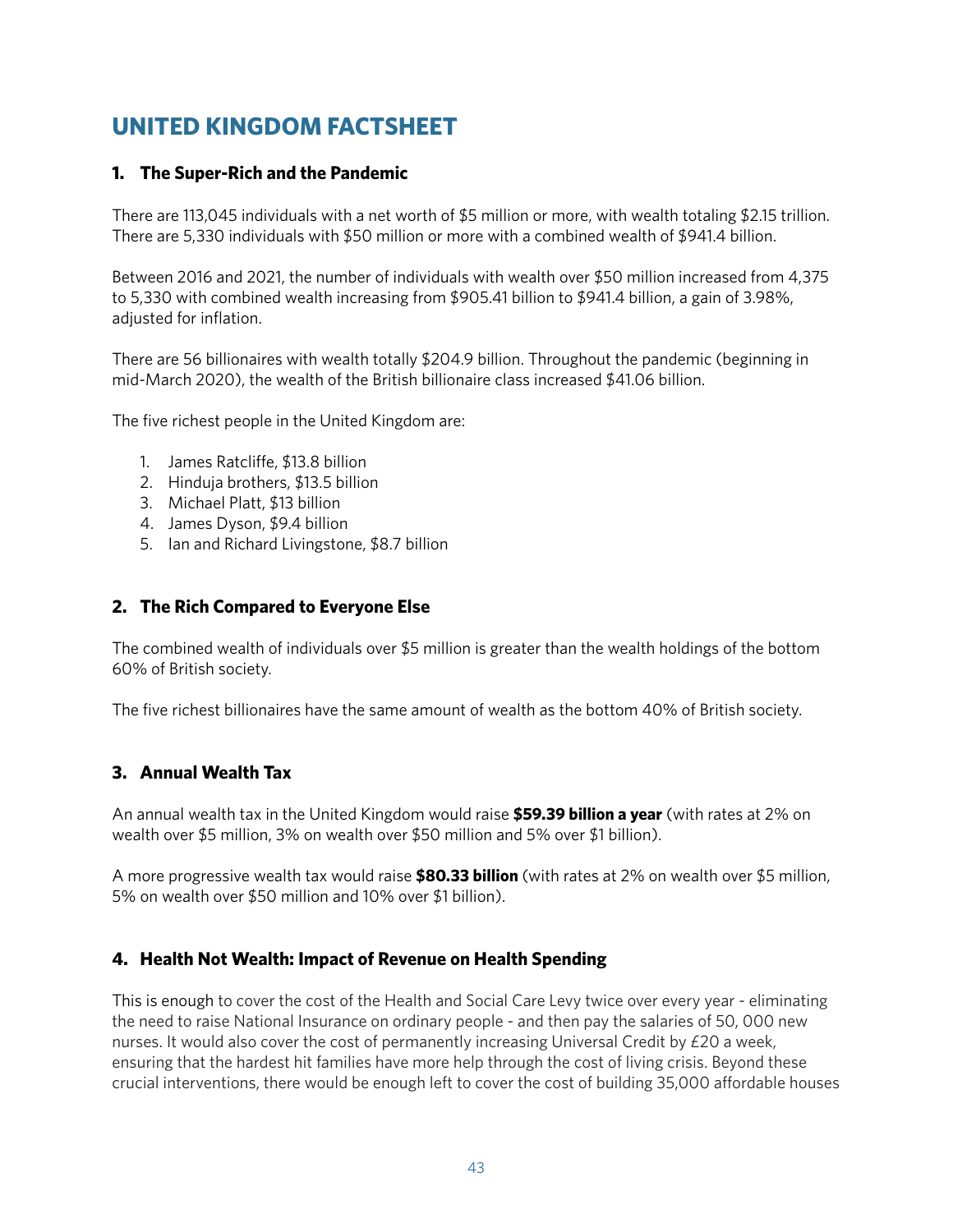# UNITED KINGDOM FACTSHEET

## 1. The Super-Rich and the Pandemic

There are 113,045 individuals with a net worth of $5 million or more, with wealth totaling $2.15 trillion. There are 5,330 individuals with $50 million or more with a combined wealth of $941.4 billion.

Between 2016 and 2021, the number of individuals with wealth over $50 million increased from 4,375 to 5,330 with combined wealth increasing from $905.41 billion to $941.4 billion, a gain of 3.98%, adjusted for inflation.

There are 56 billionaires with wealth totally $204.9 billion. Throughout the pandemic (beginning in mid-March 2020), the wealth of the British billionaire class increased $41.06 billion.

The five richest people in the United Kingdom are:

1. James Ratcliffe, $13.8 billion
2. Hinduja brothers, $13.5 billion
3. Michael Platt, $13 billion
4. James Dyson, $9.4 billion
5. Ian and Richard Livingstone, $8.7 billion

## 2. The Rich Compared to Everyone Else

The combined wealth of individuals over $5 million is greater than the wealth holdings of the bottom 60% of British society.

The five richest billionaires have the same amount of wealth as the bottom 40% of British society.

## 3. Annual Wealth Tax

An annual wealth tax in the United Kingdom would raise **$59.39 billion a year** (with rates at 2% on wealth over $5 million, 3% on wealth over $50 million and 5% over $1 billion).

A more progressive wealth tax would raise **$80.33 billion** (with rates at 2% on wealth over $5 million, 5% on wealth over $50 million and 10% over $1 billion).

## 4. Health Not Wealth: Impact of Revenue on Health Spending

This is enough to cover the cost of the Health and Social Care Levy twice over every year - eliminating the need to raise National Insurance on ordinary people - and then pay the salaries of 50, 000 new nurses. It would also cover the cost of permanently increasing Universal Credit by £20 a week, ensuring that the hardest hit families have more help through the cost of living crisis. Beyond these crucial interventions, there would be enough left to cover the cost of building 35,000 affordable houses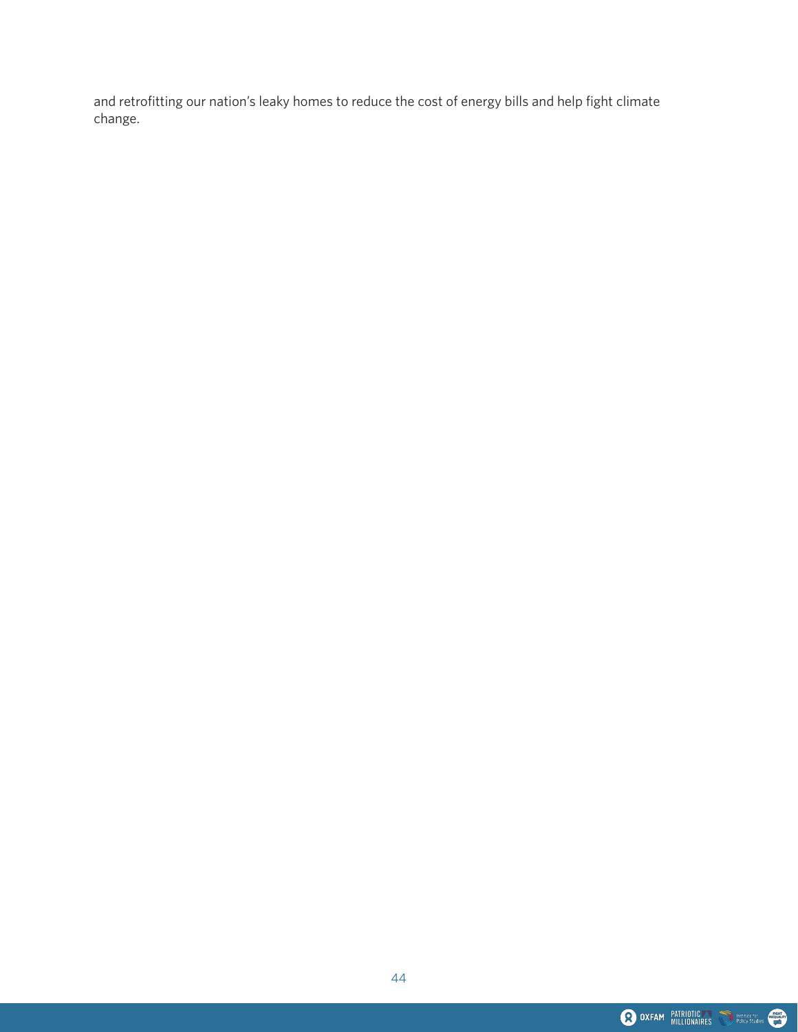and retrofitting our nation's leaky homes to reduce the cost of energy bills and help fight climate change.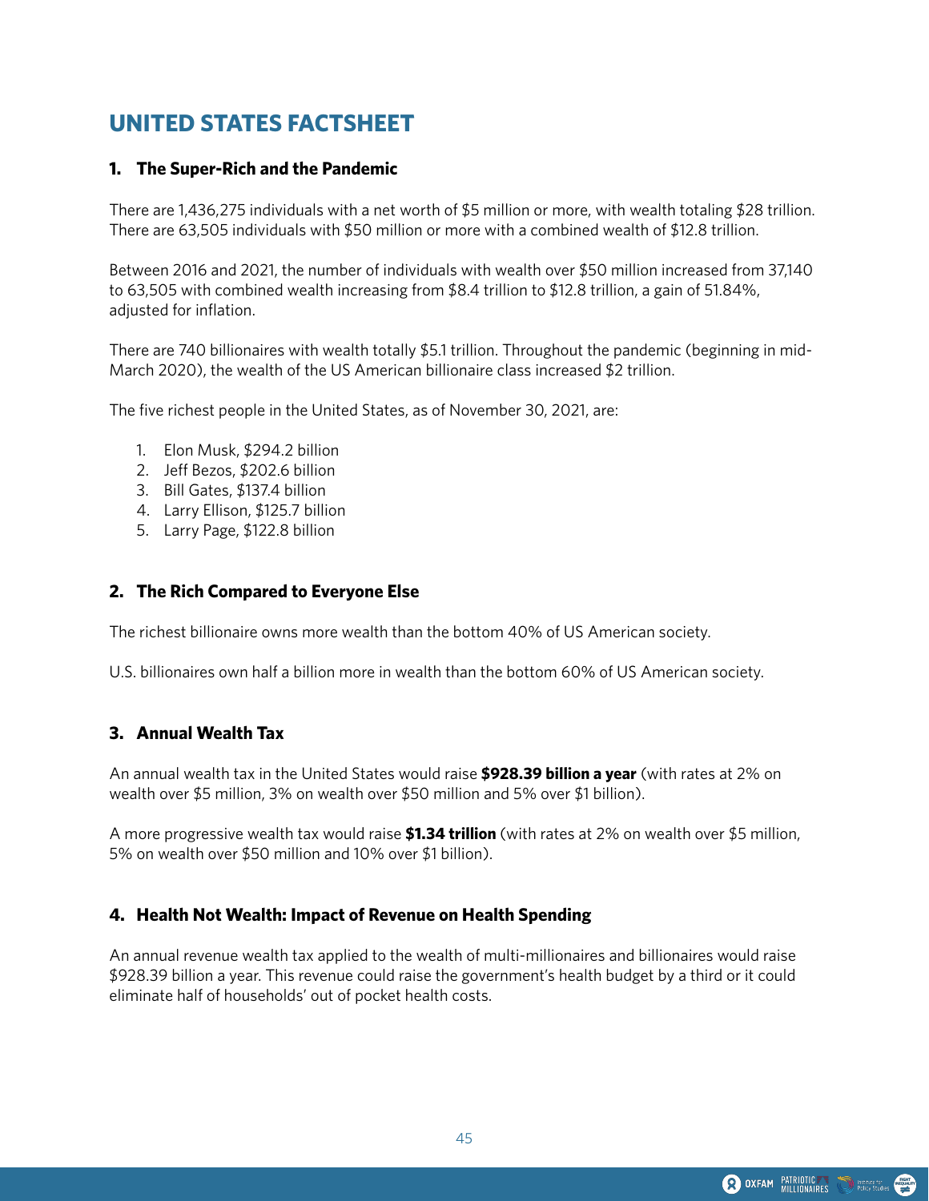# UNITED STATES FACTSHEET

## 1. The Super-Rich and the Pandemic

There are 1,436,275 individuals with a net worth of $5 million or more, with wealth totaling $28 trillion. There are 63,505 individuals with $50 million or more with a combined wealth of $12.8 trillion.

Between 2016 and 2021, the number of individuals with wealth over $50 million increased from 37,140 to 63,505 with combined wealth increasing from $8.4 trillion to $12.8 trillion, a gain of 51.84%, adjusted for inflation.

There are 740 billionaires with wealth totally $5.1 trillion. Throughout the pandemic (beginning in mid-March 2020), the wealth of the US American billionaire class increased $2 trillion.

The five richest people in the United States, as of November 30, 2021, are:

1. Elon Musk, $294.2 billion
2. Jeff Bezos, $202.6 billion
3. Bill Gates, $137.4 billion
4. Larry Ellison, $125.7 billion
5. Larry Page, $122.8 billion

## 2. The Rich Compared to Everyone Else

The richest billionaire owns more wealth than the bottom 40% of US American society.

U.S. billionaires own half a billion more in wealth than the bottom 60% of US American society.

## 3. Annual Wealth Tax

An annual wealth tax in the United States would raise **$928.39 billion a year** (with rates at 2% on wealth over $5 million, 3% on wealth over $50 million and 5% over $1 billion).

A more progressive wealth tax would raise **$1.34 trillion** (with rates at 2% on wealth over $5 million, 5% on wealth over $50 million and 10% over $1 billion).

## 4. Health Not Wealth: Impact of Revenue on Health Spending

An annual revenue wealth tax applied to the wealth of multi-millionaires and billionaires would raise $928.39 billion a year. This revenue could raise the government's health budget by a third or it could eliminate half of households' out of pocket health costs.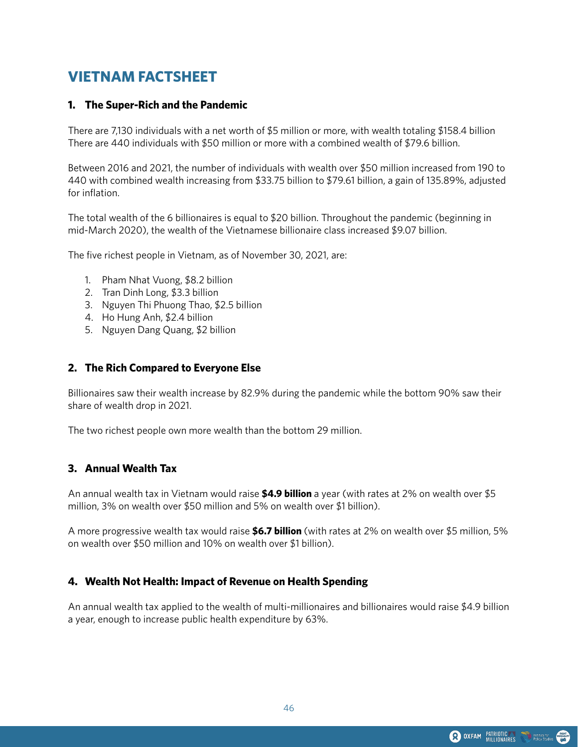# VIETNAM FACTSHEET

## 1. The Super-Rich and the Pandemic

There are 7,130 individuals with a net worth of $5 million or more, with wealth totaling $158.4 billion There are 440 individuals with $50 million or more with a combined wealth of $79.6 billion.

Between 2016 and 2021, the number of individuals with wealth over $50 million increased from 190 to 440 with combined wealth increasing from $33.75 billion to $79.61 billion, a gain of 135.89%, adjusted for inflation.

The total wealth of the 6 billionaires is equal to $20 billion. Throughout the pandemic (beginning in mid-March 2020), the wealth of the Vietnamese billionaire class increased $9.07 billion.

The five richest people in Vietnam, as of November 30, 2021, are:

1. Pham Nhat Vuong, $8.2 billion
2. Tran Dinh Long, $3.3 billion
3. Nguyen Thi Phuong Thao, $2.5 billion
4. Ho Hung Anh, $2.4 billion
5. Nguyen Dang Quang, $2 billion

## 2. The Rich Compared to Everyone Else

Billionaires saw their wealth increase by 82.9% during the pandemic while the bottom 90% saw their share of wealth drop in 2021.

The two richest people own more wealth than the bottom 29 million.

## 3. Annual Wealth Tax

An annual wealth tax in Vietnam would raise **$4.9 billion** a year (with rates at 2% on wealth over $5 million, 3% on wealth over $50 million and 5% on wealth over $1 billion).

A more progressive wealth tax would raise **$6.7 billion** (with rates at 2% on wealth over $5 million, 5% on wealth over $50 million and 10% on wealth over $1 billion).

## 4. Wealth Not Health: Impact of Revenue on Health Spending

An annual wealth tax applied to the wealth of multi-millionaires and billionaires would raise $4.9 billion a year, enough to increase public health expenditure by 63%.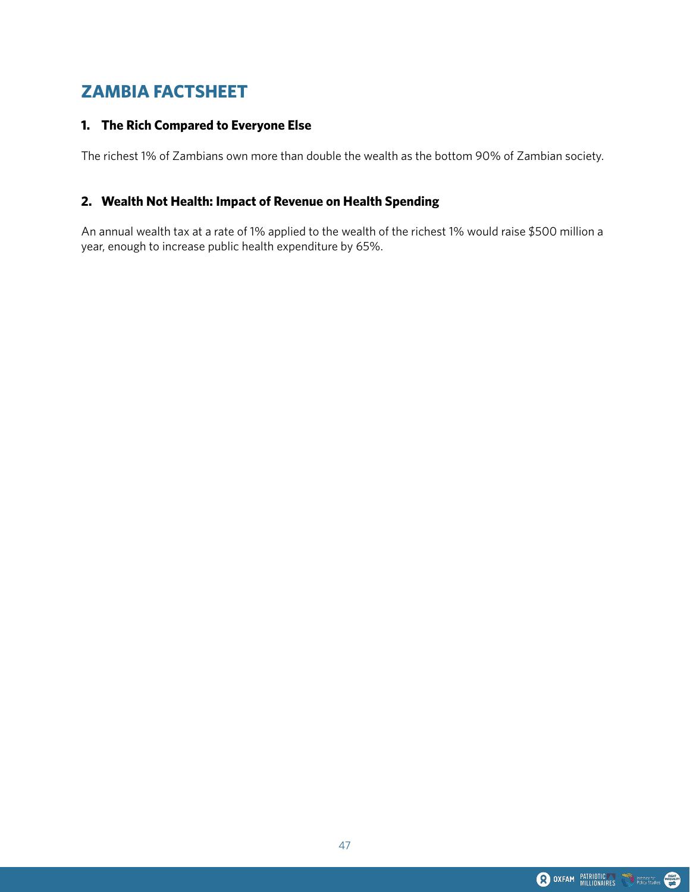# ZAMBIA FACTSHEET

## 1. The Rich Compared to Everyone Else

The richest 1% of Zambians own more than double the wealth as the bottom 90% of Zambian society.

## 2. Wealth Not Health: Impact of Revenue on Health Spending

An annual wealth tax at a rate of 1% applied to the wealth of the richest 1% would raise $500 million a year, enough to increase public health expenditure by 65%.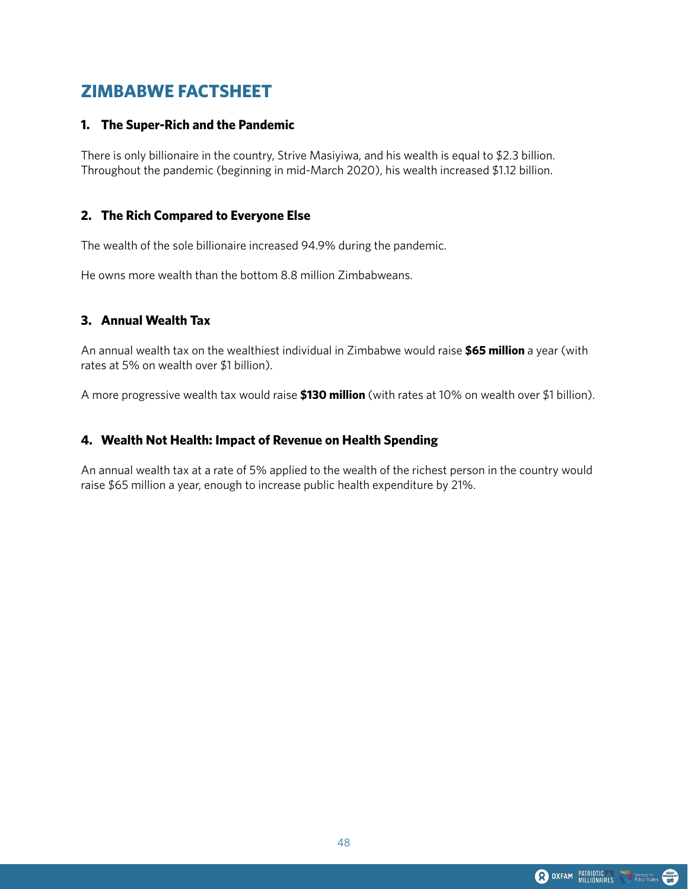# ZIMBABWE FACTSHEET

## 1. The Super-Rich and the Pandemic

There is only billionaire in the country, Strive Masiyiwa, and his wealth is equal to $2.3 billion. Throughout the pandemic (beginning in mid-March 2020), his wealth increased $1.12 billion.

## 2. The Rich Compared to Everyone Else

The wealth of the sole billionaire increased 94.9% during the pandemic.

He owns more wealth than the bottom 8.8 million Zimbabweans.

## 3. Annual Wealth Tax

An annual wealth tax on the wealthiest individual in Zimbabwe would raise **$65 million** a year (with rates at 5% on wealth over $1 billion).

A more progressive wealth tax would raise **$130 million** (with rates at 10% on wealth over $1 billion).

## 4. Wealth Not Health: Impact of Revenue on Health Spending

An annual wealth tax at a rate of 5% applied to the wealth of the richest person in the country would raise $65 million a year, enough to increase public health expenditure by 21%.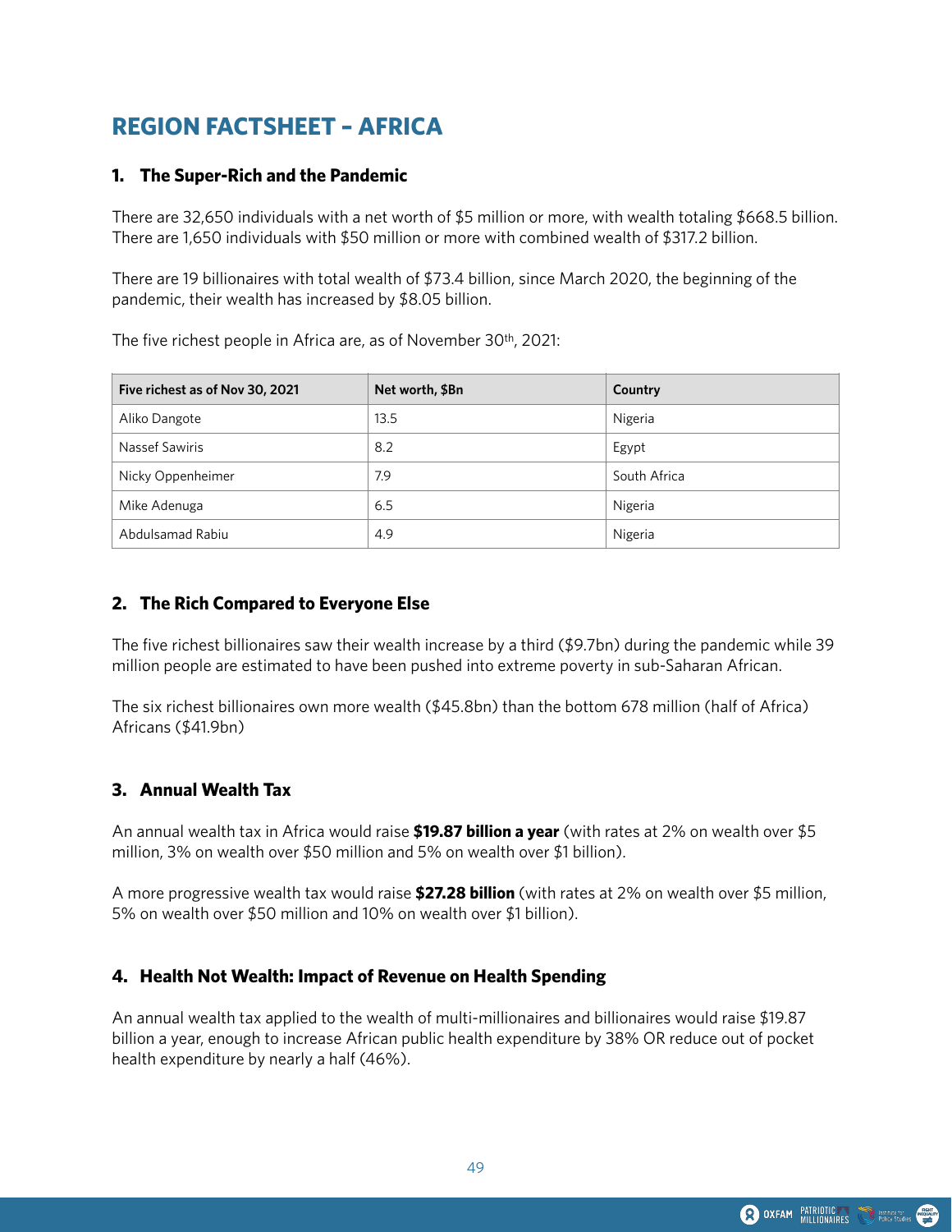# REGION FACTSHEET – AFRICA

## 1. The Super-Rich and the Pandemic

There are 32,650 individuals with a net worth of $5 million or more, with wealth totaling $668.5 billion. There are 1,650 individuals with $50 million or more with combined wealth of $317.2 billion.

There are 19 billionaires with total wealth of $73.4 billion, since March 2020, the beginning of the pandemic, their wealth has increased by $8.05 billion.

The five richest people in Africa are, as of November 30th, 2021:

| Five richest as of Nov 30, 2021 | Net worth, $Bn | Country |
| --- | --- | --- |
| Aliko Dangote | 13.5 | Nigeria |
| Nassef Sawiris | 8.2 | Egypt |
| Nicky Oppenheimer | 7.9 | South Africa |
| Mike Adenuga | 6.5 | Nigeria |
| Abdulsamad Rabiu | 4.9 | Nigeria |

## 2. The Rich Compared to Everyone Else

The five richest billionaires saw their wealth increase by a third ($9.7bn) during the pandemic while 39 million people are estimated to have been pushed into extreme poverty in sub-Saharan African.

The six richest billionaires own more wealth ($45.8bn) than the bottom 678 million (half of Africa) Africans ($41.9bn)

## 3. Annual Wealth Tax

An annual wealth tax in Africa would raise **$19.87 billion a year** (with rates at 2% on wealth over $5 million, 3% on wealth over $50 million and 5% on wealth over $1 billion).

A more progressive wealth tax would raise **$27.28 billion** (with rates at 2% on wealth over $5 million, 5% on wealth over $50 million and 10% on wealth over $1 billion).

## 4. Health Not Wealth: Impact of Revenue on Health Spending

An annual wealth tax applied to the wealth of multi-millionaires and billionaires would raise $19.87 billion a year, enough to increase African public health expenditure by 38% OR reduce out of pocket health expenditure by nearly a half (46%).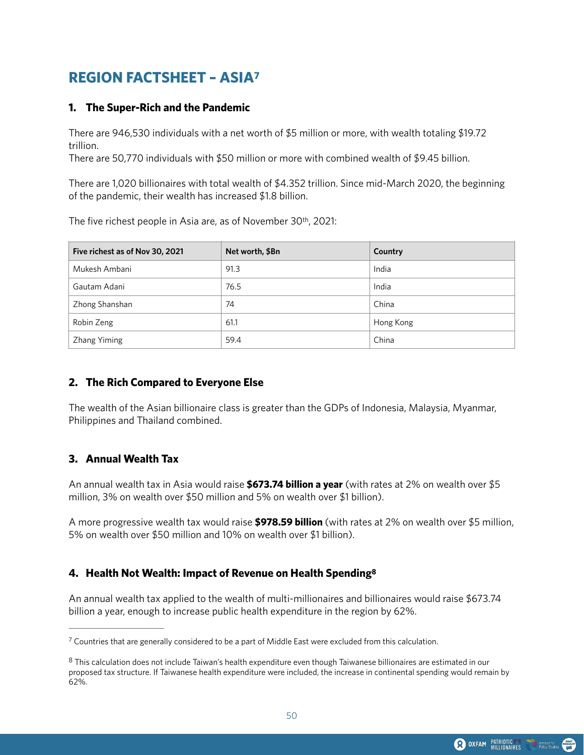# REGION FACTSHEET – ASIA[7]

## 1. The Super-Rich and the Pandemic

There are 946,530 individuals with a net worth of $5 million or more, with wealth totaling $19.72 trillion.
There are 50,770 individuals with $50 million or more with combined wealth of $9.45 billion.

There are 1,020 billionaires with total wealth of $4.352 trillion. Since mid-March 2020, the beginning of the pandemic, their wealth has increased $1.8 billion.

The five richest people in Asia are, as of November 30th, 2021:

| Five richest as of Nov 30, 2021 | Net worth, $Bn | Country |
|---|---|---|
| Mukesh Ambani | 91.3 | India |
| Gautam Adani | 76.5 | India |
| Zhong Shanshan | 74 | China |
| Robin Zeng | 61.1 | Hong Kong |
| Zhang Yiming | 59.4 | China |

## 2. The Rich Compared to Everyone Else

The wealth of the Asian billionaire class is greater than the GDPs of Indonesia, Malaysia, Myanmar, Philippines and Thailand combined.

## 3. Annual Wealth Tax

An annual wealth tax in Asia would raise **$673.74 billion a year** (with rates at 2% on wealth over $5 million, 3% on wealth over $50 million and 5% on wealth over $1 billion).

A more progressive wealth tax would raise **$978.59 billion** (with rates at 2% on wealth over $5 million, 5% on wealth over $50 million and 10% on wealth over $1 billion).

## 4. Health Not Wealth: Impact of Revenue on Health Spending[8]

An annual wealth tax applied to the wealth of multi-millionaires and billionaires would raise $673.74 billion a year, enough to increase public health expenditure in the region by 62%.

[7] Countries that are generally considered to be a part of Middle East were excluded from this calculation.

[8] This calculation does not include Taiwan's health expenditure even though Taiwanese billionaires are estimated in our proposed tax structure. If Taiwanese health expenditure were included, the increase in continental spending would remain by 62%.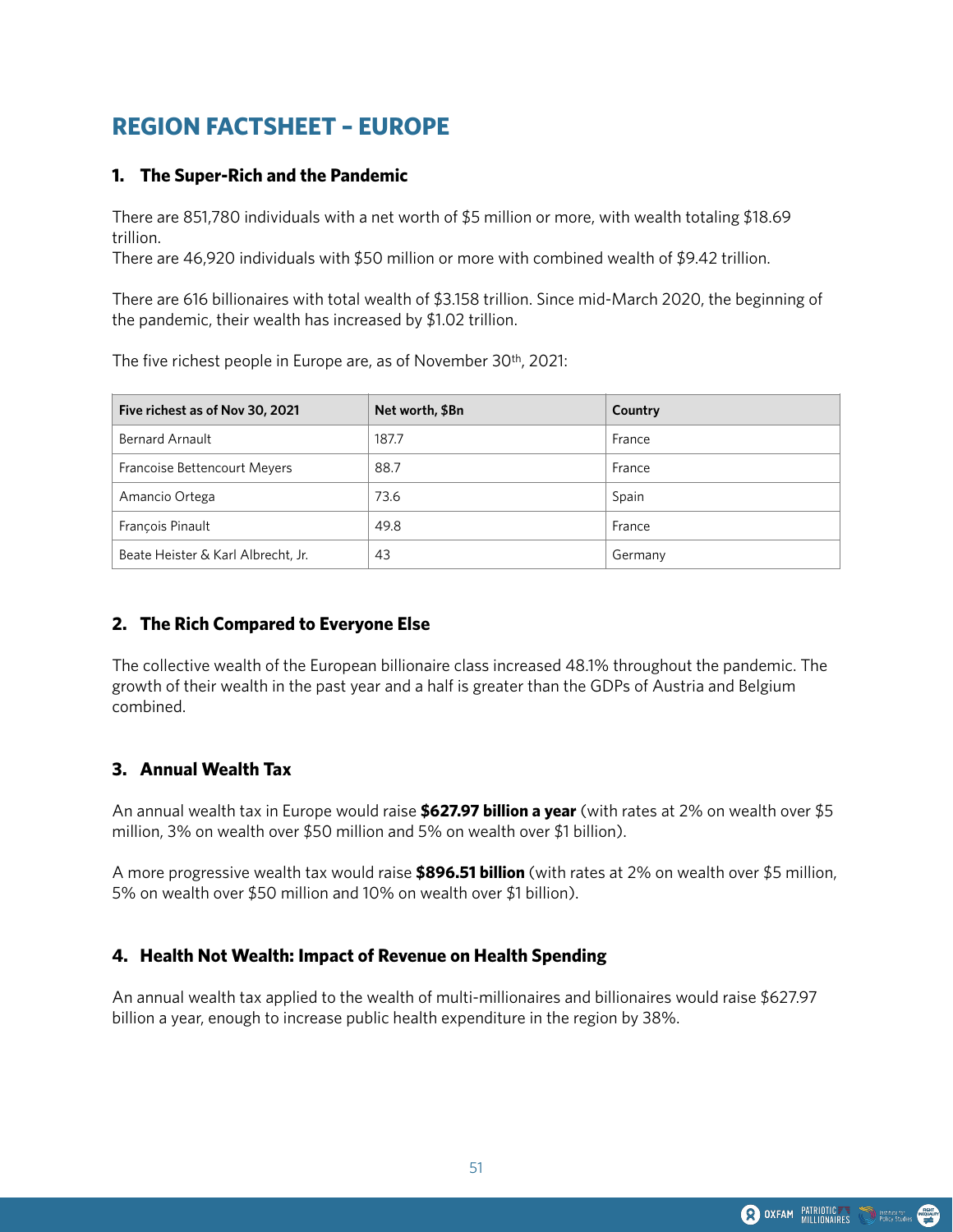# REGION FACTSHEET – EUROPE

## 1. The Super-Rich and the Pandemic

There are 851,780 individuals with a net worth of $5 million or more, with wealth totaling $18.69 trillion.
There are 46,920 individuals with $50 million or more with combined wealth of $9.42 trillion.

There are 616 billionaires with total wealth of $3.158 trillion. Since mid-March 2020, the beginning of the pandemic, their wealth has increased by $1.02 trillion.

The five richest people in Europe are, as of November 30th, 2021:

| Five richest as of Nov 30, 2021 | Net worth, $Bn | Country |
|---|---|---|
| Bernard Arnault | 187.7 | France |
| Francoise Bettencourt Meyers | 88.7 | France |
| Amancio Ortega | 73.6 | Spain |
| François Pinault | 49.8 | France |
| Beate Heister & Karl Albrecht, Jr. | 43 | Germany |

## 2. The Rich Compared to Everyone Else

The collective wealth of the European billionaire class increased 48.1% throughout the pandemic. The growth of their wealth in the past year and a half is greater than the GDPs of Austria and Belgium combined.

## 3. Annual Wealth Tax

An annual wealth tax in Europe would raise **$627.97 billion a year** (with rates at 2% on wealth over $5 million, 3% on wealth over $50 million and 5% on wealth over $1 billion).

A more progressive wealth tax would raise **$896.51 billion** (with rates at 2% on wealth over $5 million, 5% on wealth over $50 million and 10% on wealth over $1 billion).

## 4. Health Not Wealth: Impact of Revenue on Health Spending

An annual wealth tax applied to the wealth of multi-millionaires and billionaires would raise $627.97 billion a year, enough to increase public health expenditure in the region by 38%.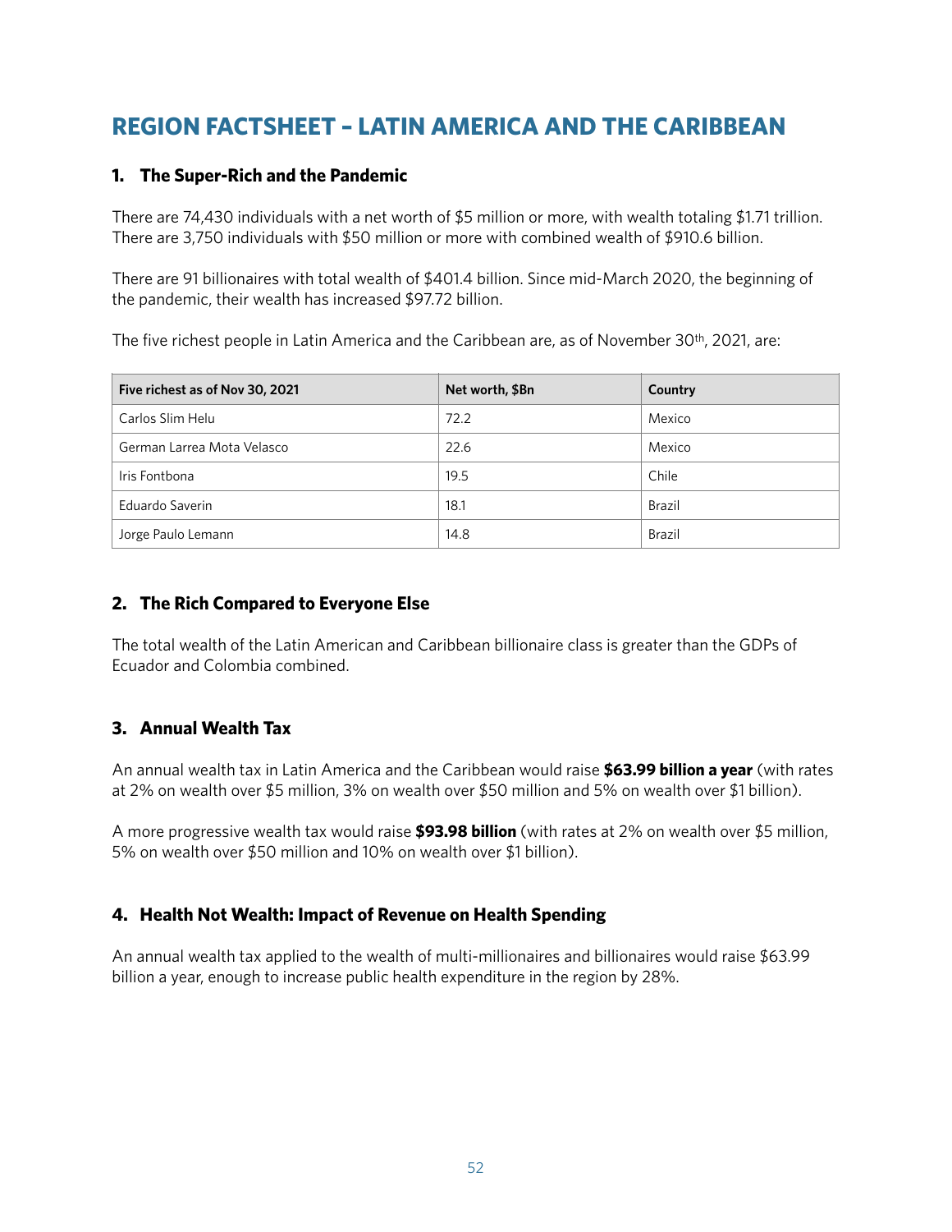# REGION FACTSHEET – LATIN AMERICA AND THE CARIBBEAN

## 1. The Super-Rich and the Pandemic

There are 74,430 individuals with a net worth of $5 million or more, with wealth totaling $1.71 trillion. There are 3,750 individuals with $50 million or more with combined wealth of $910.6 billion.

There are 91 billionaires with total wealth of $401.4 billion. Since mid-March 2020, the beginning of the pandemic, their wealth has increased $97.72 billion.

The five richest people in Latin America and the Caribbean are, as of November 30th, 2021, are:

| Five richest as of Nov 30, 2021 | Net worth, $Bn | Country |
|---|---|---|
| Carlos Slim Helu | 72.2 | Mexico |
| German Larrea Mota Velasco | 22.6 | Mexico |
| Iris Fontbona | 19.5 | Chile |
| Eduardo Saverin | 18.1 | Brazil |
| Jorge Paulo Lemann | 14.8 | Brazil |

## 2. The Rich Compared to Everyone Else

The total wealth of the Latin American and Caribbean billionaire class is greater than the GDPs of Ecuador and Colombia combined.

## 3. Annual Wealth Tax

An annual wealth tax in Latin America and the Caribbean would raise **$63.99 billion a year** (with rates at 2% on wealth over $5 million, 3% on wealth over $50 million and 5% on wealth over $1 billion).

A more progressive wealth tax would raise **$93.98 billion** (with rates at 2% on wealth over $5 million, 5% on wealth over $50 million and 10% on wealth over $1 billion).

## 4. Health Not Wealth: Impact of Revenue on Health Spending

An annual wealth tax applied to the wealth of multi-millionaires and billionaires would raise $63.99 billion a year, enough to increase public health expenditure in the region by 28%.